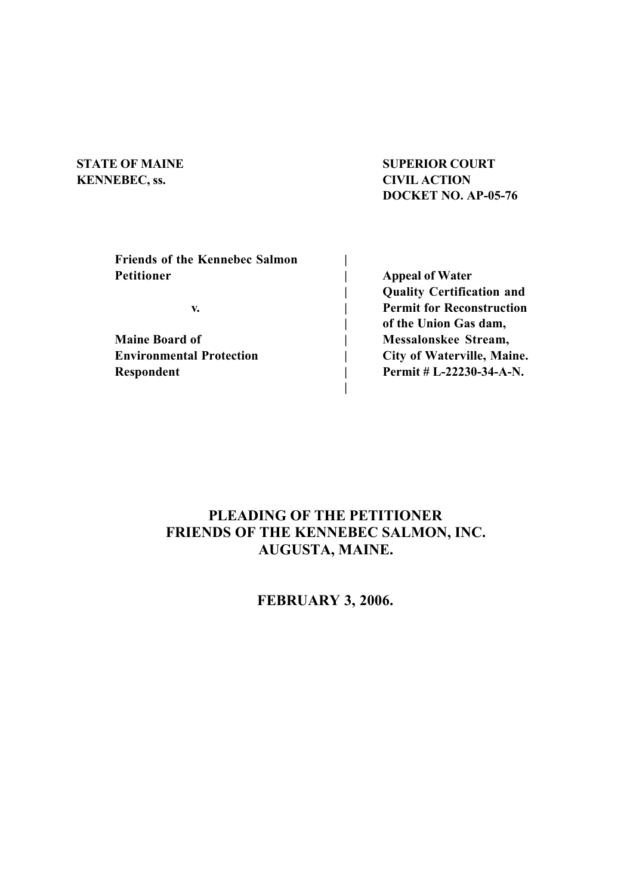| | |
|---|---|
| **STATE OF MAINE** | **SUPERIOR COURT** |
| **KENNEBEC, ss.** | **CIVIL ACTION** |
| | **DOCKET NO. AP-05-76** |

| | |
|---|---|
| **Friends of the Kennebec Salmon** | |
| **Petitioner** | **Appeal of Water** |
| | **Quality Certification and** |
| **v.** | **Permit for Reconstruction** |
| | **of the Union Gas dam,** |
| **Maine Board of** | **Messalonskee Stream,** |
| **Environmental Protection** | **City of Waterville, Maine.** |
| **Respondent** | **Permit # L-22230-34-A-N.** |

# PLEADING OF THE PETITIONER FRIENDS OF THE KENNEBEC SALMON, INC. AUGUSTA, MAINE.

## FEBRUARY 3, 2006.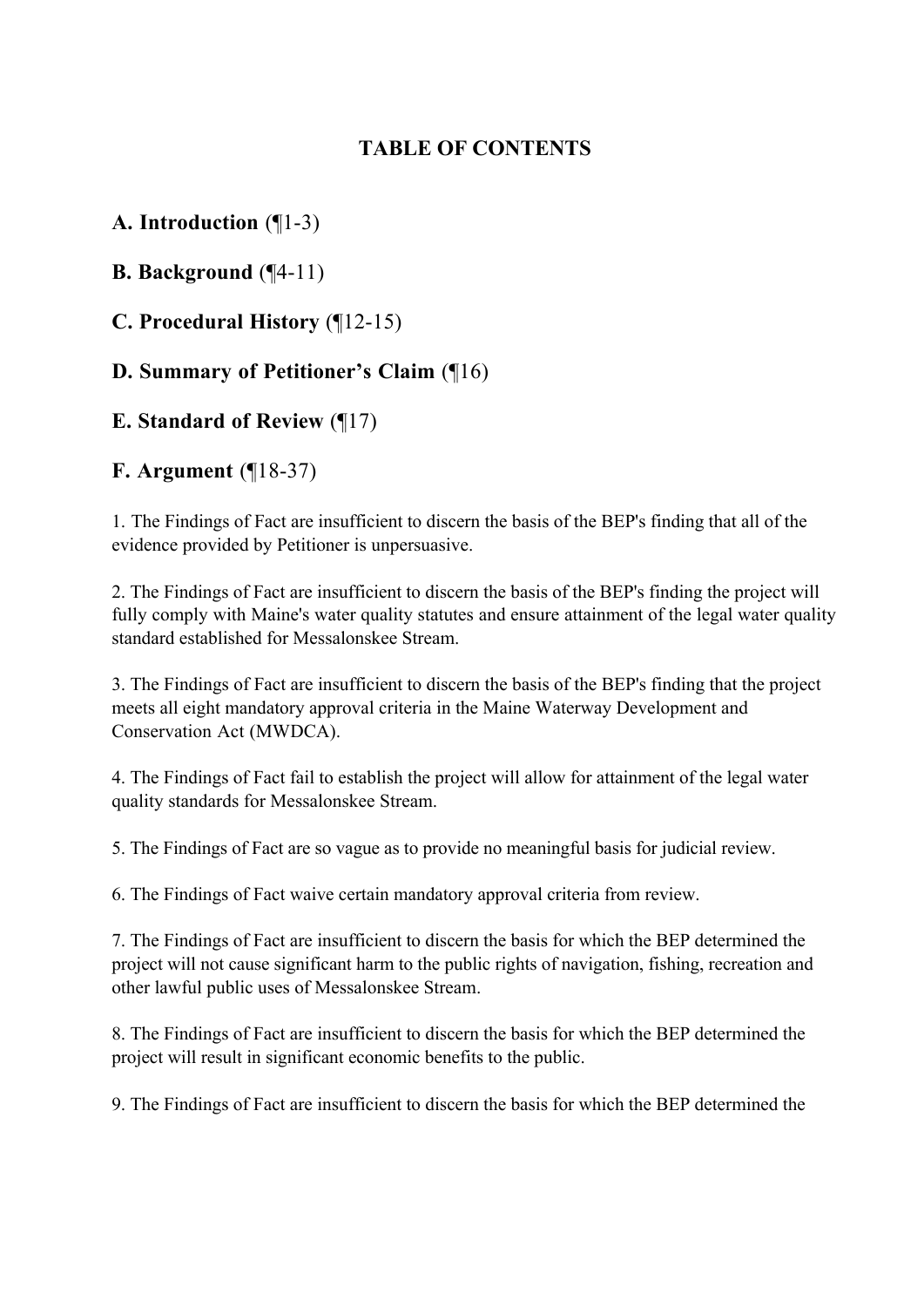# TABLE OF CONTENTS

**A. Introduction** (¶1-3)

**B. Background** (¶4-11)

**C. Procedural History** (¶12-15)

**D. Summary of Petitioner's Claim** (¶16)

**E. Standard of Review** (¶17)

**F. Argument** (¶18-37)

1. The Findings of Fact are insufficient to discern the basis of the BEP's finding that all of the evidence provided by Petitioner is unpersuasive.

2. The Findings of Fact are insufficient to discern the basis of the BEP's finding the project will fully comply with Maine's water quality statutes and ensure attainment of the legal water quality standard established for Messalonskee Stream.

3. The Findings of Fact are insufficient to discern the basis of the BEP's finding that the project meets all eight mandatory approval criteria in the Maine Waterway Development and Conservation Act (MWDCA).

4. The Findings of Fact fail to establish the project will allow for attainment of the legal water quality standards for Messalonskee Stream.

5. The Findings of Fact are so vague as to provide no meaningful basis for judicial review.

6. The Findings of Fact waive certain mandatory approval criteria from review.

7. The Findings of Fact are insufficient to discern the basis for which the BEP determined the project will not cause significant harm to the public rights of navigation, fishing, recreation and other lawful public uses of Messalonskee Stream.

8. The Findings of Fact are insufficient to discern the basis for which the BEP determined the project will result in significant economic benefits to the public.

9. The Findings of Fact are insufficient to discern the basis for which the BEP determined the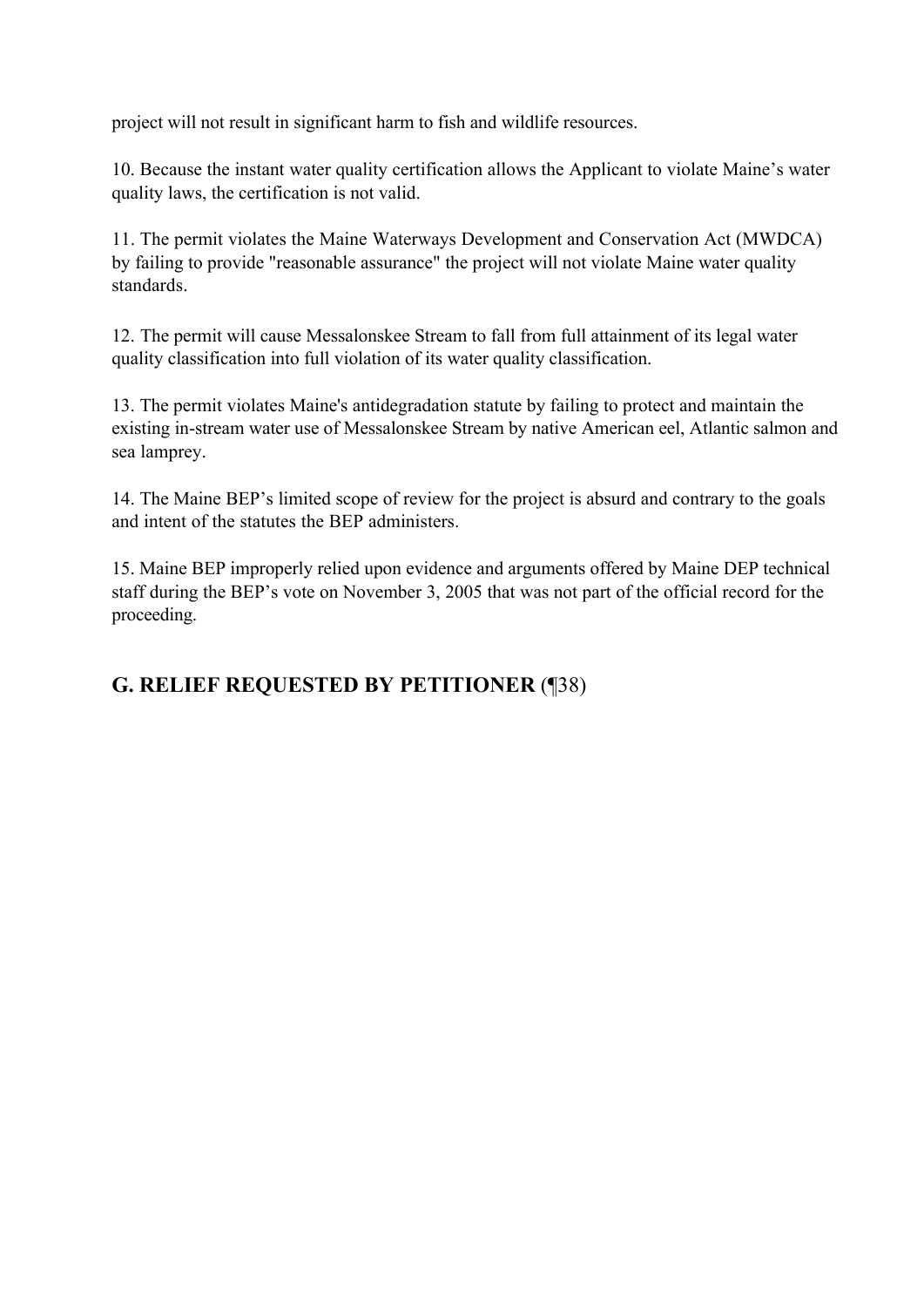project will not result in significant harm to fish and wildlife resources.

10. Because the instant water quality certification allows the Applicant to violate Maine's water quality laws, the certification is not valid.

11. The permit violates the Maine Waterways Development and Conservation Act (MWDCA) by failing to provide "reasonable assurance" the project will not violate Maine water quality standards.

12. The permit will cause Messalonskee Stream to fall from full attainment of its legal water quality classification into full violation of its water quality classification.

13. The permit violates Maine's antidegradation statute by failing to protect and maintain the existing in-stream water use of Messalonskee Stream by native American eel, Atlantic salmon and sea lamprey.

14. The Maine BEP's limited scope of review for the project is absurd and contrary to the goals and intent of the statutes the BEP administers.

15. Maine BEP improperly relied upon evidence and arguments offered by Maine DEP technical staff during the BEP's vote on November 3, 2005 that was not part of the official record for the proceeding.

## G. RELIEF REQUESTED BY PETITIONER (¶38)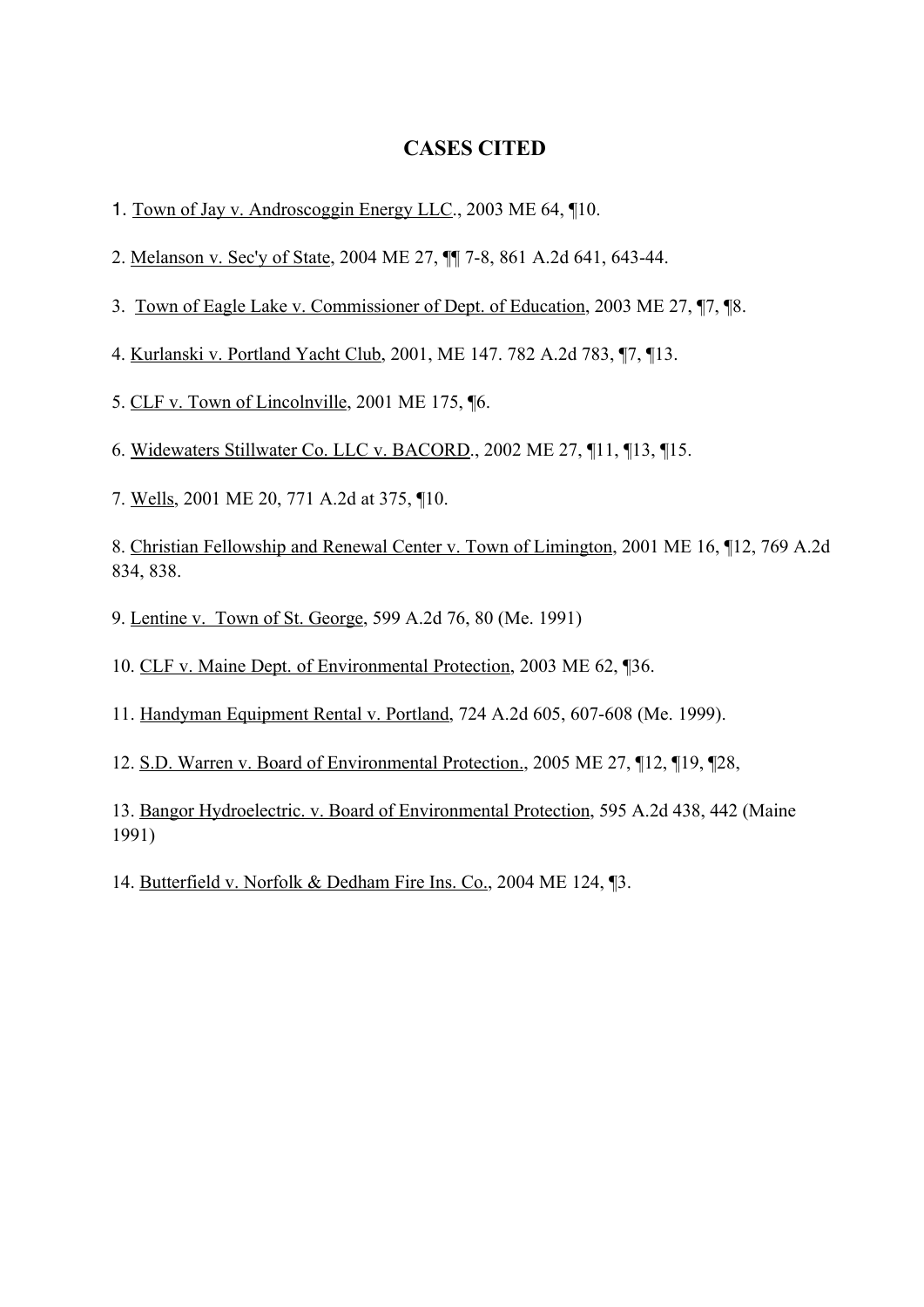# CASES CITED

1. Town of Jay v. Androscoggin Energy LLC., 2003 ME 64, ¶10.

2. Melanson v. Sec'y of State, 2004 ME 27, ¶¶ 7-8, 861 A.2d 641, 643-44.

3. Town of Eagle Lake v. Commissioner of Dept. of Education, 2003 ME 27, ¶7, ¶8.

4. Kurlanski v. Portland Yacht Club, 2001, ME 147. 782 A.2d 783, ¶7, ¶13.

5. CLF v. Town of Lincolnville, 2001 ME 175, ¶6.

6. Widewaters Stillwater Co. LLC v. BACORD., 2002 ME 27, ¶11, ¶13, ¶15.

7. Wells, 2001 ME 20, 771 A.2d at 375, ¶10.

8. Christian Fellowship and Renewal Center v. Town of Limington, 2001 ME 16, ¶12, 769 A.2d 834, 838.

9. Lentine v. Town of St. George, 599 A.2d 76, 80 (Me. 1991)

10. CLF v. Maine Dept. of Environmental Protection, 2003 ME 62, ¶36.

11. Handyman Equipment Rental v. Portland, 724 A.2d 605, 607-608 (Me. 1999).

12. S.D. Warren v. Board of Environmental Protection., 2005 ME 27, ¶12, ¶19, ¶28,

13. Bangor Hydroelectric. v. Board of Environmental Protection, 595 A.2d 438, 442 (Maine 1991)

14. Butterfield v. Norfolk & Dedham Fire Ins. Co., 2004 ME 124, ¶3.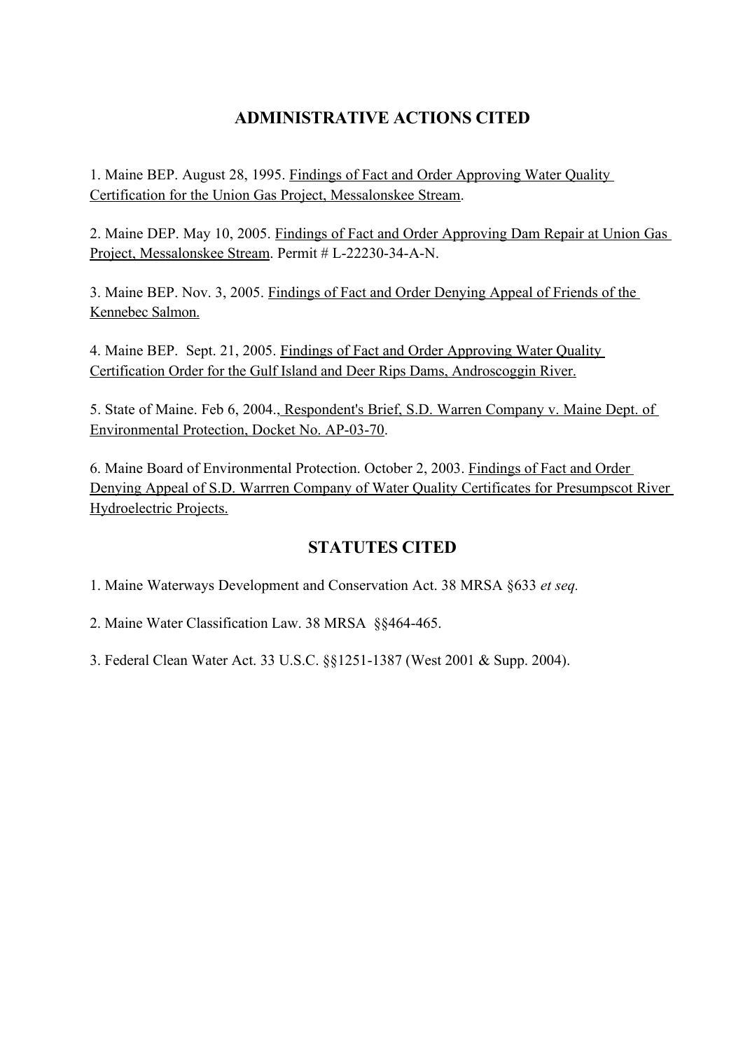## ADMINISTRATIVE ACTIONS CITED

1. Maine BEP. August 28, 1995. <u>Findings of Fact and Order Approving Water Quality Certification for the Union Gas Project, Messalonskee Stream</u>.

2. Maine DEP. May 10, 2005. <u>Findings of Fact and Order Approving Dam Repair at Union Gas Project, Messalonskee Stream</u>. Permit # L-22230-34-A-N.

3. Maine BEP. Nov. 3, 2005. <u>Findings of Fact and Order Denying Appeal of Friends of the Kennebec Salmon.</u>

4. Maine BEP. Sept. 21, 2005. <u>Findings of Fact and Order Approving Water Quality Certification Order for the Gulf Island and Deer Rips Dams, Androscoggin River.</u>

5. State of Maine. Feb 6, 2004.<u>, Respondent's Brief, S.D. Warren Company v. Maine Dept. of Environmental Protection, Docket No. AP-03-70</u>.

6. Maine Board of Environmental Protection. October 2, 2003. <u>Findings of Fact and Order Denying Appeal of S.D. Warrren Company of Water Quality Certificates for Presumpscot River Hydroelectric Projects.</u>

## STATUTES CITED

1. Maine Waterways Development and Conservation Act. 38 MRSA §633 *et seq.*

2. Maine Water Classification Law. 38 MRSA §§464-465.

3. Federal Clean Water Act. 33 U.S.C. §§1251-1387 (West 2001 & Supp. 2004).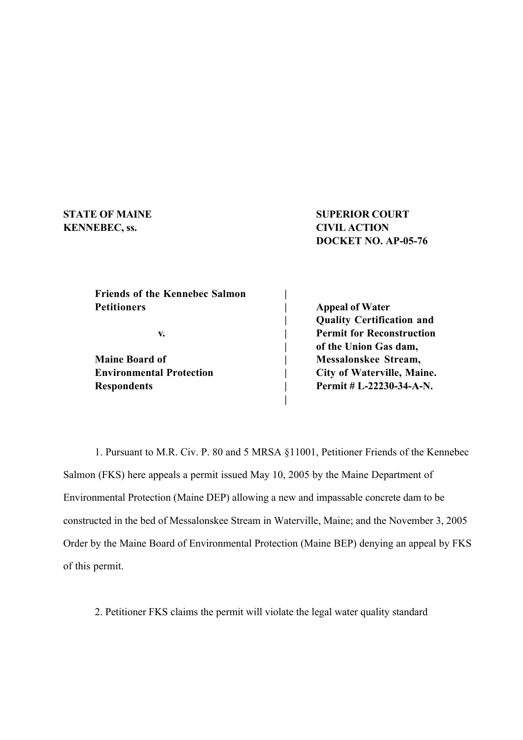**STATE OF MAINE**
**KENNEBEC, ss.**

**SUPERIOR COURT**
**CIVIL ACTION**
**DOCKET NO. AP-05-76**

| | |
|---|---|
| **Friends of the Kennebec Salmon** | |
| **Petitioners** | **Appeal of Water Quality Certification and Permit for Reconstruction of the Union Gas dam, Messalonskee Stream, City of Waterville, Maine. Permit # L-22230-34-A-N.** |
| **v.** | |
| **Maine Board of Environmental Protection** | |
| **Respondents** | |

1. Pursuant to M.R. Civ. P. 80 and 5 MRSA §11001, Petitioner Friends of the Kennebec Salmon (FKS) here appeals a permit issued May 10, 2005 by the Maine Department of Environmental Protection (Maine DEP) allowing a new and impassable concrete dam to be constructed in the bed of Messalonskee Stream in Waterville, Maine; and the November 3, 2005 Order by the Maine Board of Environmental Protection (Maine BEP) denying an appeal by FKS of this permit.

2. Petitioner FKS claims the permit will violate the legal water quality standard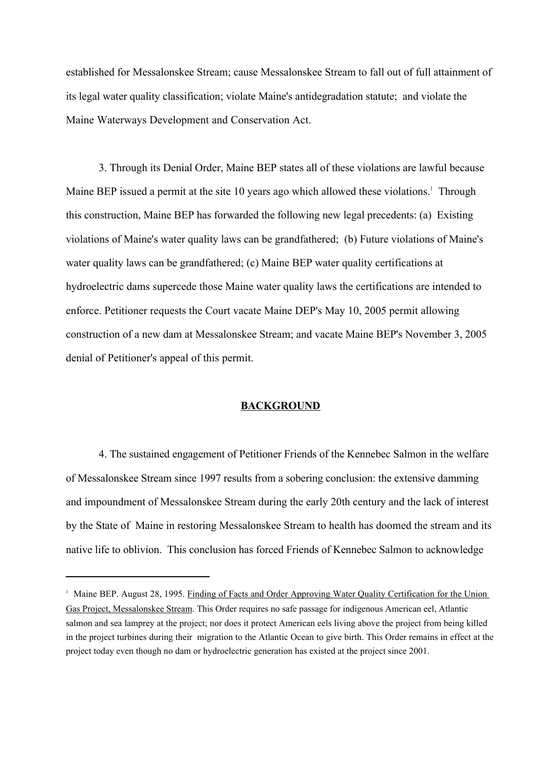established for Messalonskee Stream; cause Messalonskee Stream to fall out of full attainment of its legal water quality classification; violate Maine's antidegradation statute; and violate the Maine Waterways Development and Conservation Act.

3. Through its Denial Order, Maine BEP states all of these violations are lawful because Maine BEP issued a permit at the site 10 years ago which allowed these violations.[1] Through this construction, Maine BEP has forwarded the following new legal precedents: (a) Existing violations of Maine's water quality laws can be grandfathered; (b) Future violations of Maine's water quality laws can be grandfathered; (c) Maine BEP water quality certifications at hydroelectric dams supercede those Maine water quality laws the certifications are intended to enforce. Petitioner requests the Court vacate Maine DEP's May 10, 2005 permit allowing construction of a new dam at Messalonskee Stream; and vacate Maine BEP's November 3, 2005 denial of Petitioner's appeal of this permit.

## BACKGROUND

4. The sustained engagement of Petitioner Friends of the Kennebec Salmon in the welfare of Messalonskee Stream since 1997 results from a sobering conclusion: the extensive damming and impoundment of Messalonskee Stream during the early 20th century and the lack of interest by the State of Maine in restoring Messalonskee Stream to health has doomed the stream and its native life to oblivion. This conclusion has forced Friends of Kennebec Salmon to acknowledge

---

[1] Maine BEP. August 28, 1995. Finding of Facts and Order Approving Water Quality Certification for the Union Gas Project, Messalonskee Stream. This Order requires no safe passage for indigenous American eel, Atlantic salmon and sea lamprey at the project; nor does it protect American eels living above the project from being killed in the project turbines during their migration to the Atlantic Ocean to give birth. This Order remains in effect at the project today even though no dam or hydroelectric generation has existed at the project since 2001.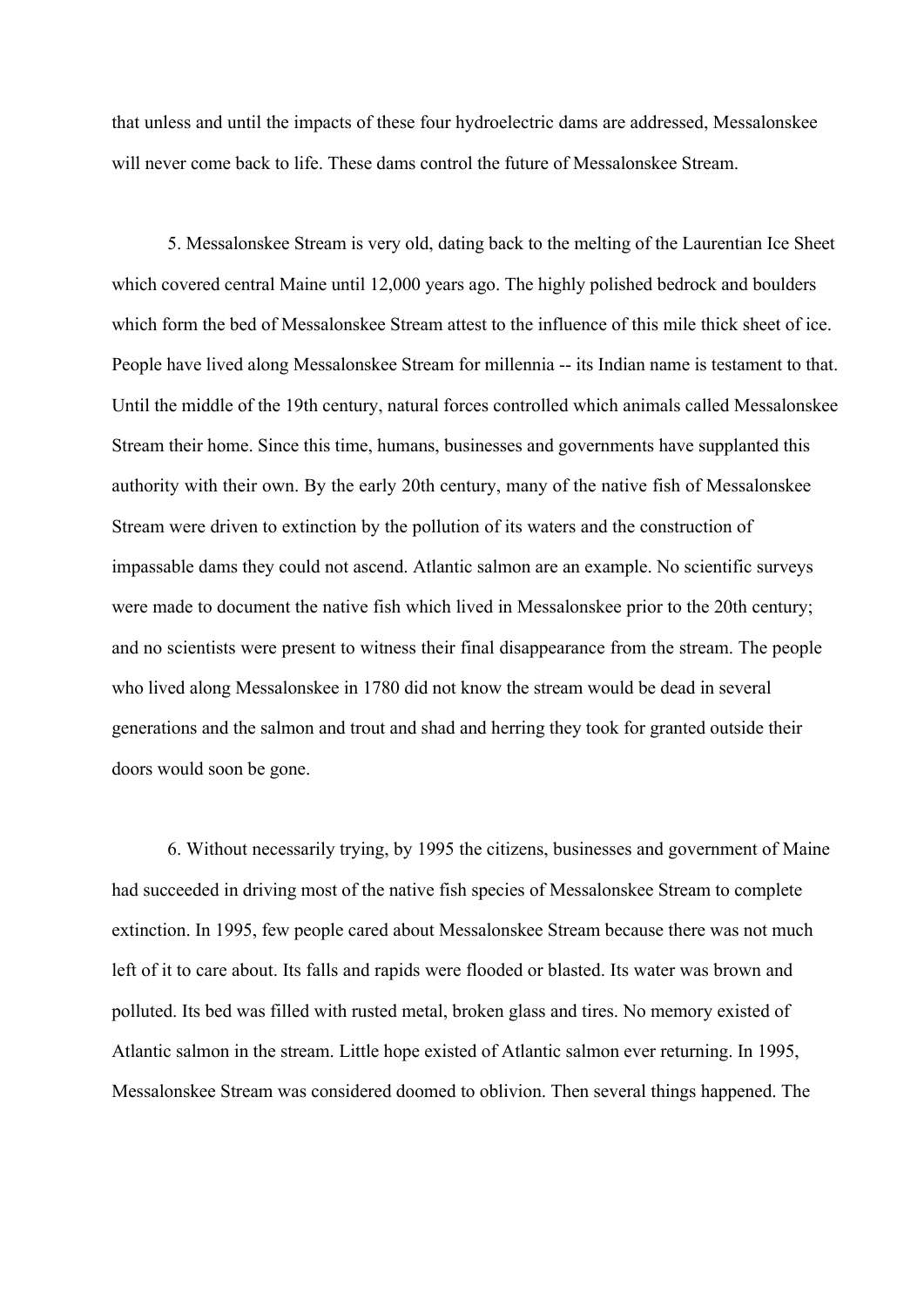that unless and until the impacts of these four hydroelectric dams are addressed, Messalonskee will never come back to life. These dams control the future of Messalonskee Stream.

5. Messalonskee Stream is very old, dating back to the melting of the Laurentian Ice Sheet which covered central Maine until 12,000 years ago. The highly polished bedrock and boulders which form the bed of Messalonskee Stream attest to the influence of this mile thick sheet of ice. People have lived along Messalonskee Stream for millennia -- its Indian name is testament to that. Until the middle of the 19th century, natural forces controlled which animals called Messalonskee Stream their home. Since this time, humans, businesses and governments have supplanted this authority with their own. By the early 20th century, many of the native fish of Messalonskee Stream were driven to extinction by the pollution of its waters and the construction of impassable dams they could not ascend. Atlantic salmon are an example. No scientific surveys were made to document the native fish which lived in Messalonskee prior to the 20th century; and no scientists were present to witness their final disappearance from the stream. The people who lived along Messalonskee in 1780 did not know the stream would be dead in several generations and the salmon and trout and shad and herring they took for granted outside their doors would soon be gone.

6. Without necessarily trying, by 1995 the citizens, businesses and government of Maine had succeeded in driving most of the native fish species of Messalonskee Stream to complete extinction. In 1995, few people cared about Messalonskee Stream because there was not much left of it to care about. Its falls and rapids were flooded or blasted. Its water was brown and polluted. Its bed was filled with rusted metal, broken glass and tires. No memory existed of Atlantic salmon in the stream. Little hope existed of Atlantic salmon ever returning. In 1995, Messalonskee Stream was considered doomed to oblivion. Then several things happened. The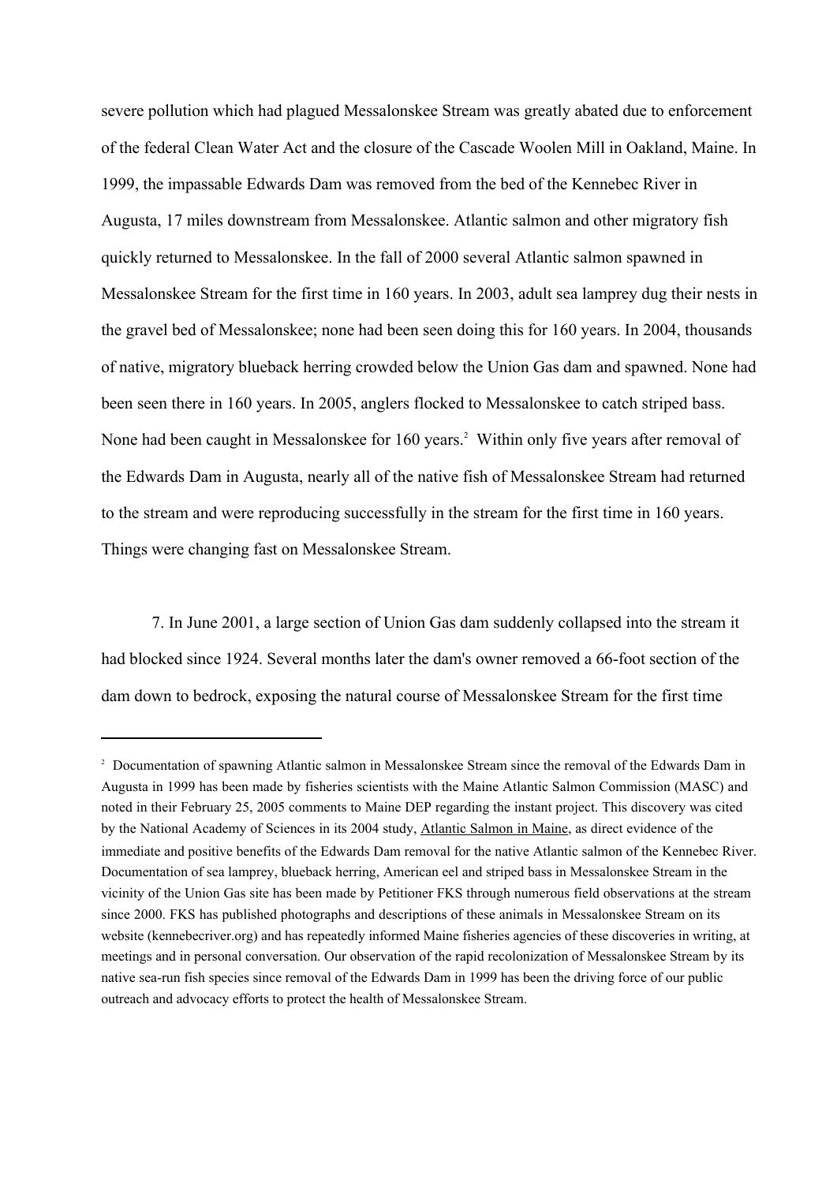severe pollution which had plagued Messalonskee Stream was greatly abated due to enforcement of the federal Clean Water Act and the closure of the Cascade Woolen Mill in Oakland, Maine. In 1999, the impassable Edwards Dam was removed from the bed of the Kennebec River in Augusta, 17 miles downstream from Messalonskee. Atlantic salmon and other migratory fish quickly returned to Messalonskee. In the fall of 2000 several Atlantic salmon spawned in Messalonskee Stream for the first time in 160 years. In 2003, adult sea lamprey dug their nests in the gravel bed of Messalonskee; none had been seen doing this for 160 years. In 2004, thousands of native, migratory blueback herring crowded below the Union Gas dam and spawned. None had been seen there in 160 years. In 2005, anglers flocked to Messalonskee to catch striped bass. None had been caught in Messalonskee for 160 years.[2] Within only five years after removal of the Edwards Dam in Augusta, nearly all of the native fish of Messalonskee Stream had returned to the stream and were reproducing successfully in the stream for the first time in 160 years. Things were changing fast on Messalonskee Stream.

7. In June 2001, a large section of Union Gas dam suddenly collapsed into the stream it had blocked since 1924. Several months later the dam's owner removed a 66-foot section of the dam down to bedrock, exposing the natural course of Messalonskee Stream for the first time

---

[2] Documentation of spawning Atlantic salmon in Messalonskee Stream since the removal of the Edwards Dam in Augusta in 1999 has been made by fisheries scientists with the Maine Atlantic Salmon Commission (MASC) and noted in their February 25, 2005 comments to Maine DEP regarding the instant project. This discovery was cited by the National Academy of Sciences in its 2004 study, Atlantic Salmon in Maine, as direct evidence of the immediate and positive benefits of the Edwards Dam removal for the native Atlantic salmon of the Kennebec River. Documentation of sea lamprey, blueback herring, American eel and striped bass in Messalonskee Stream in the vicinity of the Union Gas site has been made by Petitioner FKS through numerous field observations at the stream since 2000. FKS has published photographs and descriptions of these animals in Messalonskee Stream on its website (kennebecriver.org) and has repeatedly informed Maine fisheries agencies of these discoveries in writing, at meetings and in personal conversation. Our observation of the rapid recolonization of Messalonskee Stream by its native sea-run fish species since removal of the Edwards Dam in 1999 has been the driving force of our public outreach and advocacy efforts to protect the health of Messalonskee Stream.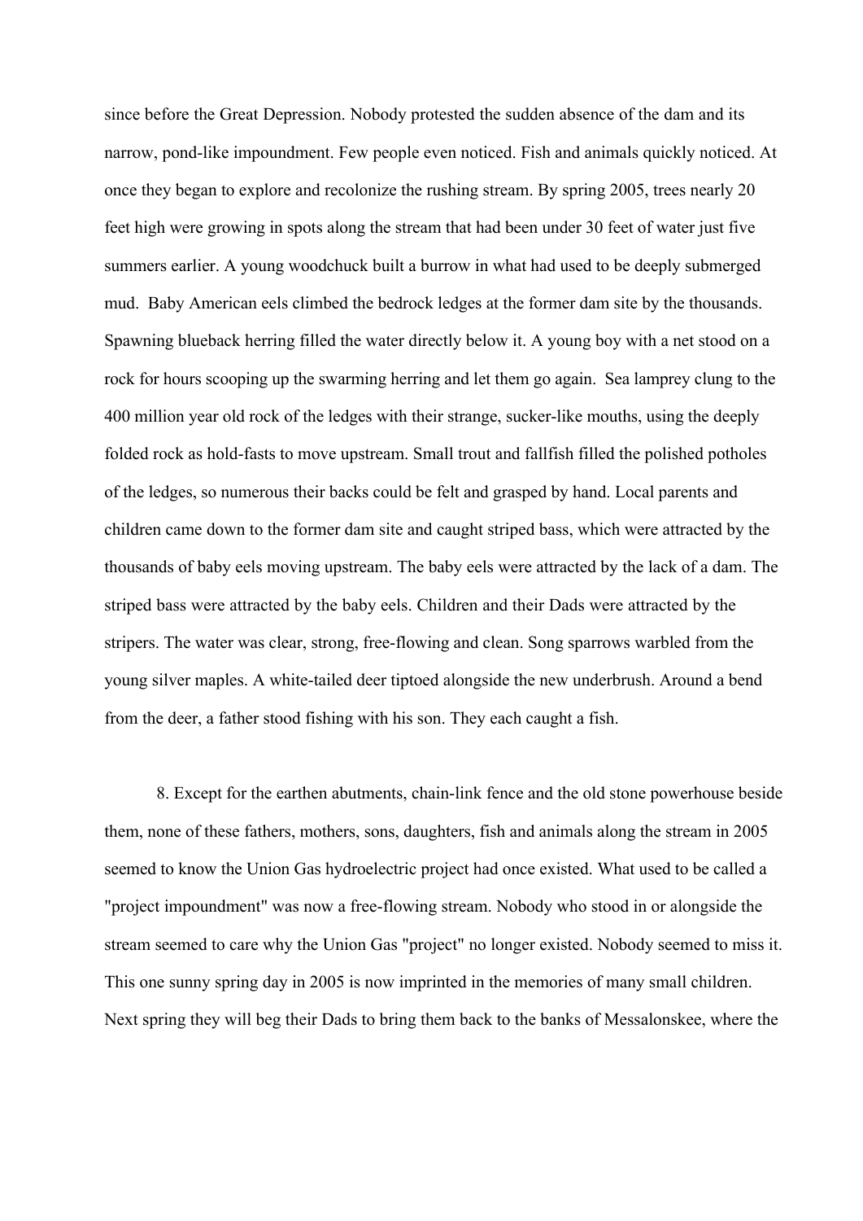since before the Great Depression. Nobody protested the sudden absence of the dam and its narrow, pond-like impoundment. Few people even noticed. Fish and animals quickly noticed. At once they began to explore and recolonize the rushing stream. By spring 2005, trees nearly 20 feet high were growing in spots along the stream that had been under 30 feet of water just five summers earlier. A young woodchuck built a burrow in what had used to be deeply submerged mud. Baby American eels climbed the bedrock ledges at the former dam site by the thousands. Spawning blueback herring filled the water directly below it. A young boy with a net stood on a rock for hours scooping up the swarming herring and let them go again. Sea lamprey clung to the 400 million year old rock of the ledges with their strange, sucker-like mouths, using the deeply folded rock as hold-fasts to move upstream. Small trout and fallfish filled the polished potholes of the ledges, so numerous their backs could be felt and grasped by hand. Local parents and children came down to the former dam site and caught striped bass, which were attracted by the thousands of baby eels moving upstream. The baby eels were attracted by the lack of a dam. The striped bass were attracted by the baby eels. Children and their Dads were attracted by the stripers. The water was clear, strong, free-flowing and clean. Song sparrows warbled from the young silver maples. A white-tailed deer tiptoed alongside the new underbrush. Around a bend from the deer, a father stood fishing with his son. They each caught a fish.

8. Except for the earthen abutments, chain-link fence and the old stone powerhouse beside them, none of these fathers, mothers, sons, daughters, fish and animals along the stream in 2005 seemed to know the Union Gas hydroelectric project had once existed. What used to be called a "project impoundment" was now a free-flowing stream. Nobody who stood in or alongside the stream seemed to care why the Union Gas "project" no longer existed. Nobody seemed to miss it. This one sunny spring day in 2005 is now imprinted in the memories of many small children. Next spring they will beg their Dads to bring them back to the banks of Messalonskee, where the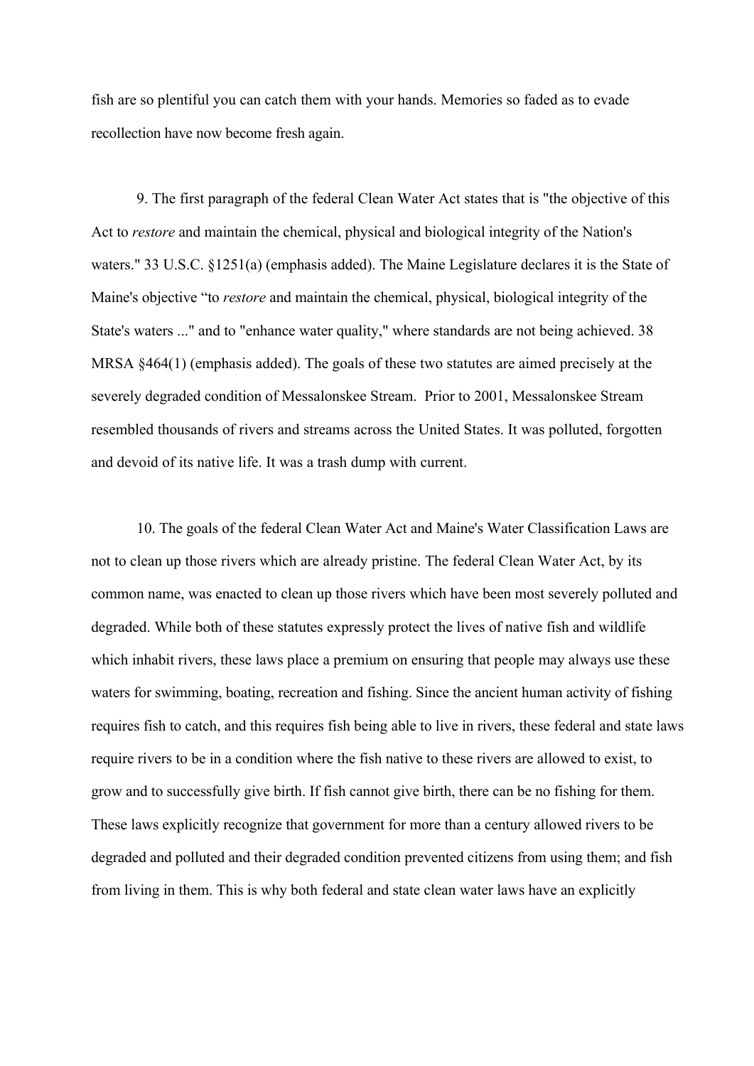fish are so plentiful you can catch them with your hands. Memories so faded as to evade recollection have now become fresh again.

9. The first paragraph of the federal Clean Water Act states that is "the objective of this Act to *restore* and maintain the chemical, physical and biological integrity of the Nation's waters." 33 U.S.C. §1251(a) (emphasis added). The Maine Legislature declares it is the State of Maine's objective "to *restore* and maintain the chemical, physical, biological integrity of the State's waters ..." and to "enhance water quality," where standards are not being achieved. 38 MRSA §464(1) (emphasis added). The goals of these two statutes are aimed precisely at the severely degraded condition of Messalonskee Stream. Prior to 2001, Messalonskee Stream resembled thousands of rivers and streams across the United States. It was polluted, forgotten and devoid of its native life. It was a trash dump with current.

10. The goals of the federal Clean Water Act and Maine's Water Classification Laws are not to clean up those rivers which are already pristine. The federal Clean Water Act, by its common name, was enacted to clean up those rivers which have been most severely polluted and degraded. While both of these statutes expressly protect the lives of native fish and wildlife which inhabit rivers, these laws place a premium on ensuring that people may always use these waters for swimming, boating, recreation and fishing. Since the ancient human activity of fishing requires fish to catch, and this requires fish being able to live in rivers, these federal and state laws require rivers to be in a condition where the fish native to these rivers are allowed to exist, to grow and to successfully give birth. If fish cannot give birth, there can be no fishing for them. These laws explicitly recognize that government for more than a century allowed rivers to be degraded and polluted and their degraded condition prevented citizens from using them; and fish from living in them. This is why both federal and state clean water laws have an explicitly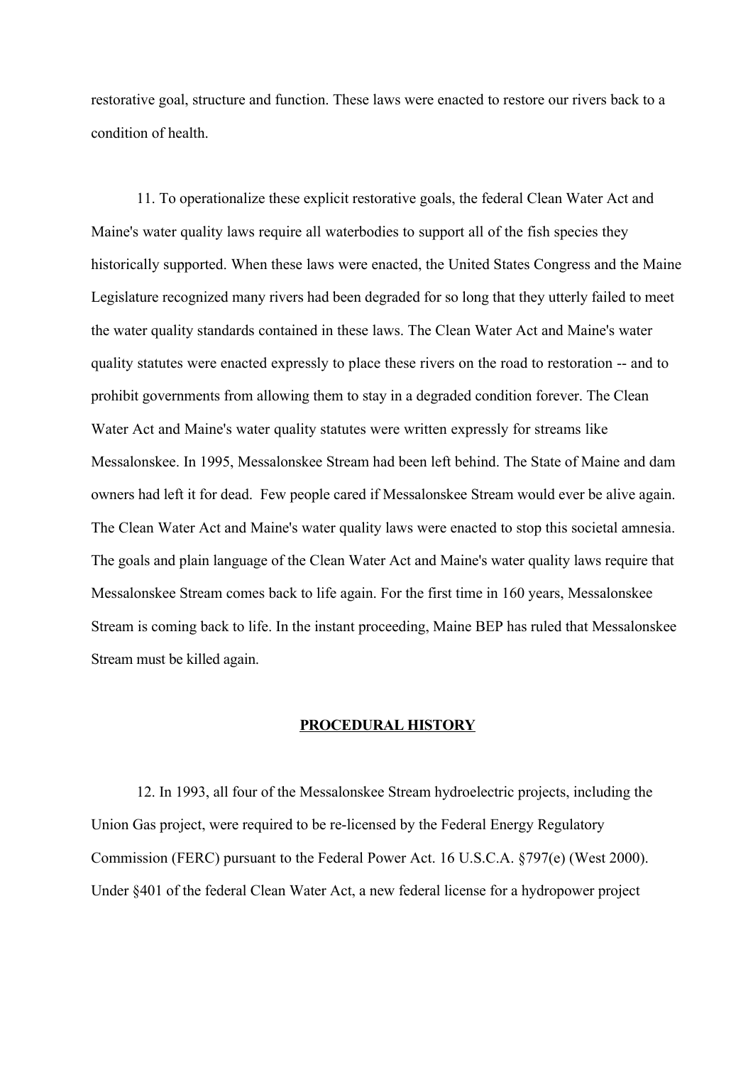restorative goal, structure and function. These laws were enacted to restore our rivers back to a condition of health.

11. To operationalize these explicit restorative goals, the federal Clean Water Act and Maine's water quality laws require all waterbodies to support all of the fish species they historically supported. When these laws were enacted, the United States Congress and the Maine Legislature recognized many rivers had been degraded for so long that they utterly failed to meet the water quality standards contained in these laws. The Clean Water Act and Maine's water quality statutes were enacted expressly to place these rivers on the road to restoration -- and to prohibit governments from allowing them to stay in a degraded condition forever. The Clean Water Act and Maine's water quality statutes were written expressly for streams like Messalonskee. In 1995, Messalonskee Stream had been left behind. The State of Maine and dam owners had left it for dead. Few people cared if Messalonskee Stream would ever be alive again. The Clean Water Act and Maine's water quality laws were enacted to stop this societal amnesia. The goals and plain language of the Clean Water Act and Maine's water quality laws require that Messalonskee Stream comes back to life again. For the first time in 160 years, Messalonskee Stream is coming back to life. In the instant proceeding, Maine BEP has ruled that Messalonskee Stream must be killed again.

## PROCEDURAL HISTORY

12. In 1993, all four of the Messalonskee Stream hydroelectric projects, including the Union Gas project, were required to be re-licensed by the Federal Energy Regulatory Commission (FERC) pursuant to the Federal Power Act. 16 U.S.C.A. §797(e) (West 2000). Under §401 of the federal Clean Water Act, a new federal license for a hydropower project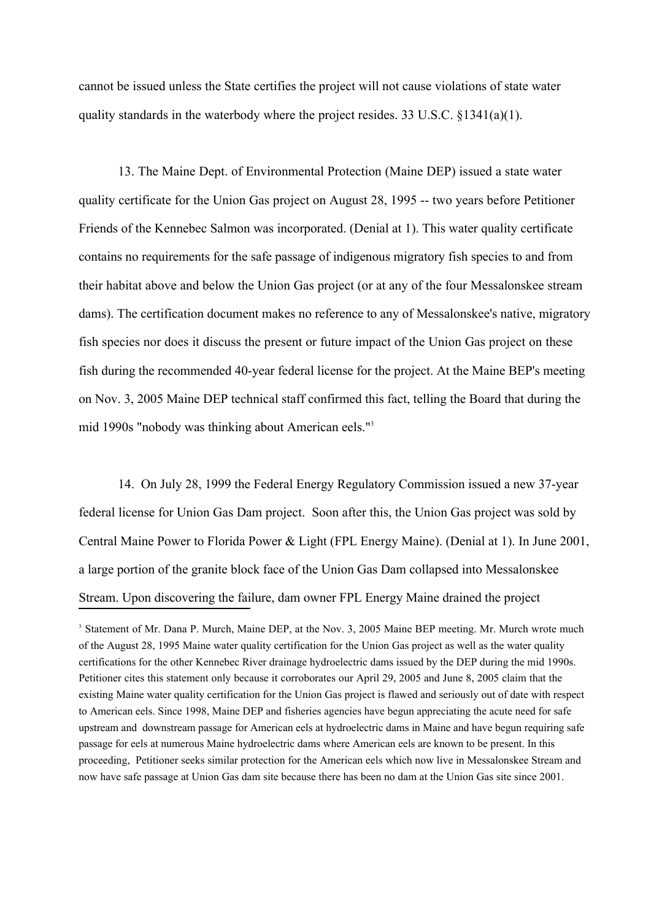cannot be issued unless the State certifies the project will not cause violations of state water quality standards in the waterbody where the project resides. 33 U.S.C. §1341(a)(1).

13. The Maine Dept. of Environmental Protection (Maine DEP) issued a state water quality certificate for the Union Gas project on August 28, 1995 -- two years before Petitioner Friends of the Kennebec Salmon was incorporated. (Denial at 1). This water quality certificate contains no requirements for the safe passage of indigenous migratory fish species to and from their habitat above and below the Union Gas project (or at any of the four Messalonskee stream dams). The certification document makes no reference to any of Messalonskee's native, migratory fish species nor does it discuss the present or future impact of the Union Gas project on these fish during the recommended 40-year federal license for the project. At the Maine BEP's meeting on Nov. 3, 2005 Maine DEP technical staff confirmed this fact, telling the Board that during the mid 1990s "nobody was thinking about American eels."[3]

14. On July 28, 1999 the Federal Energy Regulatory Commission issued a new 37-year federal license for Union Gas Dam project. Soon after this, the Union Gas project was sold by Central Maine Power to Florida Power & Light (FPL Energy Maine). (Denial at 1). In June 2001, a large portion of the granite block face of the Union Gas Dam collapsed into Messalonskee Stream. Upon discovering the failure, dam owner FPL Energy Maine drained the project

[3] Statement of Mr. Dana P. Murch, Maine DEP, at the Nov. 3, 2005 Maine BEP meeting. Mr. Murch wrote much of the August 28, 1995 Maine water quality certification for the Union Gas project as well as the water quality certifications for the other Kennebec River drainage hydroelectric dams issued by the DEP during the mid 1990s. Petitioner cites this statement only because it corroborates our April 29, 2005 and June 8, 2005 claim that the existing Maine water quality certification for the Union Gas project is flawed and seriously out of date with respect to American eels. Since 1998, Maine DEP and fisheries agencies have begun appreciating the acute need for safe upstream and downstream passage for American eels at hydroelectric dams in Maine and have begun requiring safe passage for eels at numerous Maine hydroelectric dams where American eels are known to be present. In this proceeding, Petitioner seeks similar protection for the American eels which now live in Messalonskee Stream and now have safe passage at Union Gas dam site because there has been no dam at the Union Gas site since 2001.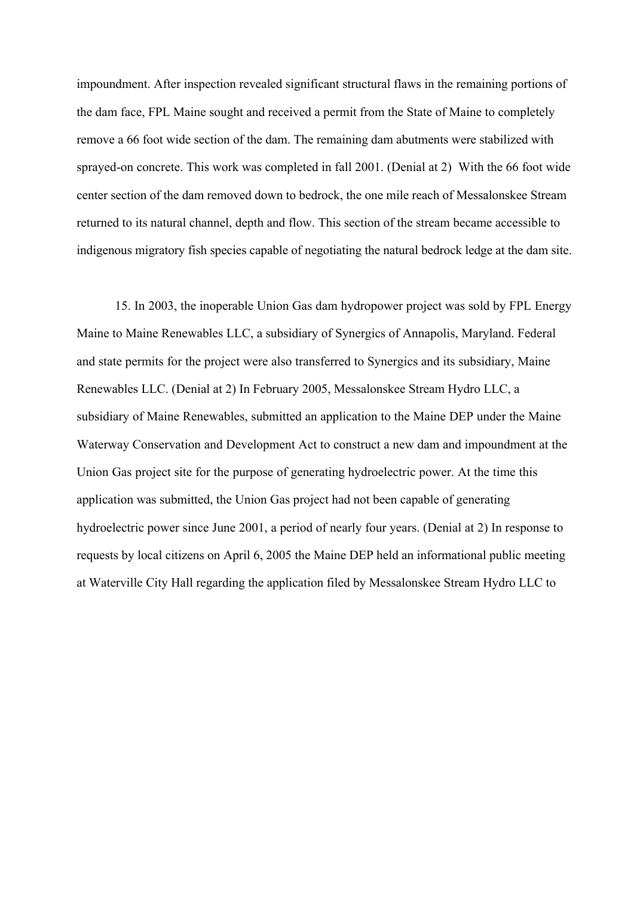impoundment. After inspection revealed significant structural flaws in the remaining portions of the dam face, FPL Maine sought and received a permit from the State of Maine to completely remove a 66 foot wide section of the dam. The remaining dam abutments were stabilized with sprayed-on concrete. This work was completed in fall 2001. (Denial at 2) With the 66 foot wide center section of the dam removed down to bedrock, the one mile reach of Messalonskee Stream returned to its natural channel, depth and flow. This section of the stream became accessible to indigenous migratory fish species capable of negotiating the natural bedrock ledge at the dam site.

15. In 2003, the inoperable Union Gas dam hydropower project was sold by FPL Energy Maine to Maine Renewables LLC, a subsidiary of Synergics of Annapolis, Maryland. Federal and state permits for the project were also transferred to Synergics and its subsidiary, Maine Renewables LLC. (Denial at 2) In February 2005, Messalonskee Stream Hydro LLC, a subsidiary of Maine Renewables, submitted an application to the Maine DEP under the Maine Waterway Conservation and Development Act to construct a new dam and impoundment at the Union Gas project site for the purpose of generating hydroelectric power. At the time this application was submitted, the Union Gas project had not been capable of generating hydroelectric power since June 2001, a period of nearly four years. (Denial at 2) In response to requests by local citizens on April 6, 2005 the Maine DEP held an informational public meeting at Waterville City Hall regarding the application filed by Messalonskee Stream Hydro LLC to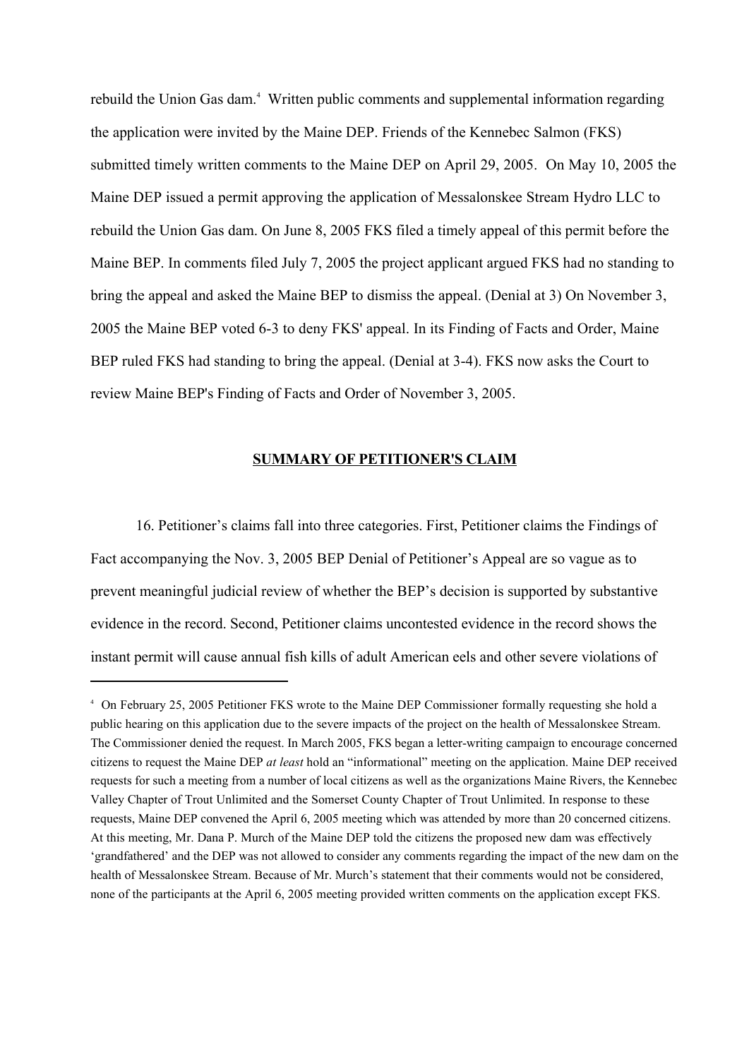rebuild the Union Gas dam.[4] Written public comments and supplemental information regarding the application were invited by the Maine DEP. Friends of the Kennebec Salmon (FKS) submitted timely written comments to the Maine DEP on April 29, 2005. On May 10, 2005 the Maine DEP issued a permit approving the application of Messalonskee Stream Hydro LLC to rebuild the Union Gas dam. On June 8, 2005 FKS filed a timely appeal of this permit before the Maine BEP. In comments filed July 7, 2005 the project applicant argued FKS had no standing to bring the appeal and asked the Maine BEP to dismiss the appeal. (Denial at 3) On November 3, 2005 the Maine BEP voted 6-3 to deny FKS' appeal. In its Finding of Facts and Order, Maine BEP ruled FKS had standing to bring the appeal. (Denial at 3-4). FKS now asks the Court to review Maine BEP's Finding of Facts and Order of November 3, 2005.

## SUMMARY OF PETITIONER'S CLAIM

16. Petitioner's claims fall into three categories. First, Petitioner claims the Findings of Fact accompanying the Nov. 3, 2005 BEP Denial of Petitioner's Appeal are so vague as to prevent meaningful judicial review of whether the BEP's decision is supported by substantive evidence in the record. Second, Petitioner claims uncontested evidence in the record shows the instant permit will cause annual fish kills of adult American eels and other severe violations of

---

[4] On February 25, 2005 Petitioner FKS wrote to the Maine DEP Commissioner formally requesting she hold a public hearing on this application due to the severe impacts of the project on the health of Messalonskee Stream. The Commissioner denied the request. In March 2005, FKS began a letter-writing campaign to encourage concerned citizens to request the Maine DEP *at least* hold an "informational" meeting on the application. Maine DEP received requests for such a meeting from a number of local citizens as well as the organizations Maine Rivers, the Kennebec Valley Chapter of Trout Unlimited and the Somerset County Chapter of Trout Unlimited. In response to these requests, Maine DEP convened the April 6, 2005 meeting which was attended by more than 20 concerned citizens. At this meeting, Mr. Dana P. Murch of the Maine DEP told the citizens the proposed new dam was effectively 'grandfathered' and the DEP was not allowed to consider any comments regarding the impact of the new dam on the health of Messalonskee Stream. Because of Mr. Murch's statement that their comments would not be considered, none of the participants at the April 6, 2005 meeting provided written comments on the application except FKS.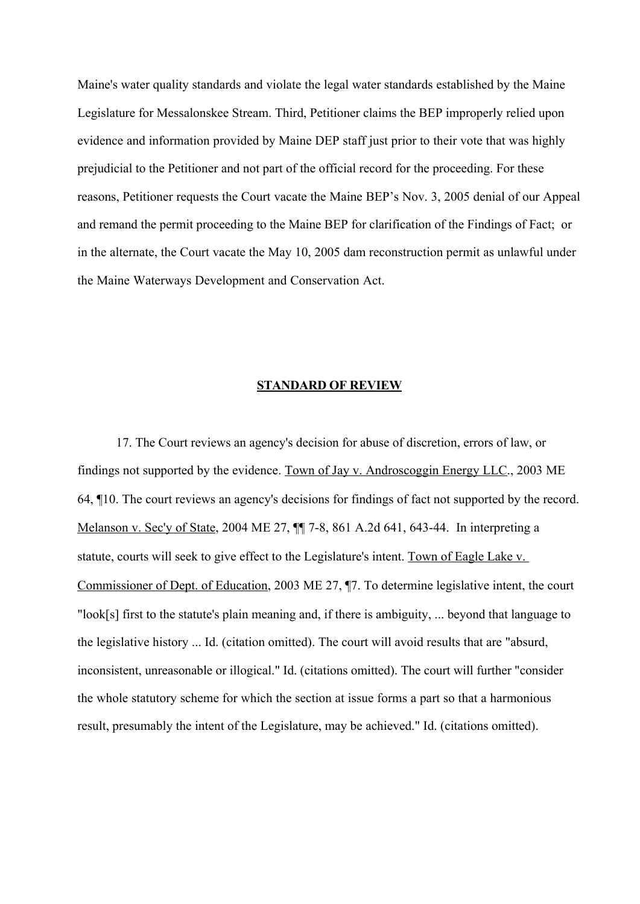Maine's water quality standards and violate the legal water standards established by the Maine Legislature for Messalonskee Stream. Third, Petitioner claims the BEP improperly relied upon evidence and information provided by Maine DEP staff just prior to their vote that was highly prejudicial to the Petitioner and not part of the official record for the proceeding. For these reasons, Petitioner requests the Court vacate the Maine BEP's Nov. 3, 2005 denial of our Appeal and remand the permit proceeding to the Maine BEP for clarification of the Findings of Fact; or in the alternate, the Court vacate the May 10, 2005 dam reconstruction permit as unlawful under the Maine Waterways Development and Conservation Act.

## STANDARD OF REVIEW

17. The Court reviews an agency's decision for abuse of discretion, errors of law, or findings not supported by the evidence. Town of Jay v. Androscoggin Energy LLC., 2003 ME 64, ¶10. The court reviews an agency's decisions for findings of fact not supported by the record. Melanson v. Sec'y of State, 2004 ME 27, ¶¶ 7-8, 861 A.2d 641, 643-44. In interpreting a statute, courts will seek to give effect to the Legislature's intent. Town of Eagle Lake v. Commissioner of Dept. of Education, 2003 ME 27, ¶7. To determine legislative intent, the court "look[s] first to the statute's plain meaning and, if there is ambiguity, ... beyond that language to the legislative history ... Id. (citation omitted). The court will avoid results that are "absurd, inconsistent, unreasonable or illogical." Id. (citations omitted). The court will further "consider the whole statutory scheme for which the section at issue forms a part so that a harmonious result, presumably the intent of the Legislature, may be achieved." Id. (citations omitted).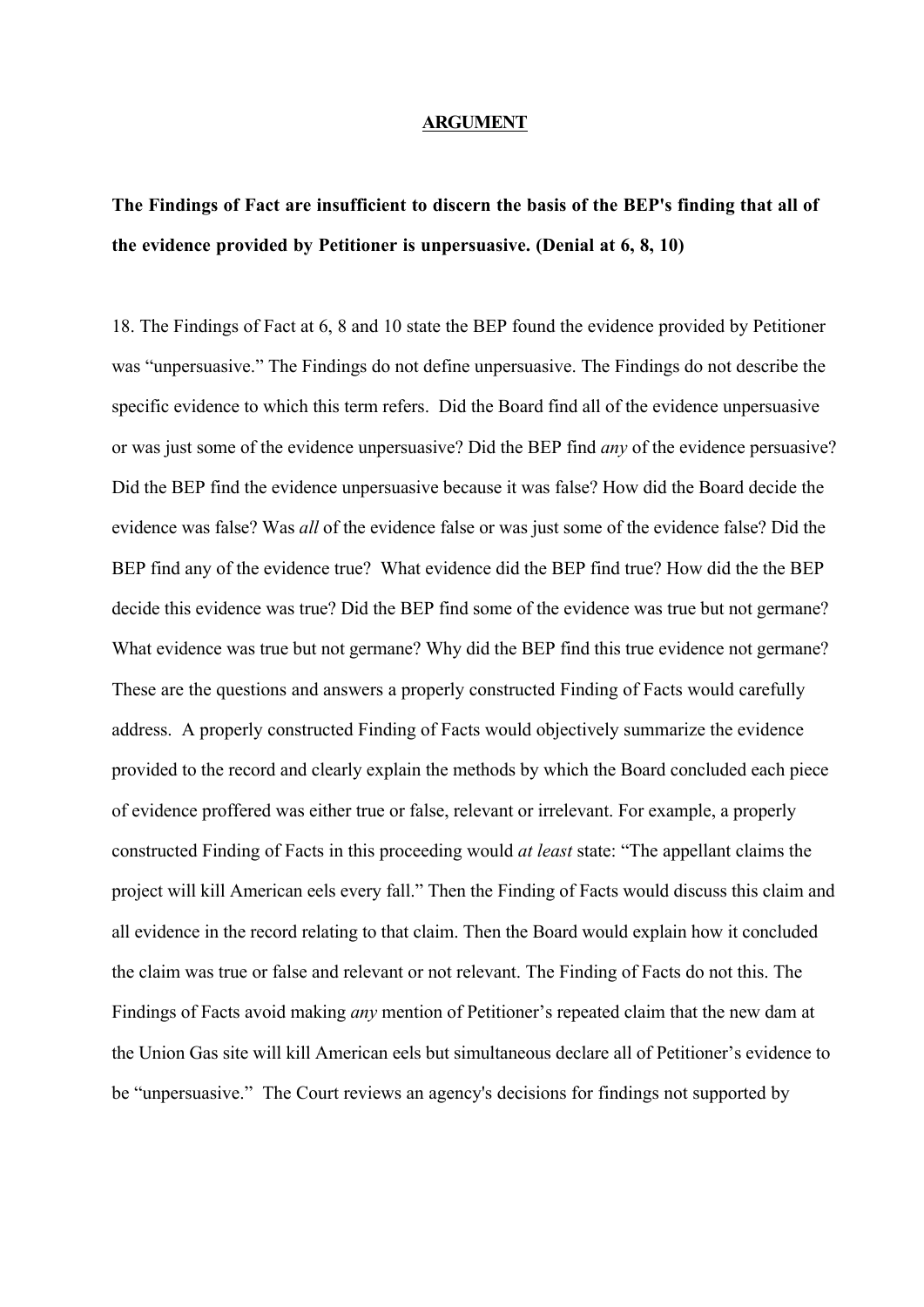## ARGUMENT

**The Findings of Fact are insufficient to discern the basis of the BEP's finding that all of the evidence provided by Petitioner is unpersuasive. (Denial at 6, 8, 10)**

18. The Findings of Fact at 6, 8 and 10 state the BEP found the evidence provided by Petitioner was "unpersuasive." The Findings do not define unpersuasive. The Findings do not describe the specific evidence to which this term refers. Did the Board find all of the evidence unpersuasive or was just some of the evidence unpersuasive? Did the BEP find *any* of the evidence persuasive? Did the BEP find the evidence unpersuasive because it was false? How did the Board decide the evidence was false? Was *all* of the evidence false or was just some of the evidence false? Did the BEP find any of the evidence true? What evidence did the BEP find true? How did the the BEP decide this evidence was true? Did the BEP find some of the evidence was true but not germane? What evidence was true but not germane? Why did the BEP find this true evidence not germane? These are the questions and answers a properly constructed Finding of Facts would carefully address. A properly constructed Finding of Facts would objectively summarize the evidence provided to the record and clearly explain the methods by which the Board concluded each piece of evidence proffered was either true or false, relevant or irrelevant. For example, a properly constructed Finding of Facts in this proceeding would *at least* state: "The appellant claims the project will kill American eels every fall." Then the Finding of Facts would discuss this claim and all evidence in the record relating to that claim. Then the Board would explain how it concluded the claim was true or false and relevant or not relevant. The Finding of Facts do not this. The Findings of Facts avoid making *any* mention of Petitioner's repeated claim that the new dam at the Union Gas site will kill American eels but simultaneous declare all of Petitioner's evidence to be "unpersuasive." The Court reviews an agency's decisions for findings not supported by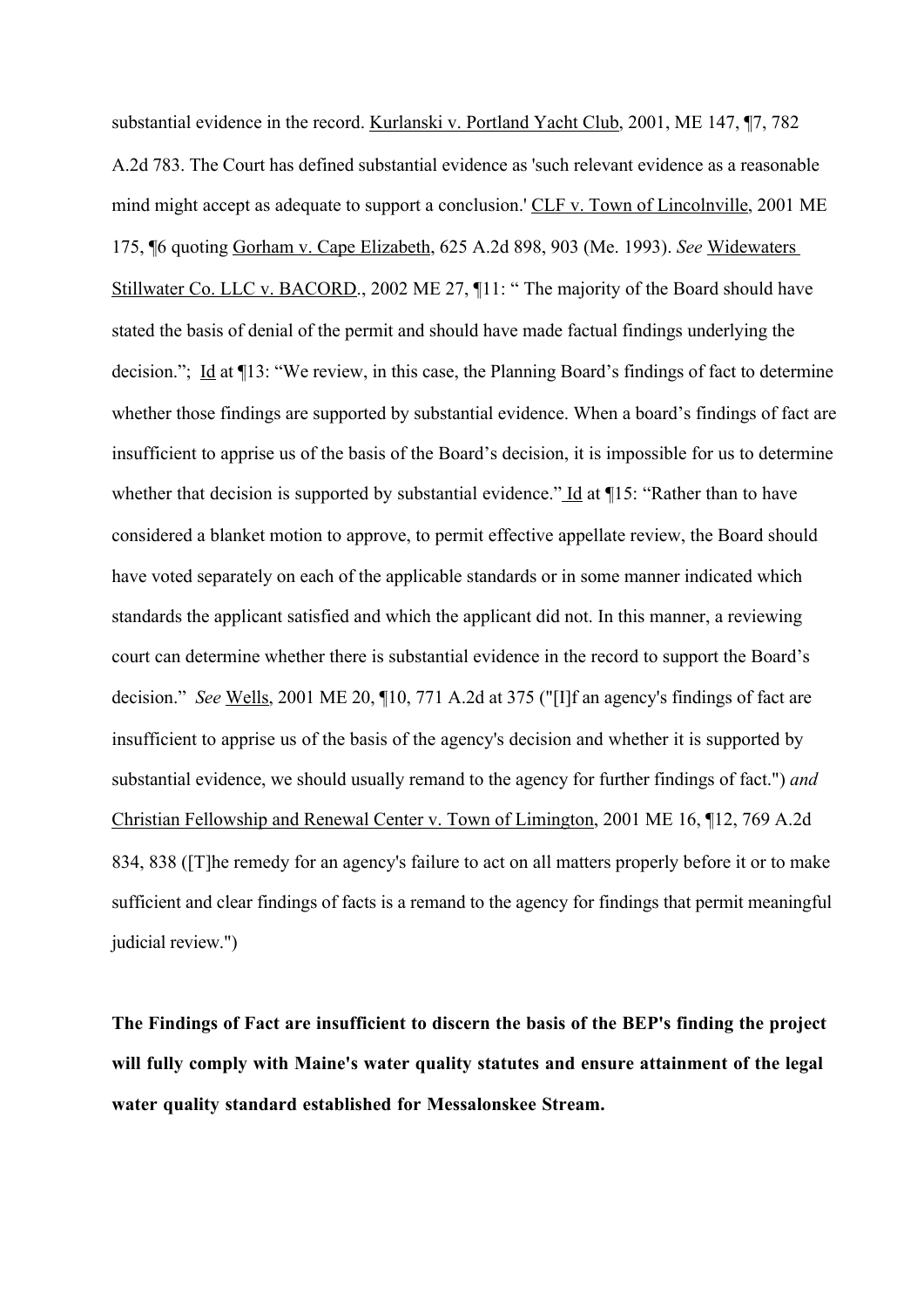substantial evidence in the record. Kurlanski v. Portland Yacht Club, 2001, ME 147, ¶7, 782 A.2d 783. The Court has defined substantial evidence as 'such relevant evidence as a reasonable mind might accept as adequate to support a conclusion.' CLF v. Town of Lincolnville, 2001 ME 175, ¶6 quoting Gorham v. Cape Elizabeth, 625 A.2d 898, 903 (Me. 1993). *See* Widewaters Stillwater Co. LLC v. BACORD., 2002 ME 27, ¶11: " The majority of the Board should have stated the basis of denial of the permit and should have made factual findings underlying the decision."; Id at ¶13: "We review, in this case, the Planning Board's findings of fact to determine whether those findings are supported by substantial evidence. When a board's findings of fact are insufficient to apprise us of the basis of the Board's decision, it is impossible for us to determine whether that decision is supported by substantial evidence." Id at ¶15: "Rather than to have considered a blanket motion to approve, to permit effective appellate review, the Board should have voted separately on each of the applicable standards or in some manner indicated which standards the applicant satisfied and which the applicant did not. In this manner, a reviewing court can determine whether there is substantial evidence in the record to support the Board's decision." *See* Wells, 2001 ME 20, ¶10, 771 A.2d at 375 ("[I]f an agency's findings of fact are insufficient to apprise us of the basis of the agency's decision and whether it is supported by substantial evidence, we should usually remand to the agency for further findings of fact.") *and* Christian Fellowship and Renewal Center v. Town of Limington, 2001 ME 16, ¶12, 769 A.2d 834, 838 ([T]he remedy for an agency's failure to act on all matters properly before it or to make sufficient and clear findings of facts is a remand to the agency for findings that permit meaningful judicial review.")

**The Findings of Fact are insufficient to discern the basis of the BEP's finding the project will fully comply with Maine's water quality statutes and ensure attainment of the legal water quality standard established for Messalonskee Stream.**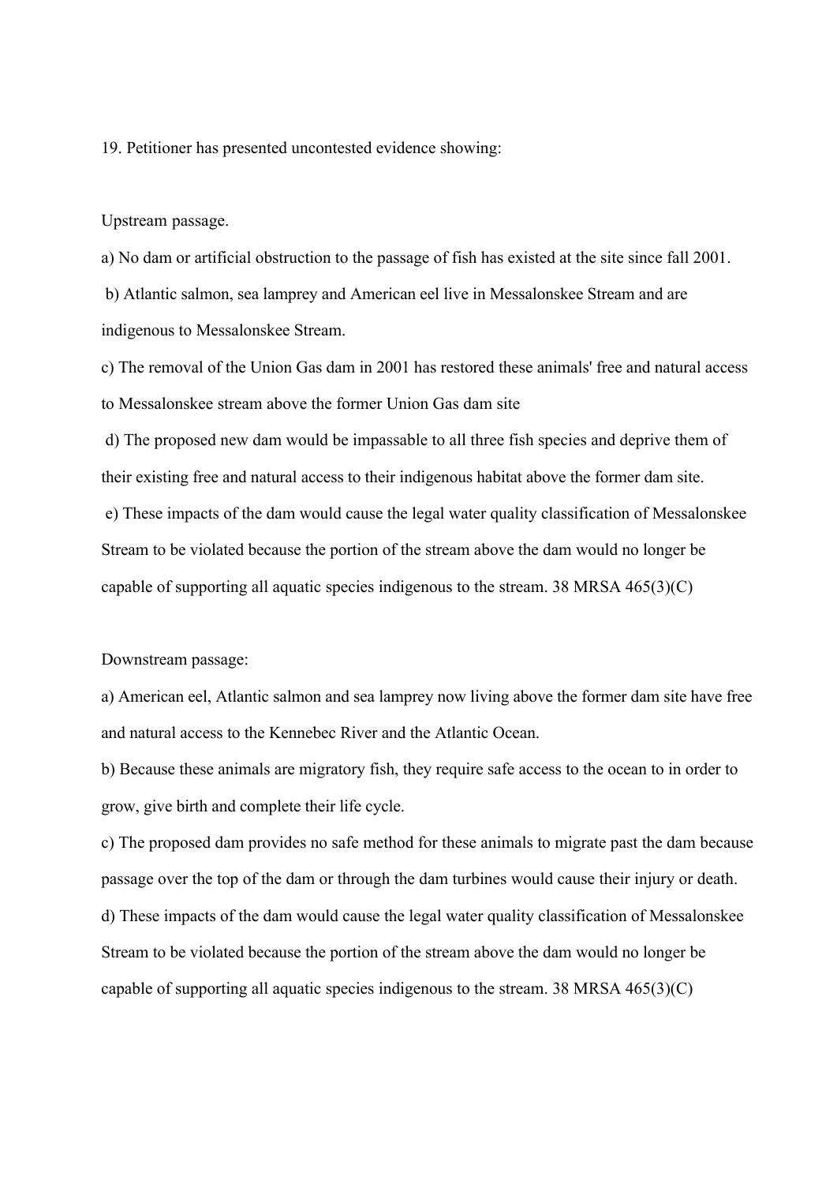19. Petitioner has presented uncontested evidence showing:

Upstream passage.

a) No dam or artificial obstruction to the passage of fish has existed at the site since fall 2001.

b) Atlantic salmon, sea lamprey and American eel live in Messalonskee Stream and are indigenous to Messalonskee Stream.

c) The removal of the Union Gas dam in 2001 has restored these animals' free and natural access to Messalonskee stream above the former Union Gas dam site

d) The proposed new dam would be impassable to all three fish species and deprive them of their existing free and natural access to their indigenous habitat above the former dam site.

e) These impacts of the dam would cause the legal water quality classification of Messalonskee Stream to be violated because the portion of the stream above the dam would no longer be capable of supporting all aquatic species indigenous to the stream. 38 MRSA 465(3)(C)

Downstream passage:

a) American eel, Atlantic salmon and sea lamprey now living above the former dam site have free and natural access to the Kennebec River and the Atlantic Ocean.

b) Because these animals are migratory fish, they require safe access to the ocean to in order to grow, give birth and complete their life cycle.

c) The proposed dam provides no safe method for these animals to migrate past the dam because passage over the top of the dam or through the dam turbines would cause their injury or death.

d) These impacts of the dam would cause the legal water quality classification of Messalonskee Stream to be violated because the portion of the stream above the dam would no longer be capable of supporting all aquatic species indigenous to the stream. 38 MRSA 465(3)(C)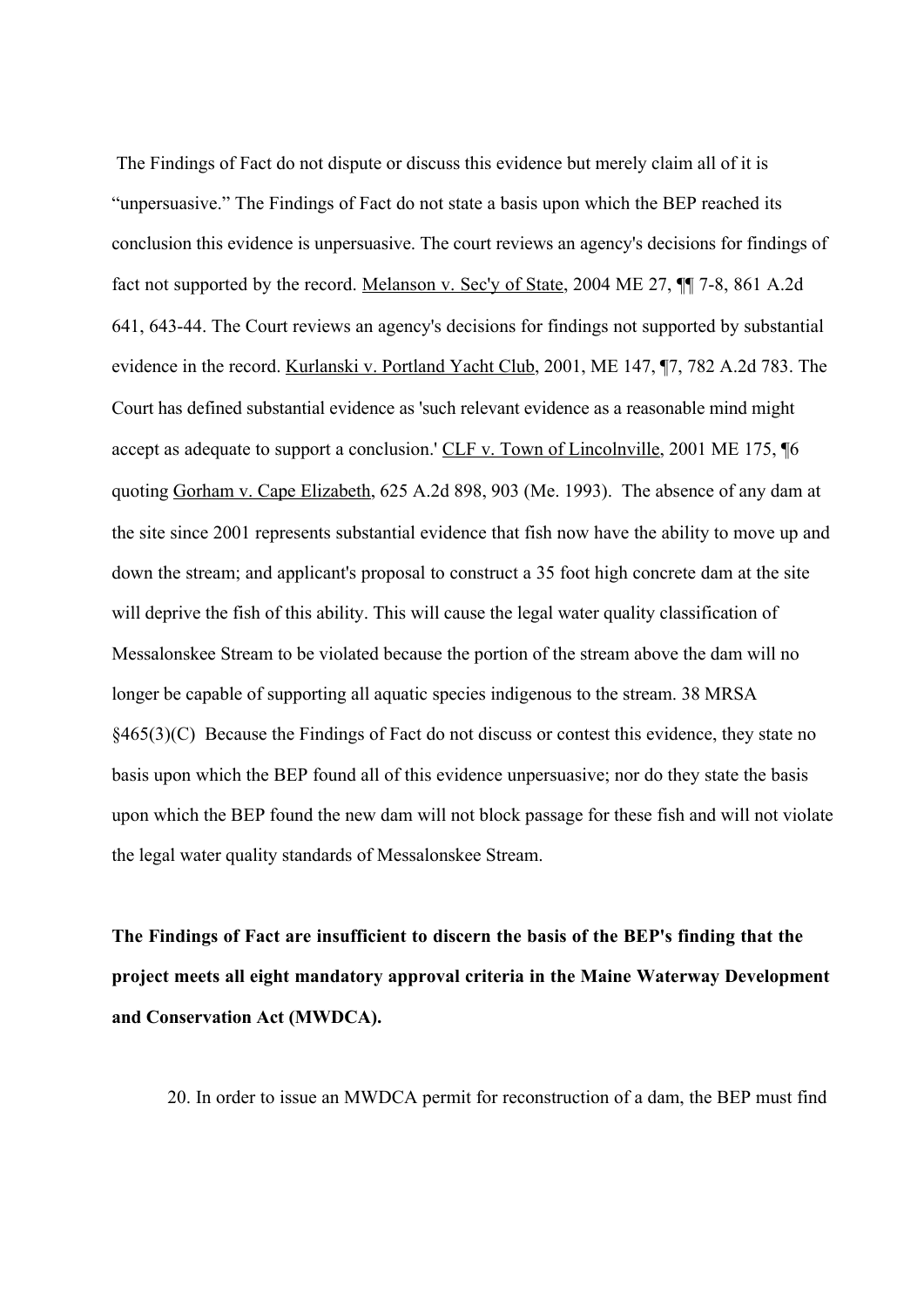The Findings of Fact do not dispute or discuss this evidence but merely claim all of it is "unpersuasive." The Findings of Fact do not state a basis upon which the BEP reached its conclusion this evidence is unpersuasive. The court reviews an agency's decisions for findings of fact not supported by the record. Melanson v. Sec'y of State, 2004 ME 27, ¶¶ 7-8, 861 A.2d 641, 643-44. The Court reviews an agency's decisions for findings not supported by substantial evidence in the record. Kurlanski v. Portland Yacht Club, 2001, ME 147, ¶7, 782 A.2d 783. The Court has defined substantial evidence as 'such relevant evidence as a reasonable mind might accept as adequate to support a conclusion.' CLF v. Town of Lincolnville, 2001 ME 175, ¶6 quoting Gorham v. Cape Elizabeth, 625 A.2d 898, 903 (Me. 1993). The absence of any dam at the site since 2001 represents substantial evidence that fish now have the ability to move up and down the stream; and applicant's proposal to construct a 35 foot high concrete dam at the site will deprive the fish of this ability. This will cause the legal water quality classification of Messalonskee Stream to be violated because the portion of the stream above the dam will no longer be capable of supporting all aquatic species indigenous to the stream. 38 MRSA §465(3)(C) Because the Findings of Fact do not discuss or contest this evidence, they state no basis upon which the BEP found all of this evidence unpersuasive; nor do they state the basis upon which the BEP found the new dam will not block passage for these fish and will not violate the legal water quality standards of Messalonskee Stream.

**The Findings of Fact are insufficient to discern the basis of the BEP's finding that the project meets all eight mandatory approval criteria in the Maine Waterway Development and Conservation Act (MWDCA).**

20. In order to issue an MWDCA permit for reconstruction of a dam, the BEP must find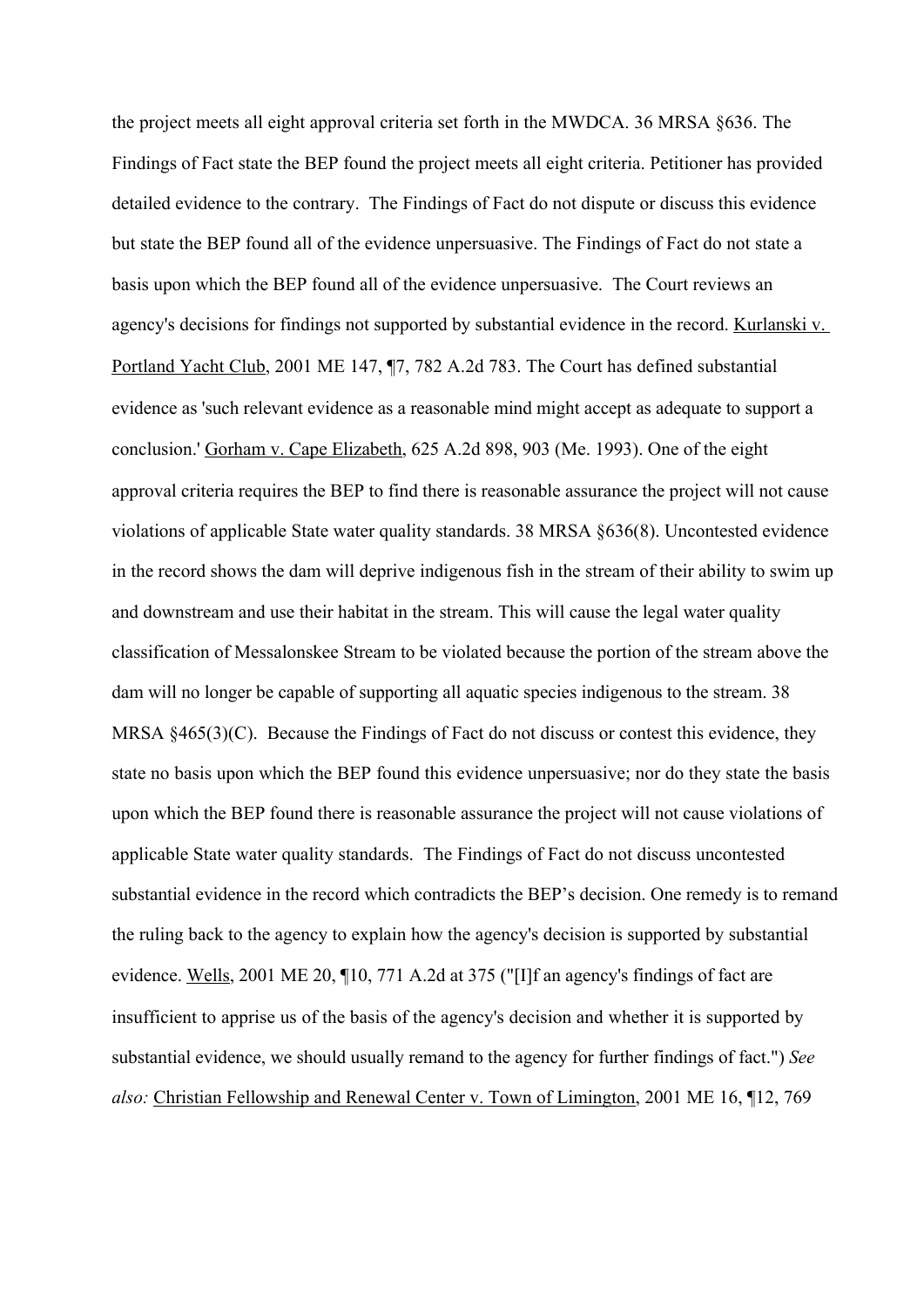the project meets all eight approval criteria set forth in the MWDCA. 36 MRSA §636. The Findings of Fact state the BEP found the project meets all eight criteria. Petitioner has provided detailed evidence to the contrary. The Findings of Fact do not dispute or discuss this evidence but state the BEP found all of the evidence unpersuasive. The Findings of Fact do not state a basis upon which the BEP found all of the evidence unpersuasive. The Court reviews an agency's decisions for findings not supported by substantial evidence in the record. Kurlanski v. Portland Yacht Club, 2001 ME 147, ¶7, 782 A.2d 783. The Court has defined substantial evidence as 'such relevant evidence as a reasonable mind might accept as adequate to support a conclusion.' Gorham v. Cape Elizabeth, 625 A.2d 898, 903 (Me. 1993). One of the eight approval criteria requires the BEP to find there is reasonable assurance the project will not cause violations of applicable State water quality standards. 38 MRSA §636(8). Uncontested evidence in the record shows the dam will deprive indigenous fish in the stream of their ability to swim up and downstream and use their habitat in the stream. This will cause the legal water quality classification of Messalonskee Stream to be violated because the portion of the stream above the dam will no longer be capable of supporting all aquatic species indigenous to the stream. 38 MRSA §465(3)(C). Because the Findings of Fact do not discuss or contest this evidence, they state no basis upon which the BEP found this evidence unpersuasive; nor do they state the basis upon which the BEP found there is reasonable assurance the project will not cause violations of applicable State water quality standards. The Findings of Fact do not discuss uncontested substantial evidence in the record which contradicts the BEP's decision. One remedy is to remand the ruling back to the agency to explain how the agency's decision is supported by substantial evidence. Wells, 2001 ME 20, ¶10, 771 A.2d at 375 ("[I]f an agency's findings of fact are insufficient to apprise us of the basis of the agency's decision and whether it is supported by substantial evidence, we should usually remand to the agency for further findings of fact.") *See also:* Christian Fellowship and Renewal Center v. Town of Limington, 2001 ME 16, ¶12, 769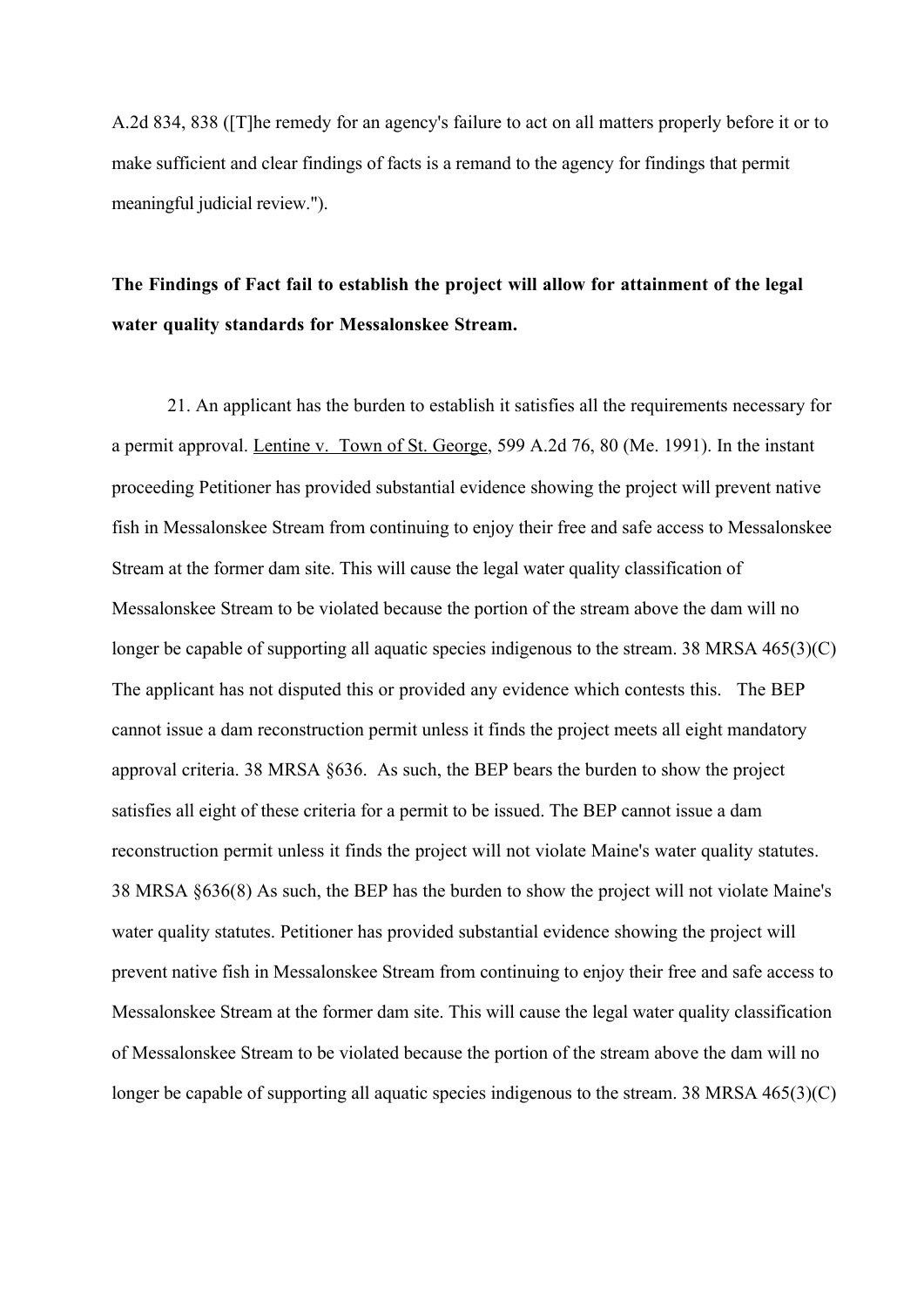A.2d 834, 838 ([T]he remedy for an agency's failure to act on all matters properly before it or to make sufficient and clear findings of facts is a remand to the agency for findings that permit meaningful judicial review.").

**The Findings of Fact fail to establish the project will allow for attainment of the legal water quality standards for Messalonskee Stream.**

21. An applicant has the burden to establish it satisfies all the requirements necessary for a permit approval. Lentine v. Town of St. George, 599 A.2d 76, 80 (Me. 1991). In the instant proceeding Petitioner has provided substantial evidence showing the project will prevent native fish in Messalonskee Stream from continuing to enjoy their free and safe access to Messalonskee Stream at the former dam site. This will cause the legal water quality classification of Messalonskee Stream to be violated because the portion of the stream above the dam will no longer be capable of supporting all aquatic species indigenous to the stream. 38 MRSA 465(3)(C) The applicant has not disputed this or provided any evidence which contests this. The BEP cannot issue a dam reconstruction permit unless it finds the project meets all eight mandatory approval criteria. 38 MRSA §636. As such, the BEP bears the burden to show the project satisfies all eight of these criteria for a permit to be issued. The BEP cannot issue a dam reconstruction permit unless it finds the project will not violate Maine's water quality statutes. 38 MRSA §636(8) As such, the BEP has the burden to show the project will not violate Maine's water quality statutes. Petitioner has provided substantial evidence showing the project will prevent native fish in Messalonskee Stream from continuing to enjoy their free and safe access to Messalonskee Stream at the former dam site. This will cause the legal water quality classification of Messalonskee Stream to be violated because the portion of the stream above the dam will no longer be capable of supporting all aquatic species indigenous to the stream. 38 MRSA 465(3)(C)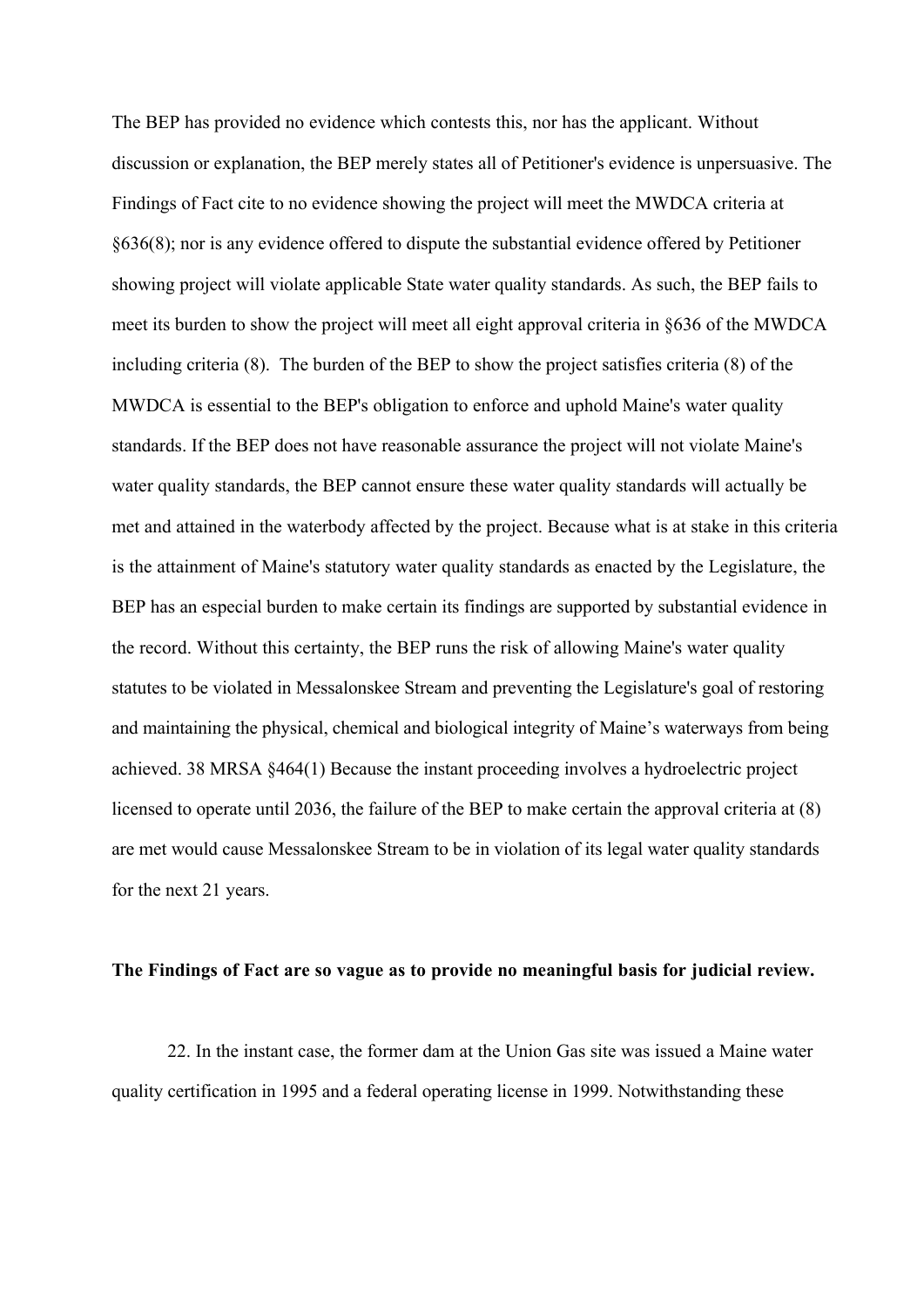The BEP has provided no evidence which contests this, nor has the applicant. Without discussion or explanation, the BEP merely states all of Petitioner's evidence is unpersuasive. The Findings of Fact cite to no evidence showing the project will meet the MWDCA criteria at §636(8); nor is any evidence offered to dispute the substantial evidence offered by Petitioner showing project will violate applicable State water quality standards. As such, the BEP fails to meet its burden to show the project will meet all eight approval criteria in §636 of the MWDCA including criteria (8). The burden of the BEP to show the project satisfies criteria (8) of the MWDCA is essential to the BEP's obligation to enforce and uphold Maine's water quality standards. If the BEP does not have reasonable assurance the project will not violate Maine's water quality standards, the BEP cannot ensure these water quality standards will actually be met and attained in the waterbody affected by the project. Because what is at stake in this criteria is the attainment of Maine's statutory water quality standards as enacted by the Legislature, the BEP has an especial burden to make certain its findings are supported by substantial evidence in the record. Without this certainty, the BEP runs the risk of allowing Maine's water quality statutes to be violated in Messalonskee Stream and preventing the Legislature's goal of restoring and maintaining the physical, chemical and biological integrity of Maine's waterways from being achieved. 38 MRSA §464(1) Because the instant proceeding involves a hydroelectric project licensed to operate until 2036, the failure of the BEP to make certain the approval criteria at (8) are met would cause Messalonskee Stream to be in violation of its legal water quality standards for the next 21 years.

**The Findings of Fact are so vague as to provide no meaningful basis for judicial review.**

22. In the instant case, the former dam at the Union Gas site was issued a Maine water quality certification in 1995 and a federal operating license in 1999. Notwithstanding these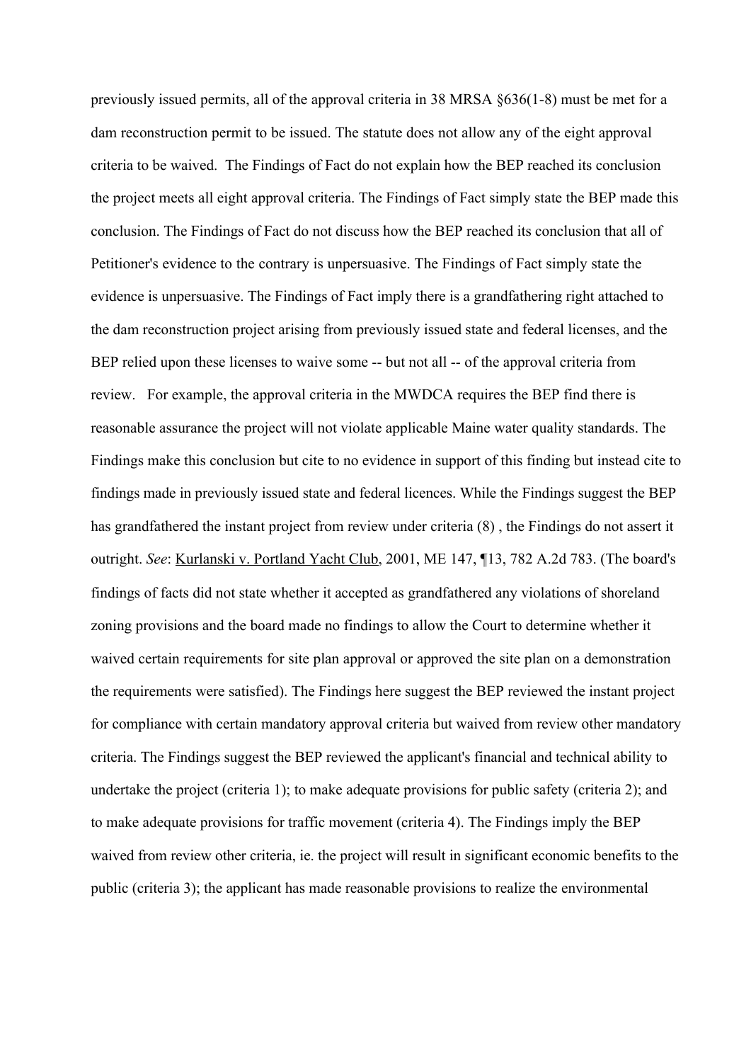previously issued permits, all of the approval criteria in 38 MRSA §636(1-8) must be met for a dam reconstruction permit to be issued. The statute does not allow any of the eight approval criteria to be waived. The Findings of Fact do not explain how the BEP reached its conclusion the project meets all eight approval criteria. The Findings of Fact simply state the BEP made this conclusion. The Findings of Fact do not discuss how the BEP reached its conclusion that all of Petitioner's evidence to the contrary is unpersuasive. The Findings of Fact simply state the evidence is unpersuasive. The Findings of Fact imply there is a grandfathering right attached to the dam reconstruction project arising from previously issued state and federal licenses, and the BEP relied upon these licenses to waive some -- but not all -- of the approval criteria from review. For example, the approval criteria in the MWDCA requires the BEP find there is reasonable assurance the project will not violate applicable Maine water quality standards. The Findings make this conclusion but cite to no evidence in support of this finding but instead cite to findings made in previously issued state and federal licences. While the Findings suggest the BEP has grandfathered the instant project from review under criteria (8) , the Findings do not assert it outright. *See*: Kurlanski v. Portland Yacht Club, 2001, ME 147, ¶13, 782 A.2d 783. (The board's findings of facts did not state whether it accepted as grandfathered any violations of shoreland zoning provisions and the board made no findings to allow the Court to determine whether it waived certain requirements for site plan approval or approved the site plan on a demonstration the requirements were satisfied). The Findings here suggest the BEP reviewed the instant project for compliance with certain mandatory approval criteria but waived from review other mandatory criteria. The Findings suggest the BEP reviewed the applicant's financial and technical ability to undertake the project (criteria 1); to make adequate provisions for public safety (criteria 2); and to make adequate provisions for traffic movement (criteria 4). The Findings imply the BEP waived from review other criteria, ie. the project will result in significant economic benefits to the public (criteria 3); the applicant has made reasonable provisions to realize the environmental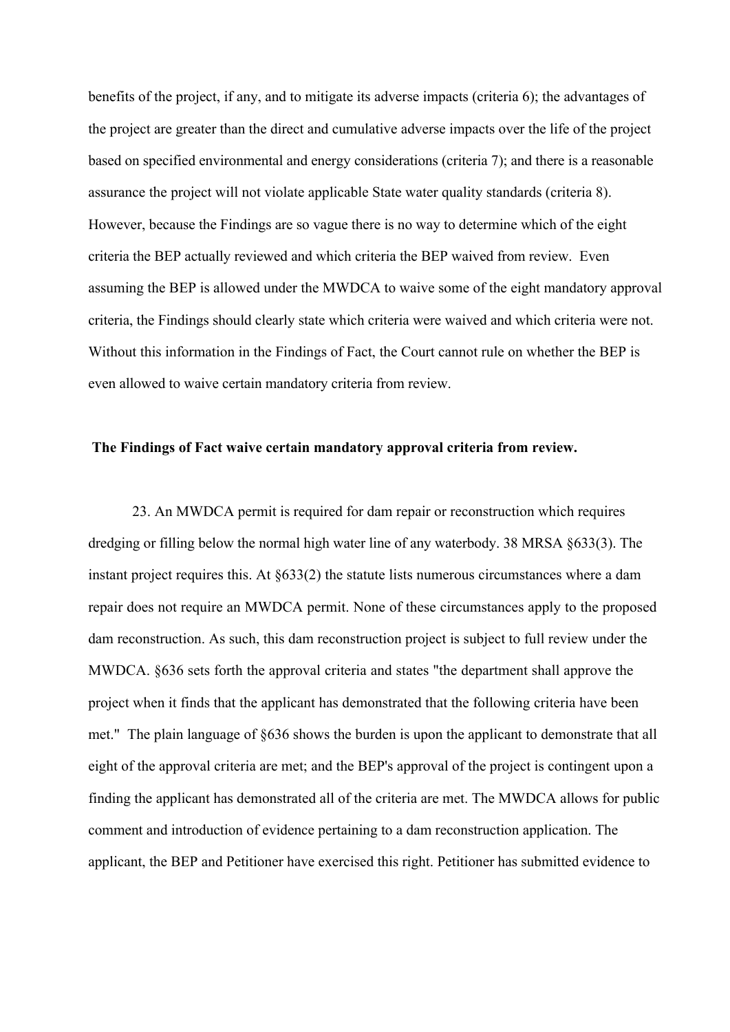benefits of the project, if any, and to mitigate its adverse impacts (criteria 6); the advantages of the project are greater than the direct and cumulative adverse impacts over the life of the project based on specified environmental and energy considerations (criteria 7); and there is a reasonable assurance the project will not violate applicable State water quality standards (criteria 8). However, because the Findings are so vague there is no way to determine which of the eight criteria the BEP actually reviewed and which criteria the BEP waived from review. Even assuming the BEP is allowed under the MWDCA to waive some of the eight mandatory approval criteria, the Findings should clearly state which criteria were waived and which criteria were not. Without this information in the Findings of Fact, the Court cannot rule on whether the BEP is even allowed to waive certain mandatory criteria from review.

**The Findings of Fact waive certain mandatory approval criteria from review.**

23. An MWDCA permit is required for dam repair or reconstruction which requires dredging or filling below the normal high water line of any waterbody. 38 MRSA §633(3). The instant project requires this. At §633(2) the statute lists numerous circumstances where a dam repair does not require an MWDCA permit. None of these circumstances apply to the proposed dam reconstruction. As such, this dam reconstruction project is subject to full review under the MWDCA. §636 sets forth the approval criteria and states "the department shall approve the project when it finds that the applicant has demonstrated that the following criteria have been met." The plain language of §636 shows the burden is upon the applicant to demonstrate that all eight of the approval criteria are met; and the BEP's approval of the project is contingent upon a finding the applicant has demonstrated all of the criteria are met. The MWDCA allows for public comment and introduction of evidence pertaining to a dam reconstruction application. The applicant, the BEP and Petitioner have exercised this right. Petitioner has submitted evidence to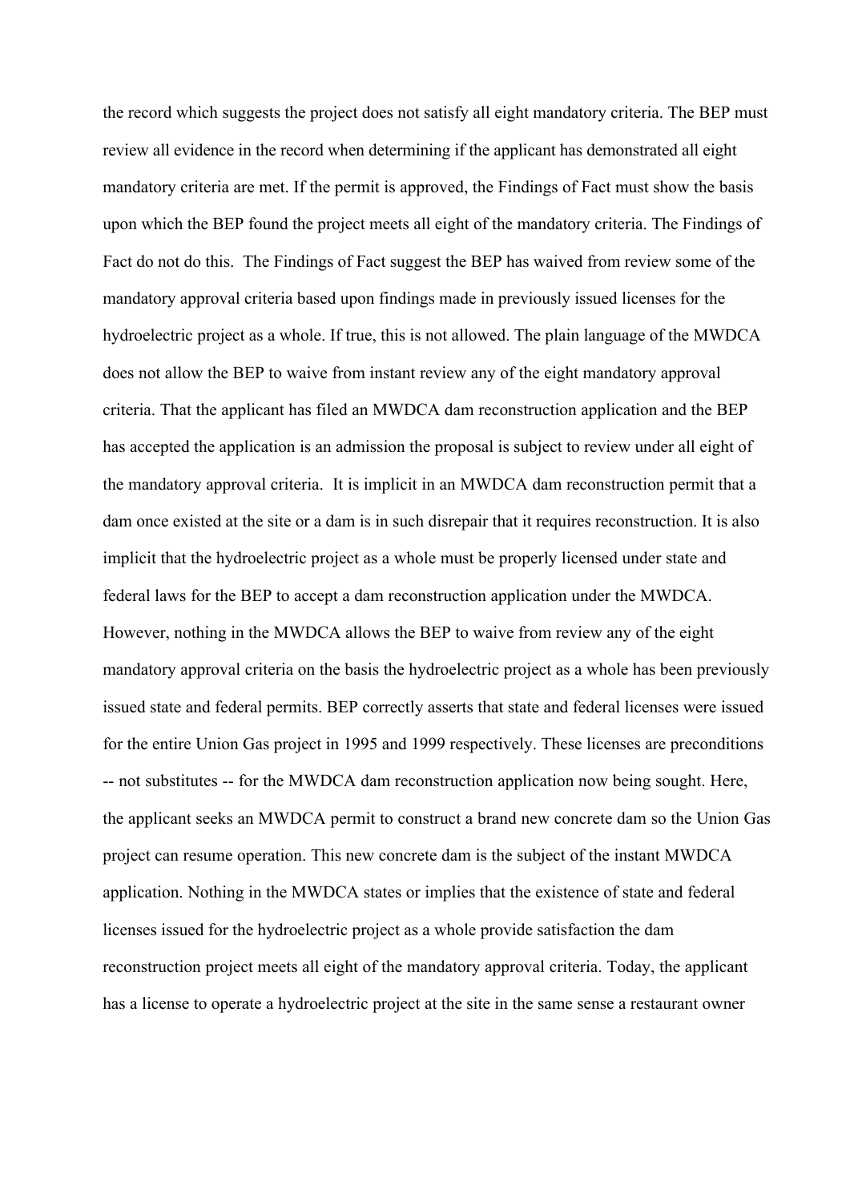the record which suggests the project does not satisfy all eight mandatory criteria. The BEP must review all evidence in the record when determining if the applicant has demonstrated all eight mandatory criteria are met. If the permit is approved, the Findings of Fact must show the basis upon which the BEP found the project meets all eight of the mandatory criteria. The Findings of Fact do not do this. The Findings of Fact suggest the BEP has waived from review some of the mandatory approval criteria based upon findings made in previously issued licenses for the hydroelectric project as a whole. If true, this is not allowed. The plain language of the MWDCA does not allow the BEP to waive from instant review any of the eight mandatory approval criteria. That the applicant has filed an MWDCA dam reconstruction application and the BEP has accepted the application is an admission the proposal is subject to review under all eight of the mandatory approval criteria. It is implicit in an MWDCA dam reconstruction permit that a dam once existed at the site or a dam is in such disrepair that it requires reconstruction. It is also implicit that the hydroelectric project as a whole must be properly licensed under state and federal laws for the BEP to accept a dam reconstruction application under the MWDCA. However, nothing in the MWDCA allows the BEP to waive from review any of the eight mandatory approval criteria on the basis the hydroelectric project as a whole has been previously issued state and federal permits. BEP correctly asserts that state and federal licenses were issued for the entire Union Gas project in 1995 and 1999 respectively. These licenses are preconditions -- not substitutes -- for the MWDCA dam reconstruction application now being sought. Here, the applicant seeks an MWDCA permit to construct a brand new concrete dam so the Union Gas project can resume operation. This new concrete dam is the subject of the instant MWDCA application. Nothing in the MWDCA states or implies that the existence of state and federal licenses issued for the hydroelectric project as a whole provide satisfaction the dam reconstruction project meets all eight of the mandatory approval criteria. Today, the applicant has a license to operate a hydroelectric project at the site in the same sense a restaurant owner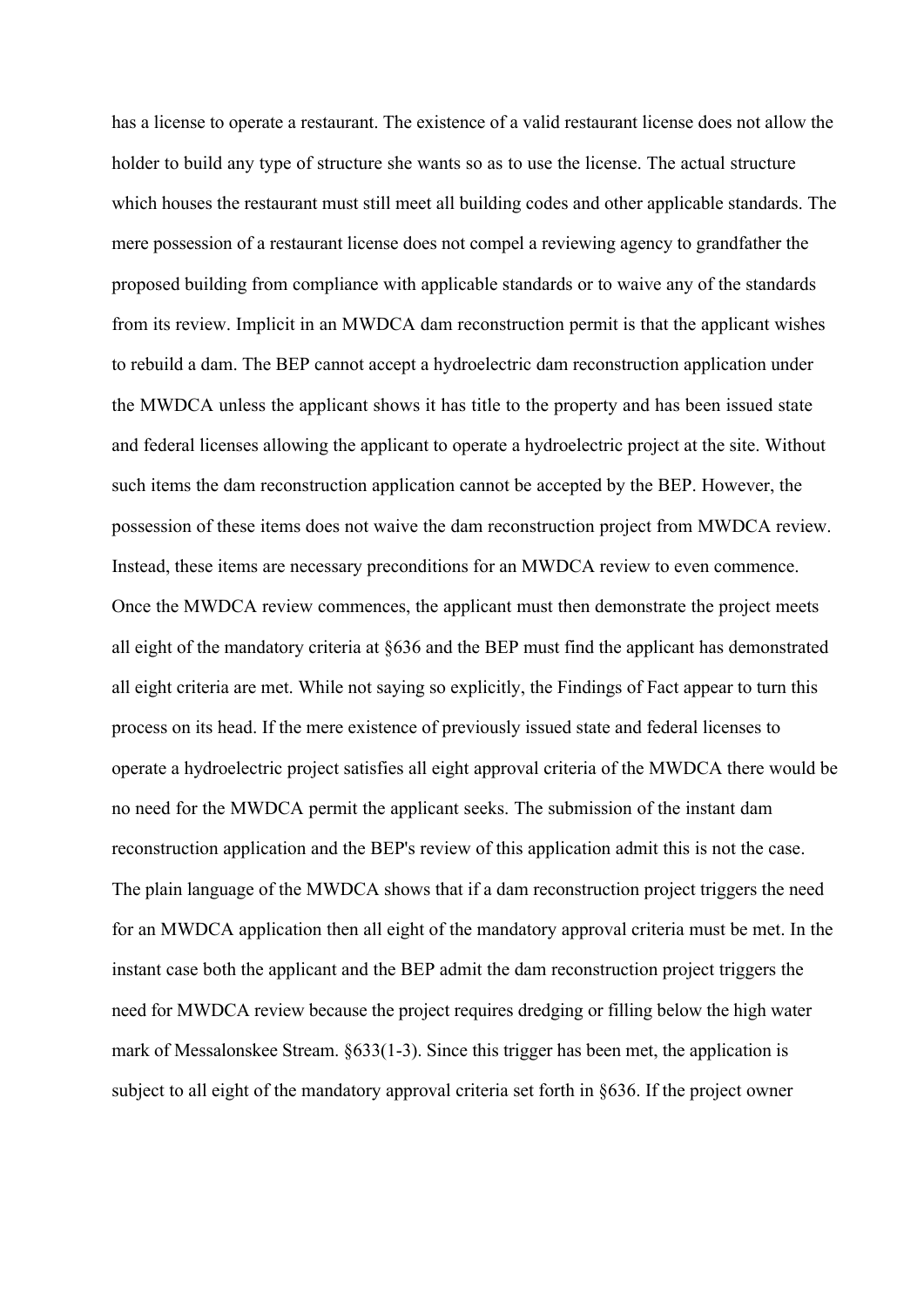has a license to operate a restaurant. The existence of a valid restaurant license does not allow the holder to build any type of structure she wants so as to use the license. The actual structure which houses the restaurant must still meet all building codes and other applicable standards. The mere possession of a restaurant license does not compel a reviewing agency to grandfather the proposed building from compliance with applicable standards or to waive any of the standards from its review. Implicit in an MWDCA dam reconstruction permit is that the applicant wishes to rebuild a dam. The BEP cannot accept a hydroelectric dam reconstruction application under the MWDCA unless the applicant shows it has title to the property and has been issued state and federal licenses allowing the applicant to operate a hydroelectric project at the site. Without such items the dam reconstruction application cannot be accepted by the BEP. However, the possession of these items does not waive the dam reconstruction project from MWDCA review. Instead, these items are necessary preconditions for an MWDCA review to even commence. Once the MWDCA review commences, the applicant must then demonstrate the project meets all eight of the mandatory criteria at §636 and the BEP must find the applicant has demonstrated all eight criteria are met. While not saying so explicitly, the Findings of Fact appear to turn this process on its head. If the mere existence of previously issued state and federal licenses to operate a hydroelectric project satisfies all eight approval criteria of the MWDCA there would be no need for the MWDCA permit the applicant seeks. The submission of the instant dam reconstruction application and the BEP's review of this application admit this is not the case. The plain language of the MWDCA shows that if a dam reconstruction project triggers the need for an MWDCA application then all eight of the mandatory approval criteria must be met. In the instant case both the applicant and the BEP admit the dam reconstruction project triggers the need for MWDCA review because the project requires dredging or filling below the high water mark of Messalonskee Stream. §633(1-3). Since this trigger has been met, the application is subject to all eight of the mandatory approval criteria set forth in §636. If the project owner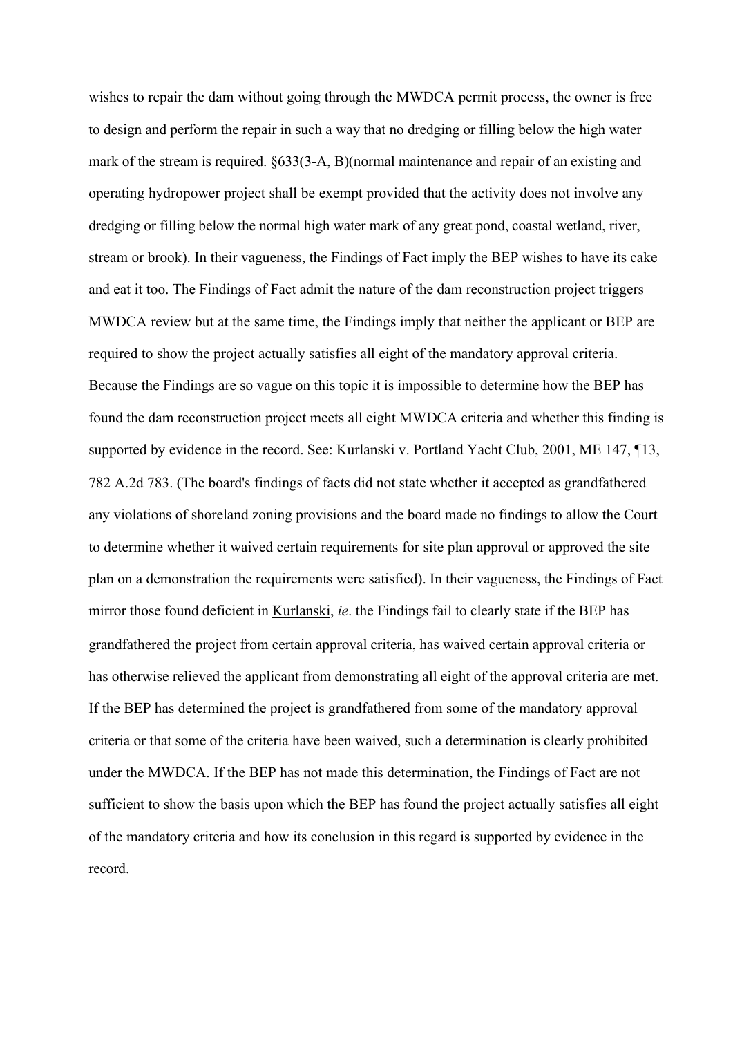wishes to repair the dam without going through the MWDCA permit process, the owner is free to design and perform the repair in such a way that no dredging or filling below the high water mark of the stream is required. §633(3-A, B)(normal maintenance and repair of an existing and operating hydropower project shall be exempt provided that the activity does not involve any dredging or filling below the normal high water mark of any great pond, coastal wetland, river, stream or brook). In their vagueness, the Findings of Fact imply the BEP wishes to have its cake and eat it too. The Findings of Fact admit the nature of the dam reconstruction project triggers MWDCA review but at the same time, the Findings imply that neither the applicant or BEP are required to show the project actually satisfies all eight of the mandatory approval criteria. Because the Findings are so vague on this topic it is impossible to determine how the BEP has found the dam reconstruction project meets all eight MWDCA criteria and whether this finding is supported by evidence in the record. See: Kurlanski v. Portland Yacht Club, 2001, ME 147, ¶13, 782 A.2d 783. (The board's findings of facts did not state whether it accepted as grandfathered any violations of shoreland zoning provisions and the board made no findings to allow the Court to determine whether it waived certain requirements for site plan approval or approved the site plan on a demonstration the requirements were satisfied). In their vagueness, the Findings of Fact mirror those found deficient in Kurlanski, *ie*. the Findings fail to clearly state if the BEP has grandfathered the project from certain approval criteria, has waived certain approval criteria or has otherwise relieved the applicant from demonstrating all eight of the approval criteria are met. If the BEP has determined the project is grandfathered from some of the mandatory approval criteria or that some of the criteria have been waived, such a determination is clearly prohibited under the MWDCA. If the BEP has not made this determination, the Findings of Fact are not sufficient to show the basis upon which the BEP has found the project actually satisfies all eight of the mandatory criteria and how its conclusion in this regard is supported by evidence in the record.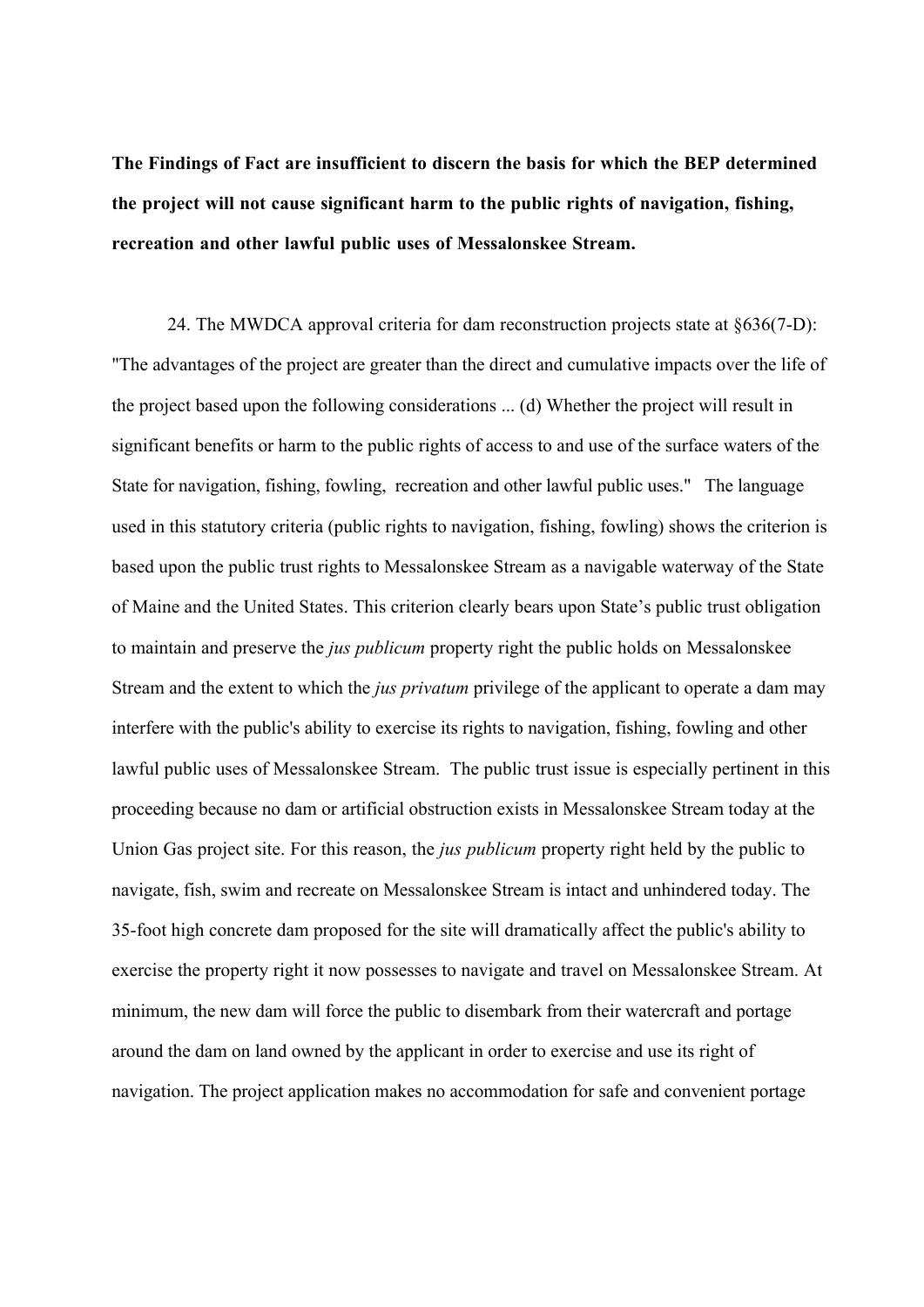**The Findings of Fact are insufficient to discern the basis for which the BEP determined the project will not cause significant harm to the public rights of navigation, fishing, recreation and other lawful public uses of Messalonskee Stream.**

24. The MWDCA approval criteria for dam reconstruction projects state at §636(7-D): "The advantages of the project are greater than the direct and cumulative impacts over the life of the project based upon the following considerations ... (d) Whether the project will result in significant benefits or harm to the public rights of access to and use of the surface waters of the State for navigation, fishing, fowling, recreation and other lawful public uses." The language used in this statutory criteria (public rights to navigation, fishing, fowling) shows the criterion is based upon the public trust rights to Messalonskee Stream as a navigable waterway of the State of Maine and the United States. This criterion clearly bears upon State's public trust obligation to maintain and preserve the *jus publicum* property right the public holds on Messalonskee Stream and the extent to which the *jus privatum* privilege of the applicant to operate a dam may interfere with the public's ability to exercise its rights to navigation, fishing, fowling and other lawful public uses of Messalonskee Stream. The public trust issue is especially pertinent in this proceeding because no dam or artificial obstruction exists in Messalonskee Stream today at the Union Gas project site. For this reason, the *jus publicum* property right held by the public to navigate, fish, swim and recreate on Messalonskee Stream is intact and unhindered today. The 35-foot high concrete dam proposed for the site will dramatically affect the public's ability to exercise the property right it now possesses to navigate and travel on Messalonskee Stream. At minimum, the new dam will force the public to disembark from their watercraft and portage around the dam on land owned by the applicant in order to exercise and use its right of navigation. The project application makes no accommodation for safe and convenient portage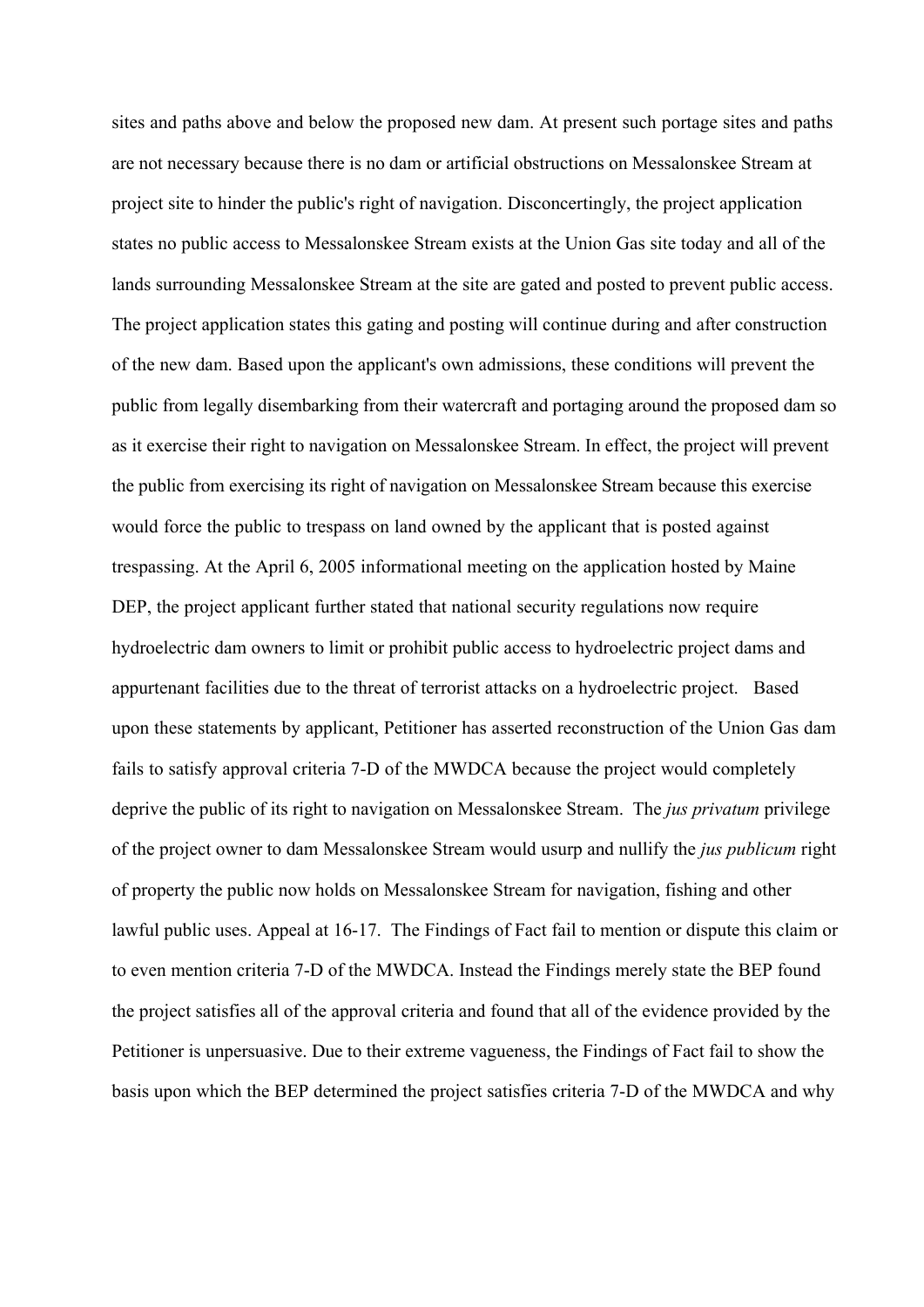sites and paths above and below the proposed new dam. At present such portage sites and paths are not necessary because there is no dam or artificial obstructions on Messalonskee Stream at project site to hinder the public's right of navigation. Disconcertingly, the project application states no public access to Messalonskee Stream exists at the Union Gas site today and all of the lands surrounding Messalonskee Stream at the site are gated and posted to prevent public access. The project application states this gating and posting will continue during and after construction of the new dam. Based upon the applicant's own admissions, these conditions will prevent the public from legally disembarking from their watercraft and portaging around the proposed dam so as it exercise their right to navigation on Messalonskee Stream. In effect, the project will prevent the public from exercising its right of navigation on Messalonskee Stream because this exercise would force the public to trespass on land owned by the applicant that is posted against trespassing. At the April 6, 2005 informational meeting on the application hosted by Maine DEP, the project applicant further stated that national security regulations now require hydroelectric dam owners to limit or prohibit public access to hydroelectric project dams and appurtenant facilities due to the threat of terrorist attacks on a hydroelectric project. Based upon these statements by applicant, Petitioner has asserted reconstruction of the Union Gas dam fails to satisfy approval criteria 7-D of the MWDCA because the project would completely deprive the public of its right to navigation on Messalonskee Stream. The *jus privatum* privilege of the project owner to dam Messalonskee Stream would usurp and nullify the *jus publicum* right of property the public now holds on Messalonskee Stream for navigation, fishing and other lawful public uses. Appeal at 16-17. The Findings of Fact fail to mention or dispute this claim or to even mention criteria 7-D of the MWDCA. Instead the Findings merely state the BEP found the project satisfies all of the approval criteria and found that all of the evidence provided by the Petitioner is unpersuasive. Due to their extreme vagueness, the Findings of Fact fail to show the basis upon which the BEP determined the project satisfies criteria 7-D of the MWDCA and why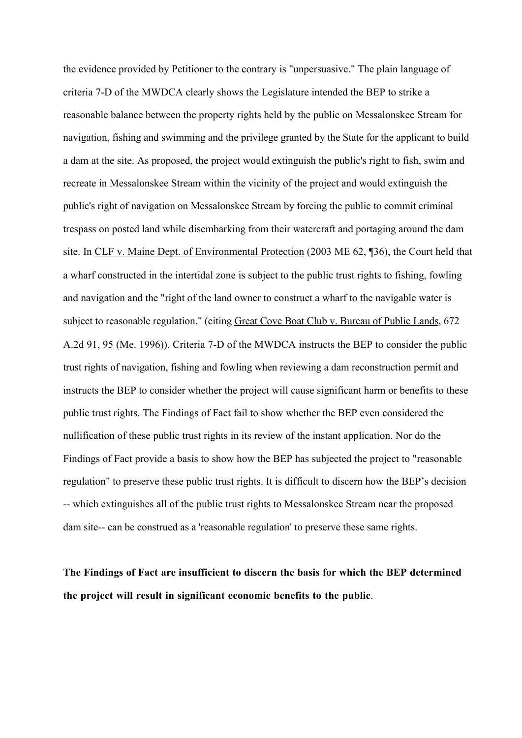the evidence provided by Petitioner to the contrary is "unpersuasive." The plain language of criteria 7-D of the MWDCA clearly shows the Legislature intended the BEP to strike a reasonable balance between the property rights held by the public on Messalonskee Stream for navigation, fishing and swimming and the privilege granted by the State for the applicant to build a dam at the site. As proposed, the project would extinguish the public's right to fish, swim and recreate in Messalonskee Stream within the vicinity of the project and would extinguish the public's right of navigation on Messalonskee Stream by forcing the public to commit criminal trespass on posted land while disembarking from their watercraft and portaging around the dam site. In CLF v. Maine Dept. of Environmental Protection (2003 ME 62, ¶36), the Court held that a wharf constructed in the intertidal zone is subject to the public trust rights to fishing, fowling and navigation and the "right of the land owner to construct a wharf to the navigable water is subject to reasonable regulation." (citing Great Cove Boat Club v. Bureau of Public Lands, 672 A.2d 91, 95 (Me. 1996)). Criteria 7-D of the MWDCA instructs the BEP to consider the public trust rights of navigation, fishing and fowling when reviewing a dam reconstruction permit and instructs the BEP to consider whether the project will cause significant harm or benefits to these public trust rights. The Findings of Fact fail to show whether the BEP even considered the nullification of these public trust rights in its review of the instant application. Nor do the Findings of Fact provide a basis to show how the BEP has subjected the project to "reasonable regulation" to preserve these public trust rights. It is difficult to discern how the BEP's decision -- which extinguishes all of the public trust rights to Messalonskee Stream near the proposed dam site-- can be construed as a 'reasonable regulation' to preserve these same rights.

**The Findings of Fact are insufficient to discern the basis for which the BEP determined the project will result in significant economic benefits to the public**.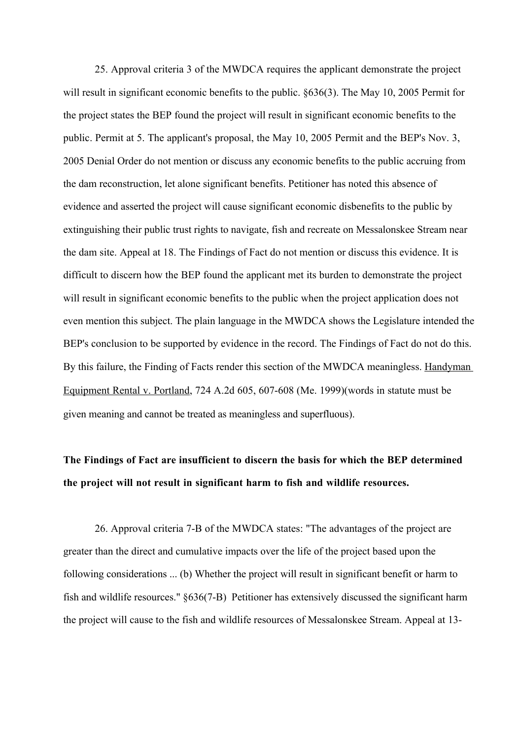25. Approval criteria 3 of the MWDCA requires the applicant demonstrate the project will result in significant economic benefits to the public. §636(3). The May 10, 2005 Permit for the project states the BEP found the project will result in significant economic benefits to the public. Permit at 5. The applicant's proposal, the May 10, 2005 Permit and the BEP's Nov. 3, 2005 Denial Order do not mention or discuss any economic benefits to the public accruing from the dam reconstruction, let alone significant benefits. Petitioner has noted this absence of evidence and asserted the project will cause significant economic disbenefits to the public by extinguishing their public trust rights to navigate, fish and recreate on Messalonskee Stream near the dam site. Appeal at 18. The Findings of Fact do not mention or discuss this evidence. It is difficult to discern how the BEP found the applicant met its burden to demonstrate the project will result in significant economic benefits to the public when the project application does not even mention this subject. The plain language in the MWDCA shows the Legislature intended the BEP's conclusion to be supported by evidence in the record. The Findings of Fact do not do this. By this failure, the Finding of Facts render this section of the MWDCA meaningless. Handyman Equipment Rental v. Portland, 724 A.2d 605, 607-608 (Me. 1999)(words in statute must be given meaning and cannot be treated as meaningless and superfluous).

**The Findings of Fact are insufficient to discern the basis for which the BEP determined the project will not result in significant harm to fish and wildlife resources.**

26. Approval criteria 7-B of the MWDCA states: "The advantages of the project are greater than the direct and cumulative impacts over the life of the project based upon the following considerations ... (b) Whether the project will result in significant benefit or harm to fish and wildlife resources." §636(7-B) Petitioner has extensively discussed the significant harm the project will cause to the fish and wildlife resources of Messalonskee Stream. Appeal at 13-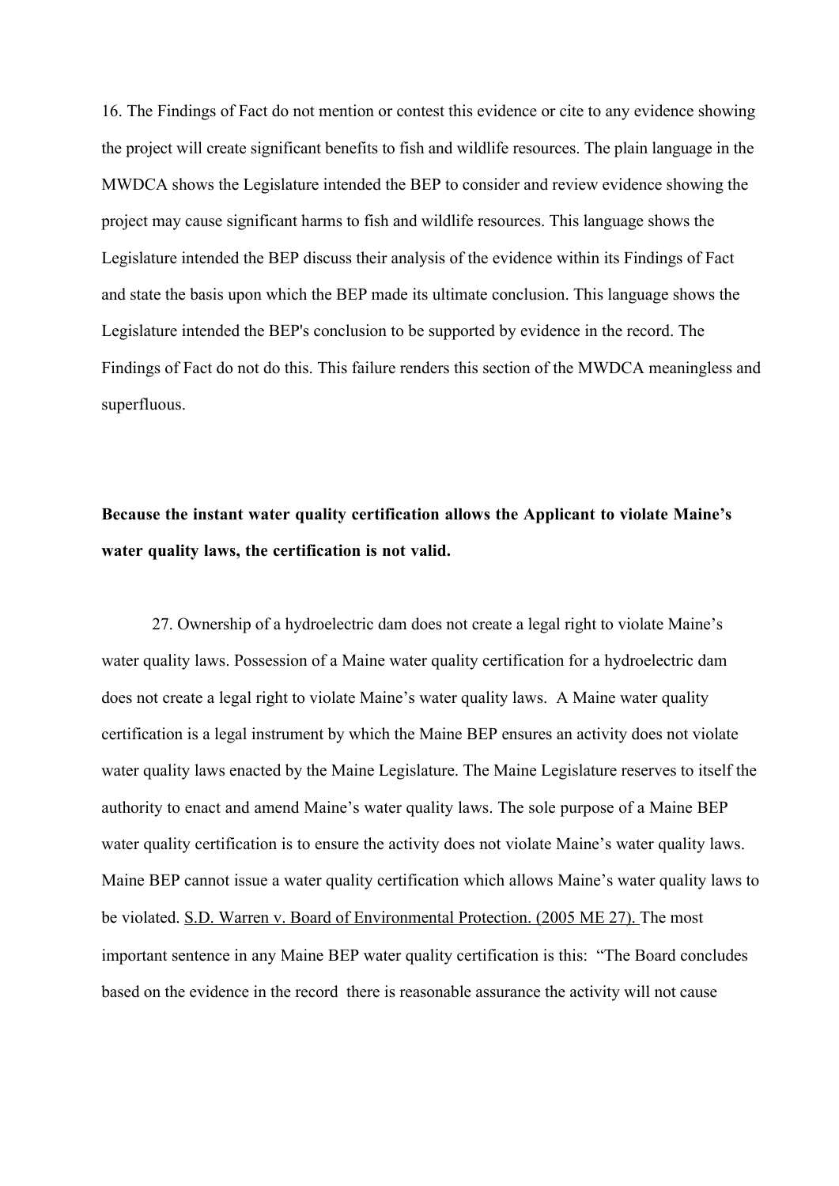16. The Findings of Fact do not mention or contest this evidence or cite to any evidence showing the project will create significant benefits to fish and wildlife resources. The plain language in the MWDCA shows the Legislature intended the BEP to consider and review evidence showing the project may cause significant harms to fish and wildlife resources. This language shows the Legislature intended the BEP discuss their analysis of the evidence within its Findings of Fact and state the basis upon which the BEP made its ultimate conclusion. This language shows the Legislature intended the BEP's conclusion to be supported by evidence in the record. The Findings of Fact do not do this. This failure renders this section of the MWDCA meaningless and superfluous.

**Because the instant water quality certification allows the Applicant to violate Maine's water quality laws, the certification is not valid.**

27. Ownership of a hydroelectric dam does not create a legal right to violate Maine's water quality laws. Possession of a Maine water quality certification for a hydroelectric dam does not create a legal right to violate Maine's water quality laws. A Maine water quality certification is a legal instrument by which the Maine BEP ensures an activity does not violate water quality laws enacted by the Maine Legislature. The Maine Legislature reserves to itself the authority to enact and amend Maine's water quality laws. The sole purpose of a Maine BEP water quality certification is to ensure the activity does not violate Maine's water quality laws. Maine BEP cannot issue a water quality certification which allows Maine's water quality laws to be violated. S.D. Warren v. Board of Environmental Protection. (2005 ME 27). The most important sentence in any Maine BEP water quality certification is this: "The Board concludes based on the evidence in the record there is reasonable assurance the activity will not cause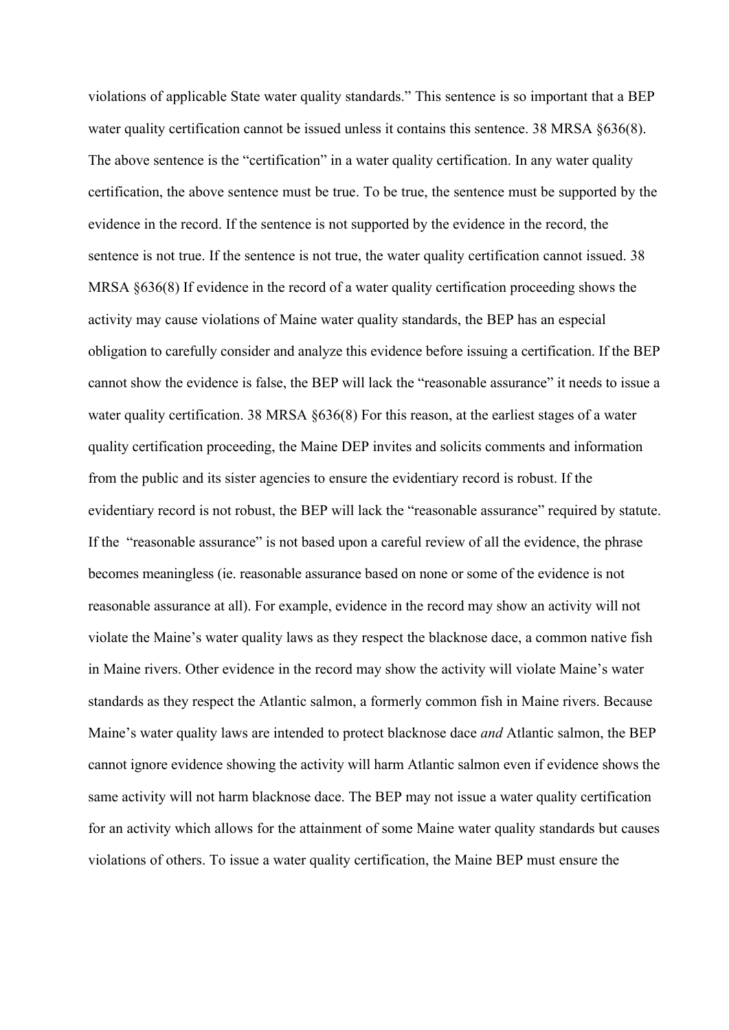violations of applicable State water quality standards." This sentence is so important that a BEP water quality certification cannot be issued unless it contains this sentence. 38 MRSA §636(8). The above sentence is the "certification" in a water quality certification. In any water quality certification, the above sentence must be true. To be true, the sentence must be supported by the evidence in the record. If the sentence is not supported by the evidence in the record, the sentence is not true. If the sentence is not true, the water quality certification cannot issued. 38 MRSA §636(8) If evidence in the record of a water quality certification proceeding shows the activity may cause violations of Maine water quality standards, the BEP has an especial obligation to carefully consider and analyze this evidence before issuing a certification. If the BEP cannot show the evidence is false, the BEP will lack the "reasonable assurance" it needs to issue a water quality certification. 38 MRSA §636(8) For this reason, at the earliest stages of a water quality certification proceeding, the Maine DEP invites and solicits comments and information from the public and its sister agencies to ensure the evidentiary record is robust. If the evidentiary record is not robust, the BEP will lack the "reasonable assurance" required by statute. If the "reasonable assurance" is not based upon a careful review of all the evidence, the phrase becomes meaningless (ie. reasonable assurance based on none or some of the evidence is not reasonable assurance at all). For example, evidence in the record may show an activity will not violate the Maine's water quality laws as they respect the blacknose dace, a common native fish in Maine rivers. Other evidence in the record may show the activity will violate Maine's water standards as they respect the Atlantic salmon, a formerly common fish in Maine rivers. Because Maine's water quality laws are intended to protect blacknose dace *and* Atlantic salmon, the BEP cannot ignore evidence showing the activity will harm Atlantic salmon even if evidence shows the same activity will not harm blacknose dace. The BEP may not issue a water quality certification for an activity which allows for the attainment of some Maine water quality standards but causes violations of others. To issue a water quality certification, the Maine BEP must ensure the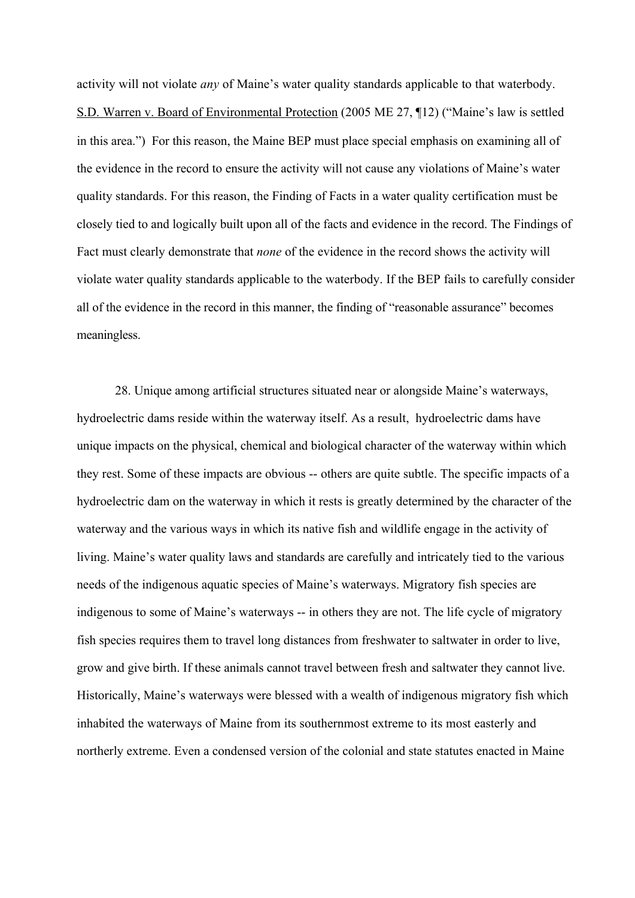activity will not violate *any* of Maine's water quality standards applicable to that waterbody. S.D. Warren v. Board of Environmental Protection (2005 ME 27, ¶12) ("Maine's law is settled in this area.") For this reason, the Maine BEP must place special emphasis on examining all of the evidence in the record to ensure the activity will not cause any violations of Maine's water quality standards. For this reason, the Finding of Facts in a water quality certification must be closely tied to and logically built upon all of the facts and evidence in the record. The Findings of Fact must clearly demonstrate that *none* of the evidence in the record shows the activity will violate water quality standards applicable to the waterbody. If the BEP fails to carefully consider all of the evidence in the record in this manner, the finding of "reasonable assurance" becomes meaningless.

28. Unique among artificial structures situated near or alongside Maine's waterways, hydroelectric dams reside within the waterway itself. As a result, hydroelectric dams have unique impacts on the physical, chemical and biological character of the waterway within which they rest. Some of these impacts are obvious -- others are quite subtle. The specific impacts of a hydroelectric dam on the waterway in which it rests is greatly determined by the character of the waterway and the various ways in which its native fish and wildlife engage in the activity of living. Maine's water quality laws and standards are carefully and intricately tied to the various needs of the indigenous aquatic species of Maine's waterways. Migratory fish species are indigenous to some of Maine's waterways -- in others they are not. The life cycle of migratory fish species requires them to travel long distances from freshwater to saltwater in order to live, grow and give birth. If these animals cannot travel between fresh and saltwater they cannot live. Historically, Maine's waterways were blessed with a wealth of indigenous migratory fish which inhabited the waterways of Maine from its southernmost extreme to its most easterly and northerly extreme. Even a condensed version of the colonial and state statutes enacted in Maine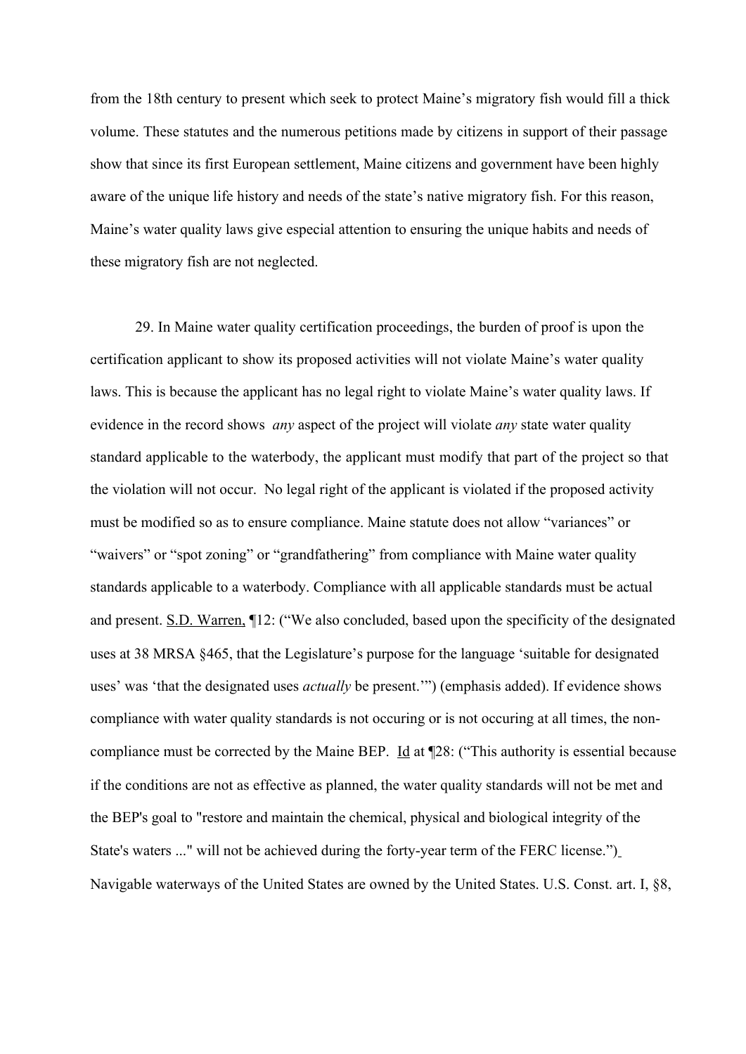from the 18th century to present which seek to protect Maine's migratory fish would fill a thick volume. These statutes and the numerous petitions made by citizens in support of their passage show that since its first European settlement, Maine citizens and government have been highly aware of the unique life history and needs of the state's native migratory fish. For this reason, Maine's water quality laws give especial attention to ensuring the unique habits and needs of these migratory fish are not neglected.

29. In Maine water quality certification proceedings, the burden of proof is upon the certification applicant to show its proposed activities will not violate Maine's water quality laws. This is because the applicant has no legal right to violate Maine's water quality laws. If evidence in the record shows *any* aspect of the project will violate *any* state water quality standard applicable to the waterbody, the applicant must modify that part of the project so that the violation will not occur. No legal right of the applicant is violated if the proposed activity must be modified so as to ensure compliance. Maine statute does not allow "variances" or "waivers" or "spot zoning" or "grandfathering" from compliance with Maine water quality standards applicable to a waterbody. Compliance with all applicable standards must be actual and present. S.D. Warren, ¶12: ("We also concluded, based upon the specificity of the designated uses at 38 MRSA §465, that the Legislature's purpose for the language 'suitable for designated uses' was 'that the designated uses *actually* be present.'") (emphasis added). If evidence shows compliance with water quality standards is not occuring or is not occuring at all times, the non-compliance must be corrected by the Maine BEP. Id at ¶28: ("This authority is essential because if the conditions are not as effective as planned, the water quality standards will not be met and the BEP's goal to "restore and maintain the chemical, physical and biological integrity of the State's waters ..." will not be achieved during the forty-year term of the FERC license.") Navigable waterways of the United States are owned by the United States. U.S. Const. art. I, §8,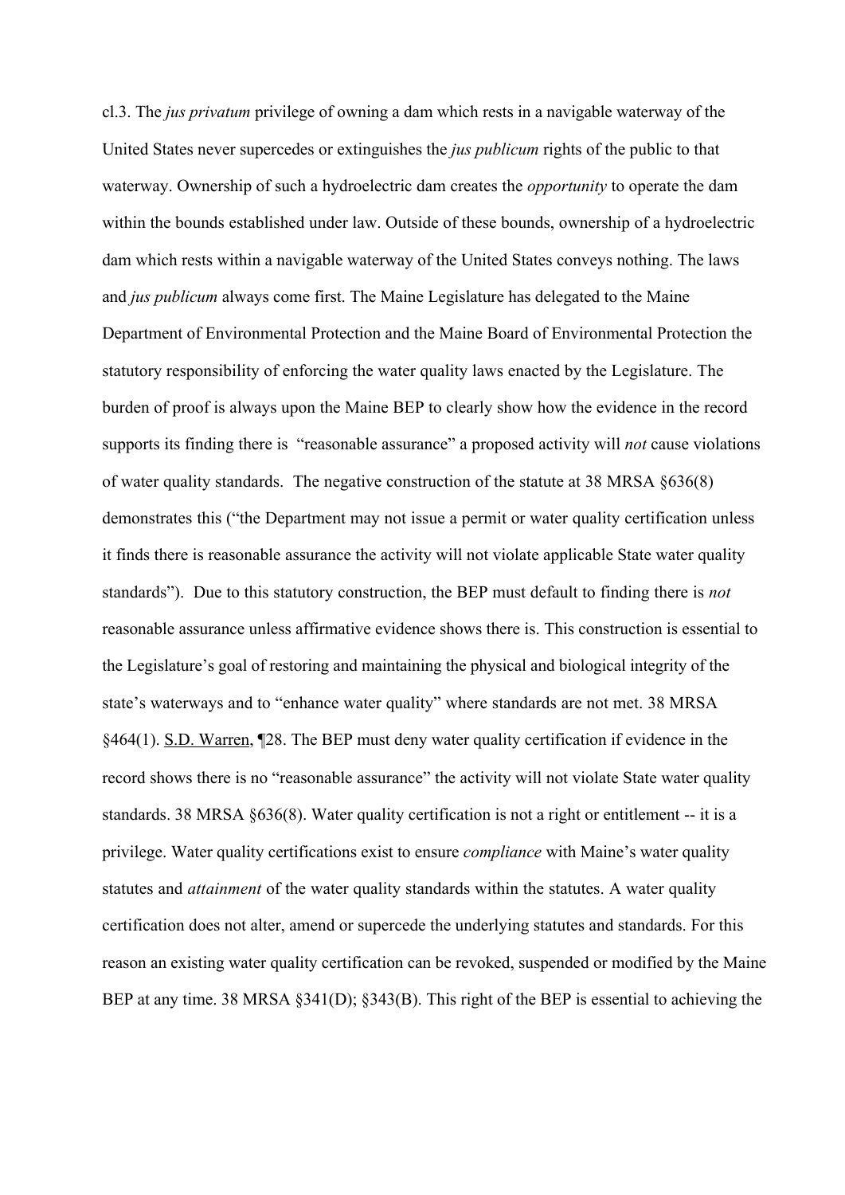cl.3. The *jus privatum* privilege of owning a dam which rests in a navigable waterway of the United States never supercedes or extinguishes the *jus publicum* rights of the public to that waterway. Ownership of such a hydroelectric dam creates the *opportunity* to operate the dam within the bounds established under law. Outside of these bounds, ownership of a hydroelectric dam which rests within a navigable waterway of the United States conveys nothing. The laws and *jus publicum* always come first. The Maine Legislature has delegated to the Maine Department of Environmental Protection and the Maine Board of Environmental Protection the statutory responsibility of enforcing the water quality laws enacted by the Legislature. The burden of proof is always upon the Maine BEP to clearly show how the evidence in the record supports its finding there is "reasonable assurance" a proposed activity will *not* cause violations of water quality standards. The negative construction of the statute at 38 MRSA §636(8) demonstrates this ("the Department may not issue a permit or water quality certification unless it finds there is reasonable assurance the activity will not violate applicable State water quality standards"). Due to this statutory construction, the BEP must default to finding there is *not* reasonable assurance unless affirmative evidence shows there is. This construction is essential to the Legislature's goal of restoring and maintaining the physical and biological integrity of the state's waterways and to "enhance water quality" where standards are not met. 38 MRSA §464(1). S.D. Warren, ¶28. The BEP must deny water quality certification if evidence in the record shows there is no "reasonable assurance" the activity will not violate State water quality standards. 38 MRSA §636(8). Water quality certification is not a right or entitlement -- it is a privilege. Water quality certifications exist to ensure *compliance* with Maine's water quality statutes and *attainment* of the water quality standards within the statutes. A water quality certification does not alter, amend or supercede the underlying statutes and standards. For this reason an existing water quality certification can be revoked, suspended or modified by the Maine BEP at any time. 38 MRSA §341(D); §343(B). This right of the BEP is essential to achieving the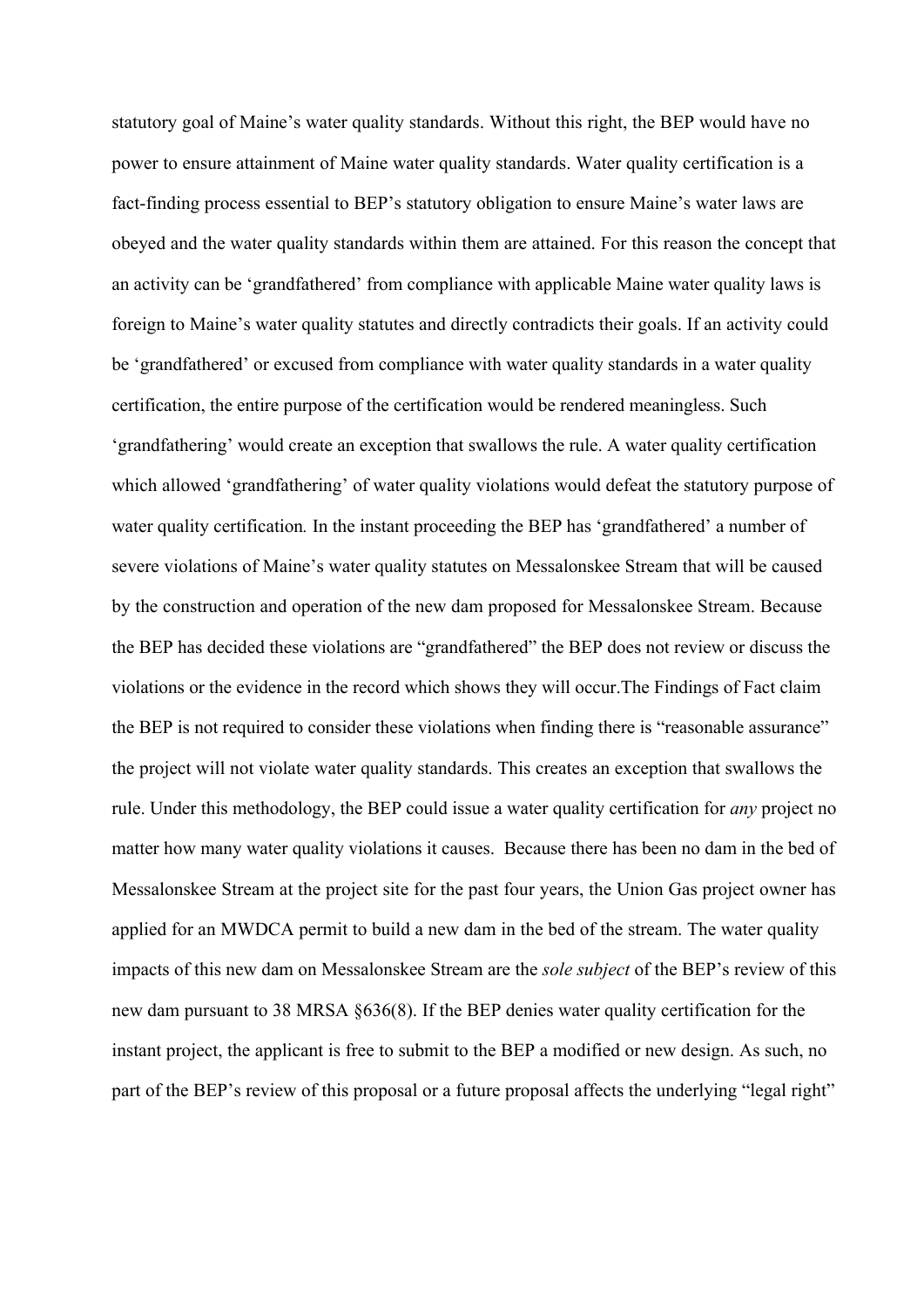statutory goal of Maine's water quality standards. Without this right, the BEP would have no power to ensure attainment of Maine water quality standards. Water quality certification is a fact-finding process essential to BEP's statutory obligation to ensure Maine's water laws are obeyed and the water quality standards within them are attained. For this reason the concept that an activity can be 'grandfathered' from compliance with applicable Maine water quality laws is foreign to Maine's water quality statutes and directly contradicts their goals. If an activity could be 'grandfathered' or excused from compliance with water quality standards in a water quality certification, the entire purpose of the certification would be rendered meaningless. Such 'grandfathering' would create an exception that swallows the rule. A water quality certification which allowed 'grandfathering' of water quality violations would defeat the statutory purpose of water quality certification. In the instant proceeding the BEP has 'grandfathered' a number of severe violations of Maine's water quality statutes on Messalonskee Stream that will be caused by the construction and operation of the new dam proposed for Messalonskee Stream. Because the BEP has decided these violations are "grandfathered" the BEP does not review or discuss the violations or the evidence in the record which shows they will occur.The Findings of Fact claim the BEP is not required to consider these violations when finding there is "reasonable assurance" the project will not violate water quality standards. This creates an exception that swallows the rule. Under this methodology, the BEP could issue a water quality certification for *any* project no matter how many water quality violations it causes. Because there has been no dam in the bed of Messalonskee Stream at the project site for the past four years, the Union Gas project owner has applied for an MWDCA permit to build a new dam in the bed of the stream. The water quality impacts of this new dam on Messalonskee Stream are the *sole subject* of the BEP's review of this new dam pursuant to 38 MRSA §636(8). If the BEP denies water quality certification for the instant project, the applicant is free to submit to the BEP a modified or new design. As such, no part of the BEP's review of this proposal or a future proposal affects the underlying "legal right"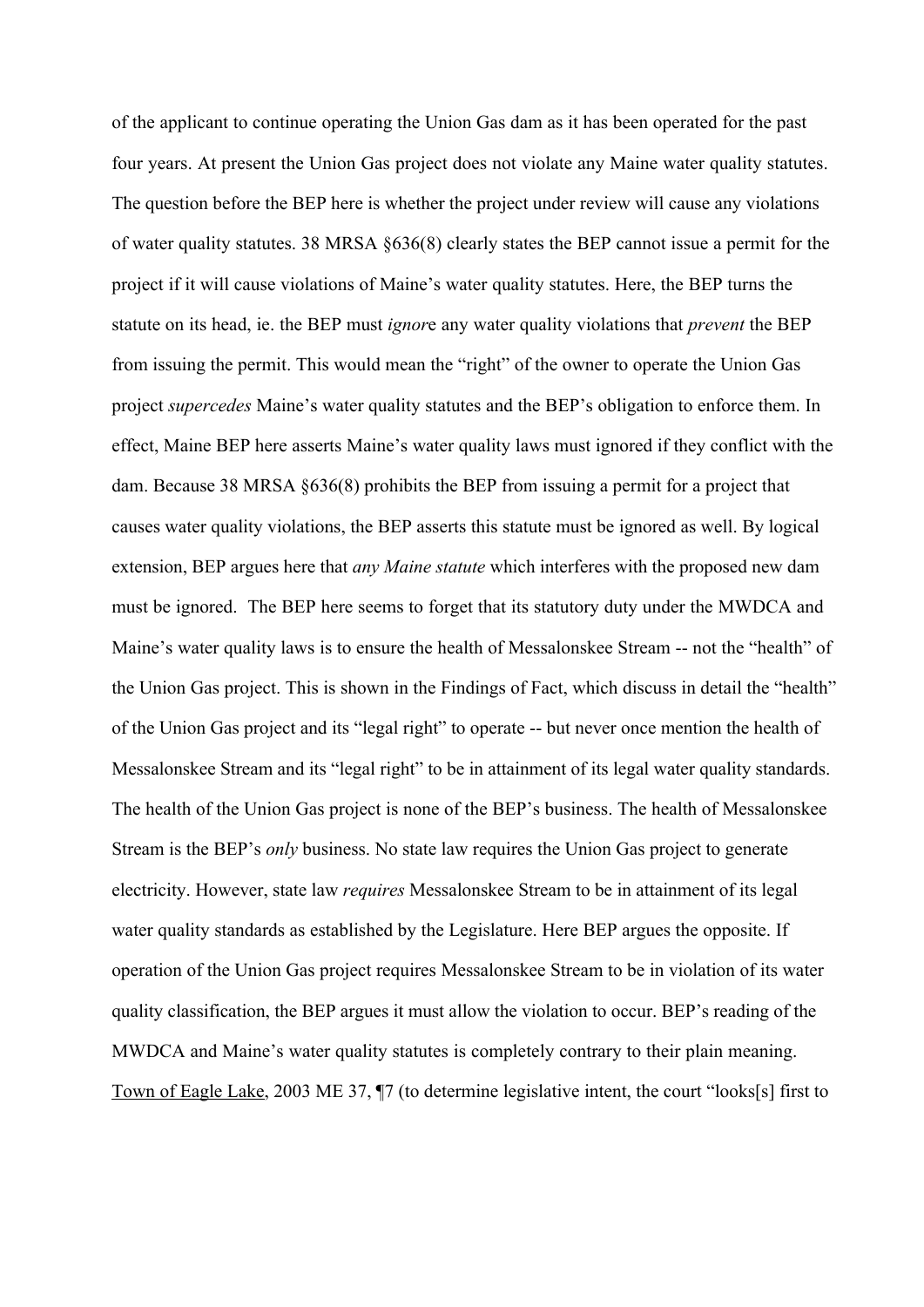of the applicant to continue operating the Union Gas dam as it has been operated for the past four years. At present the Union Gas project does not violate any Maine water quality statutes. The question before the BEP here is whether the project under review will cause any violations of water quality statutes. 38 MRSA §636(8) clearly states the BEP cannot issue a permit for the project if it will cause violations of Maine's water quality statutes. Here, the BEP turns the statute on its head, ie. the BEP must *ignor*e any water quality violations that *prevent* the BEP from issuing the permit. This would mean the "right" of the owner to operate the Union Gas project *supercedes* Maine's water quality statutes and the BEP's obligation to enforce them. In effect, Maine BEP here asserts Maine's water quality laws must ignored if they conflict with the dam. Because 38 MRSA §636(8) prohibits the BEP from issuing a permit for a project that causes water quality violations, the BEP asserts this statute must be ignored as well. By logical extension, BEP argues here that *any Maine statute* which interferes with the proposed new dam must be ignored. The BEP here seems to forget that its statutory duty under the MWDCA and Maine's water quality laws is to ensure the health of Messalonskee Stream -- not the "health" of the Union Gas project. This is shown in the Findings of Fact, which discuss in detail the "health" of the Union Gas project and its "legal right" to operate -- but never once mention the health of Messalonskee Stream and its "legal right" to be in attainment of its legal water quality standards. The health of the Union Gas project is none of the BEP's business. The health of Messalonskee Stream is the BEP's *only* business. No state law requires the Union Gas project to generate electricity. However, state law *requires* Messalonskee Stream to be in attainment of its legal water quality standards as established by the Legislature. Here BEP argues the opposite. If operation of the Union Gas project requires Messalonskee Stream to be in violation of its water quality classification, the BEP argues it must allow the violation to occur. BEP's reading of the MWDCA and Maine's water quality statutes is completely contrary to their plain meaning. <u>Town of Eagle Lake</u>, 2003 ME 37, ¶7 (to determine legislative intent, the court "looks[s] first to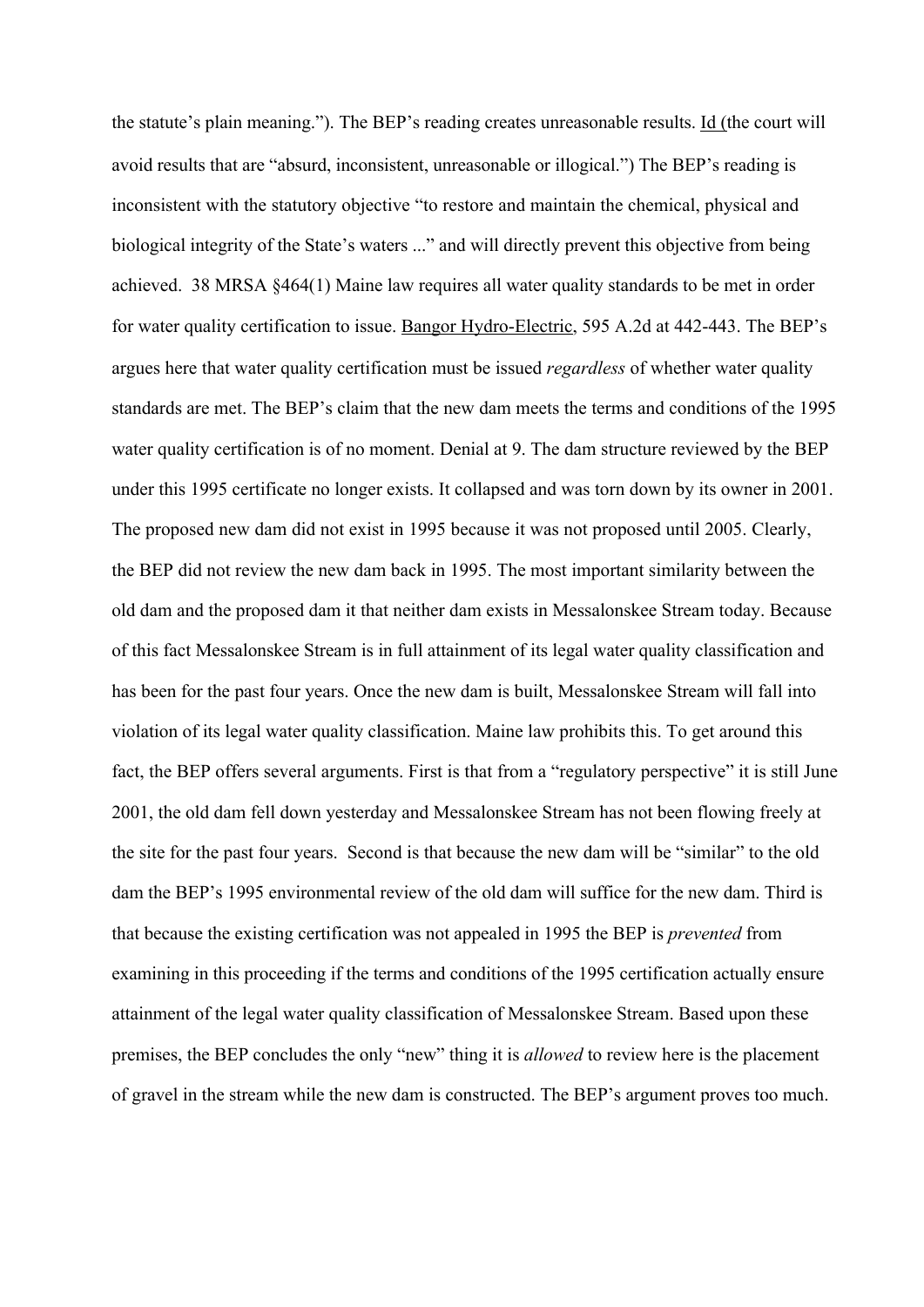the statute's plain meaning."). The BEP's reading creates unreasonable results. Id (the court will avoid results that are "absurd, inconsistent, unreasonable or illogical.") The BEP's reading is inconsistent with the statutory objective "to restore and maintain the chemical, physical and biological integrity of the State's waters ..." and will directly prevent this objective from being achieved. 38 MRSA §464(1) Maine law requires all water quality standards to be met in order for water quality certification to issue. Bangor Hydro-Electric, 595 A.2d at 442-443. The BEP's argues here that water quality certification must be issued *regardless* of whether water quality standards are met. The BEP's claim that the new dam meets the terms and conditions of the 1995 water quality certification is of no moment. Denial at 9. The dam structure reviewed by the BEP under this 1995 certificate no longer exists. It collapsed and was torn down by its owner in 2001. The proposed new dam did not exist in 1995 because it was not proposed until 2005. Clearly, the BEP did not review the new dam back in 1995. The most important similarity between the old dam and the proposed dam it that neither dam exists in Messalonskee Stream today. Because of this fact Messalonskee Stream is in full attainment of its legal water quality classification and has been for the past four years. Once the new dam is built, Messalonskee Stream will fall into violation of its legal water quality classification. Maine law prohibits this. To get around this fact, the BEP offers several arguments. First is that from a "regulatory perspective" it is still June 2001, the old dam fell down yesterday and Messalonskee Stream has not been flowing freely at the site for the past four years. Second is that because the new dam will be "similar" to the old dam the BEP's 1995 environmental review of the old dam will suffice for the new dam. Third is that because the existing certification was not appealed in 1995 the BEP is *prevented* from examining in this proceeding if the terms and conditions of the 1995 certification actually ensure attainment of the legal water quality classification of Messalonskee Stream. Based upon these premises, the BEP concludes the only "new" thing it is *allowed* to review here is the placement of gravel in the stream while the new dam is constructed. The BEP's argument proves too much.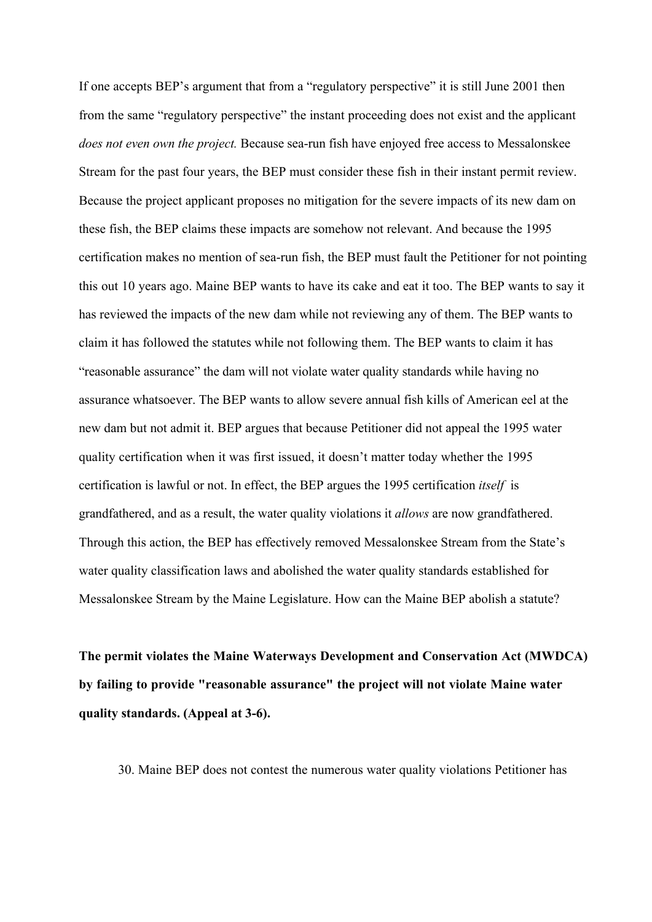If one accepts BEP's argument that from a "regulatory perspective" it is still June 2001 then from the same "regulatory perspective" the instant proceeding does not exist and the applicant *does not even own the project.* Because sea-run fish have enjoyed free access to Messalonskee Stream for the past four years, the BEP must consider these fish in their instant permit review. Because the project applicant proposes no mitigation for the severe impacts of its new dam on these fish, the BEP claims these impacts are somehow not relevant. And because the 1995 certification makes no mention of sea-run fish, the BEP must fault the Petitioner for not pointing this out 10 years ago. Maine BEP wants to have its cake and eat it too. The BEP wants to say it has reviewed the impacts of the new dam while not reviewing any of them. The BEP wants to claim it has followed the statutes while not following them. The BEP wants to claim it has "reasonable assurance" the dam will not violate water quality standards while having no assurance whatsoever. The BEP wants to allow severe annual fish kills of American eel at the new dam but not admit it. BEP argues that because Petitioner did not appeal the 1995 water quality certification when it was first issued, it doesn't matter today whether the 1995 certification is lawful or not. In effect, the BEP argues the 1995 certification *itself* is grandfathered, and as a result, the water quality violations it *allows* are now grandfathered. Through this action, the BEP has effectively removed Messalonskee Stream from the State's water quality classification laws and abolished the water quality standards established for Messalonskee Stream by the Maine Legislature. How can the Maine BEP abolish a statute?

**The permit violates the Maine Waterways Development and Conservation Act (MWDCA) by failing to provide "reasonable assurance" the project will not violate Maine water quality standards. (Appeal at 3-6).**

30. Maine BEP does not contest the numerous water quality violations Petitioner has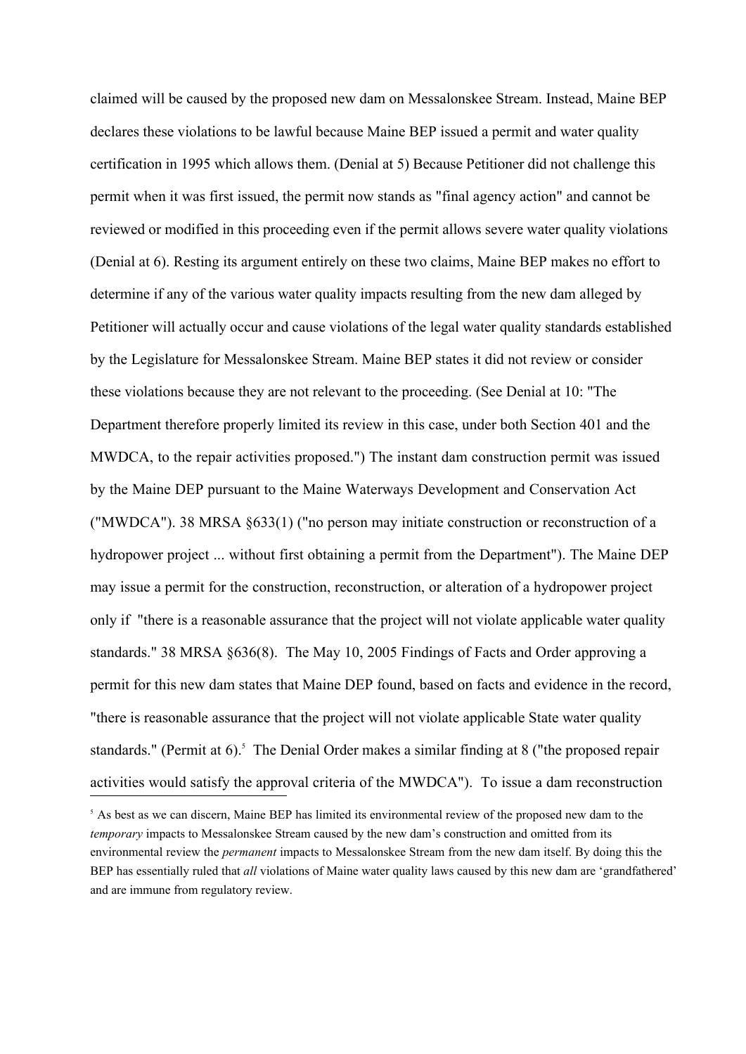claimed will be caused by the proposed new dam on Messalonskee Stream. Instead, Maine BEP declares these violations to be lawful because Maine BEP issued a permit and water quality certification in 1995 which allows them. (Denial at 5) Because Petitioner did not challenge this permit when it was first issued, the permit now stands as "final agency action" and cannot be reviewed or modified in this proceeding even if the permit allows severe water quality violations (Denial at 6). Resting its argument entirely on these two claims, Maine BEP makes no effort to determine if any of the various water quality impacts resulting from the new dam alleged by Petitioner will actually occur and cause violations of the legal water quality standards established by the Legislature for Messalonskee Stream. Maine BEP states it did not review or consider these violations because they are not relevant to the proceeding. (See Denial at 10: "The Department therefore properly limited its review in this case, under both Section 401 and the MWDCA, to the repair activities proposed.") The instant dam construction permit was issued by the Maine DEP pursuant to the Maine Waterways Development and Conservation Act ("MWDCA"). 38 MRSA §633(1) ("no person may initiate construction or reconstruction of a hydropower project ... without first obtaining a permit from the Department"). The Maine DEP may issue a permit for the construction, reconstruction, or alteration of a hydropower project only if "there is a reasonable assurance that the project will not violate applicable water quality standards." 38 MRSA §636(8). The May 10, 2005 Findings of Facts and Order approving a permit for this new dam states that Maine DEP found, based on facts and evidence in the record, "there is reasonable assurance that the project will not violate applicable State water quality standards." (Permit at 6).[5] The Denial Order makes a similar finding at 8 ("the proposed repair activities would satisfy the approval criteria of the MWDCA"). To issue a dam reconstruction

[5] As best as we can discern, Maine BEP has limited its environmental review of the proposed new dam to the *temporary* impacts to Messalonskee Stream caused by the new dam's construction and omitted from its environmental review the *permanent* impacts to Messalonskee Stream from the new dam itself. By doing this the BEP has essentially ruled that *all* violations of Maine water quality laws caused by this new dam are 'grandfathered' and are immune from regulatory review.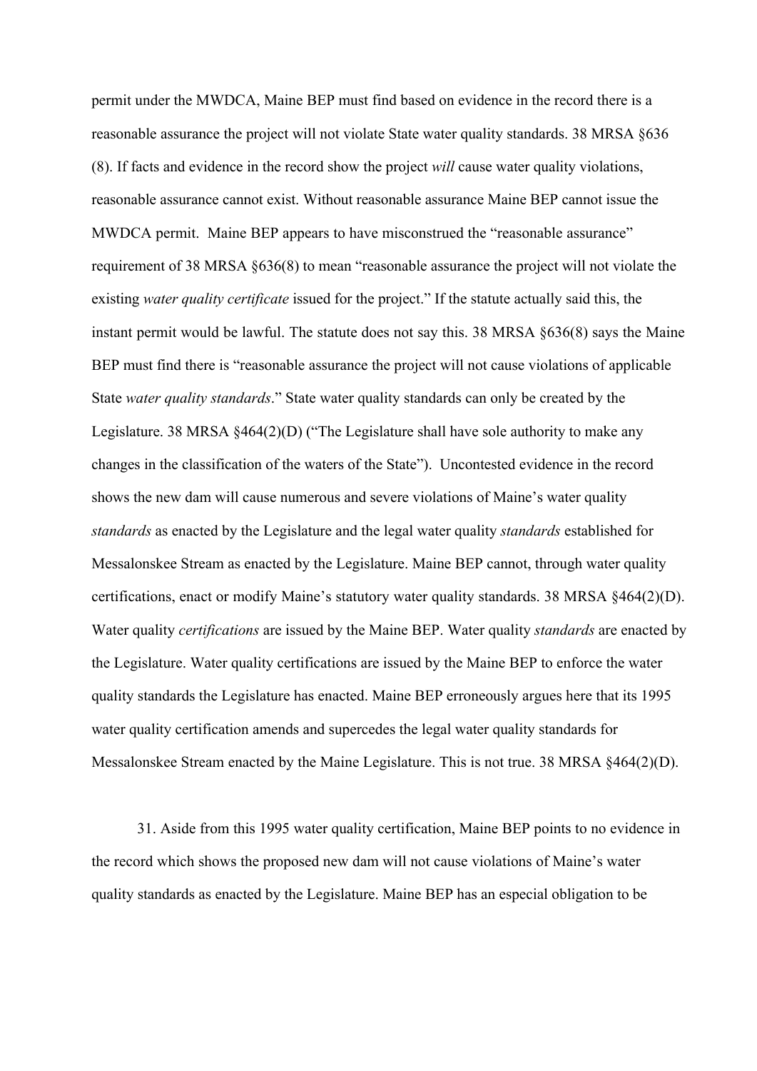permit under the MWDCA, Maine BEP must find based on evidence in the record there is a reasonable assurance the project will not violate State water quality standards. 38 MRSA §636 (8). If facts and evidence in the record show the project *will* cause water quality violations, reasonable assurance cannot exist. Without reasonable assurance Maine BEP cannot issue the MWDCA permit. Maine BEP appears to have misconstrued the "reasonable assurance" requirement of 38 MRSA §636(8) to mean "reasonable assurance the project will not violate the existing *water quality certificate* issued for the project." If the statute actually said this, the instant permit would be lawful. The statute does not say this. 38 MRSA §636(8) says the Maine BEP must find there is "reasonable assurance the project will not cause violations of applicable State *water quality standards*." State water quality standards can only be created by the Legislature. 38 MRSA §464(2)(D) ("The Legislature shall have sole authority to make any changes in the classification of the waters of the State"). Uncontested evidence in the record shows the new dam will cause numerous and severe violations of Maine's water quality *standards* as enacted by the Legislature and the legal water quality *standards* established for Messalonskee Stream as enacted by the Legislature. Maine BEP cannot, through water quality certifications, enact or modify Maine's statutory water quality standards. 38 MRSA §464(2)(D). Water quality *certifications* are issued by the Maine BEP. Water quality *standards* are enacted by the Legislature. Water quality certifications are issued by the Maine BEP to enforce the water quality standards the Legislature has enacted. Maine BEP erroneously argues here that its 1995 water quality certification amends and supercedes the legal water quality standards for Messalonskee Stream enacted by the Maine Legislature. This is not true. 38 MRSA §464(2)(D).

31. Aside from this 1995 water quality certification, Maine BEP points to no evidence in the record which shows the proposed new dam will not cause violations of Maine's water quality standards as enacted by the Legislature. Maine BEP has an especial obligation to be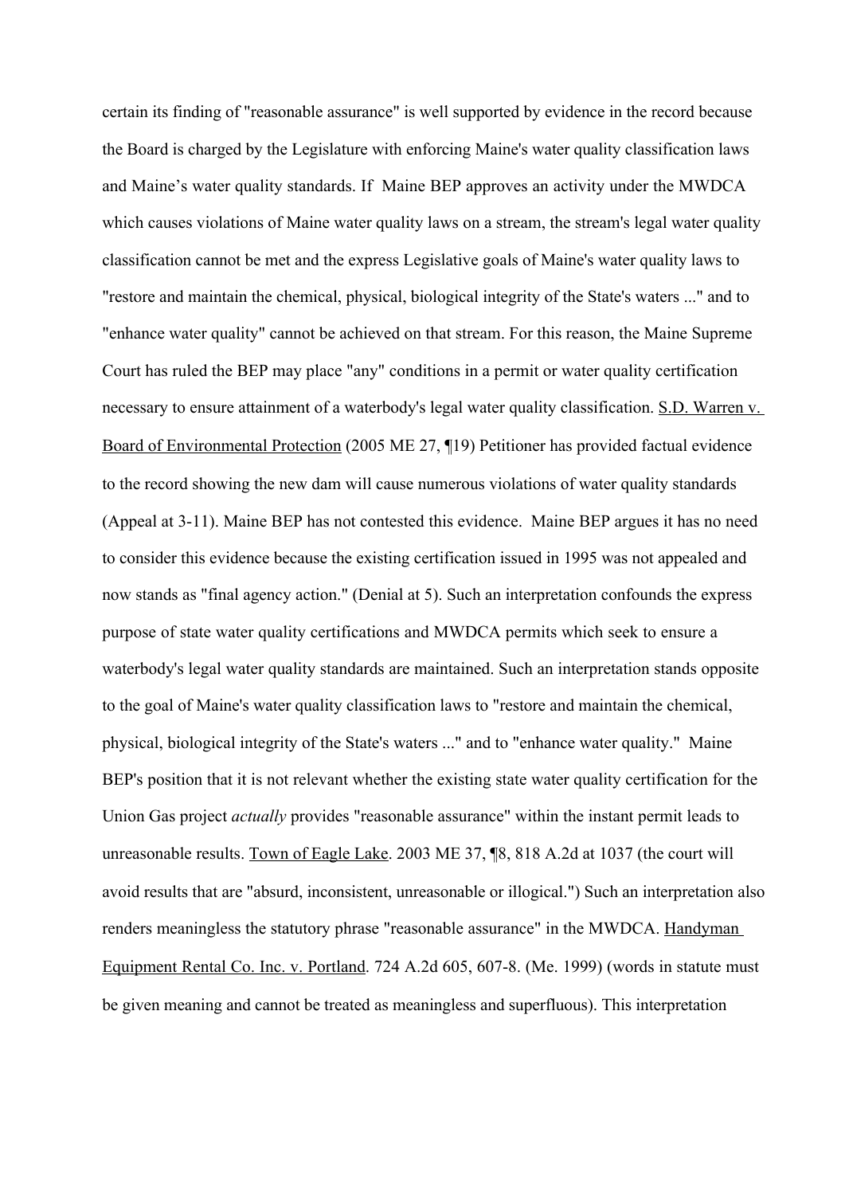certain its finding of "reasonable assurance" is well supported by evidence in the record because the Board is charged by the Legislature with enforcing Maine's water quality classification laws and Maine's water quality standards. If Maine BEP approves an activity under the MWDCA which causes violations of Maine water quality laws on a stream, the stream's legal water quality classification cannot be met and the express Legislative goals of Maine's water quality laws to "restore and maintain the chemical, physical, biological integrity of the State's waters ..." and to "enhance water quality" cannot be achieved on that stream. For this reason, the Maine Supreme Court has ruled the BEP may place "any" conditions in a permit or water quality certification necessary to ensure attainment of a waterbody's legal water quality classification. <u>S.D. Warren v. Board of Environmental Protection</u> (2005 ME 27, ¶19) Petitioner has provided factual evidence to the record showing the new dam will cause numerous violations of water quality standards (Appeal at 3-11). Maine BEP has not contested this evidence. Maine BEP argues it has no need to consider this evidence because the existing certification issued in 1995 was not appealed and now stands as "final agency action." (Denial at 5). Such an interpretation confounds the express purpose of state water quality certifications and MWDCA permits which seek to ensure a waterbody's legal water quality standards are maintained. Such an interpretation stands opposite to the goal of Maine's water quality classification laws to "restore and maintain the chemical, physical, biological integrity of the State's waters ..." and to "enhance water quality." Maine BEP's position that it is not relevant whether the existing state water quality certification for the Union Gas project *actually* provides "reasonable assurance" within the instant permit leads to unreasonable results. <u>Town of Eagle Lake</u>. 2003 ME 37, ¶8, 818 A.2d at 1037 (the court will avoid results that are "absurd, inconsistent, unreasonable or illogical.") Such an interpretation also renders meaningless the statutory phrase "reasonable assurance" in the MWDCA. <u>Handyman Equipment Rental Co. Inc. v. Portland</u>. 724 A.2d 605, 607-8. (Me. 1999) (words in statute must be given meaning and cannot be treated as meaningless and superfluous). This interpretation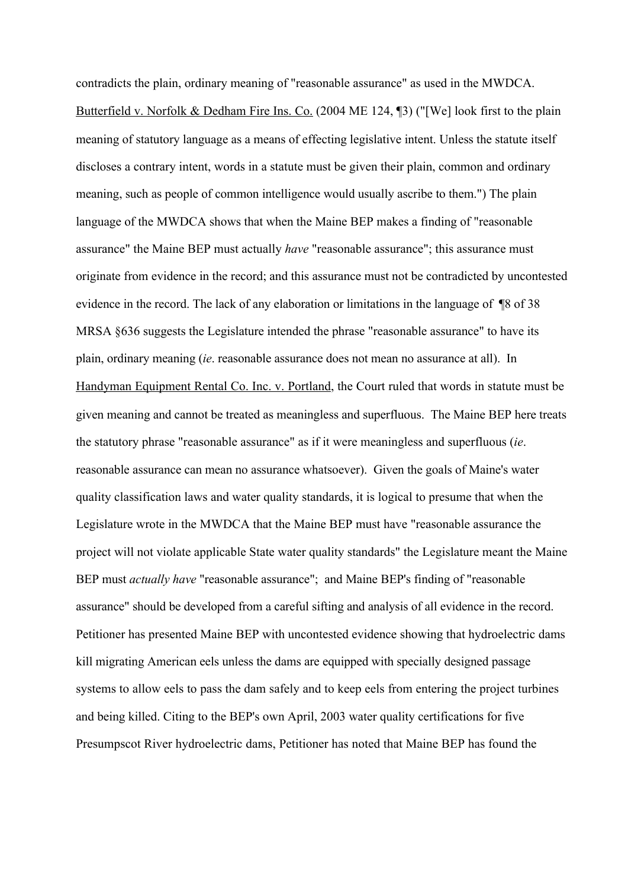contradicts the plain, ordinary meaning of "reasonable assurance" as used in the MWDCA. Butterfield v. Norfolk & Dedham Fire Ins. Co. (2004 ME 124, ¶3) ("[We] look first to the plain meaning of statutory language as a means of effecting legislative intent. Unless the statute itself discloses a contrary intent, words in a statute must be given their plain, common and ordinary meaning, such as people of common intelligence would usually ascribe to them.") The plain language of the MWDCA shows that when the Maine BEP makes a finding of "reasonable assurance" the Maine BEP must actually *have* "reasonable assurance"; this assurance must originate from evidence in the record; and this assurance must not be contradicted by uncontested evidence in the record. The lack of any elaboration or limitations in the language of ¶8 of 38 MRSA §636 suggests the Legislature intended the phrase "reasonable assurance" to have its plain, ordinary meaning (*ie*. reasonable assurance does not mean no assurance at all). In Handyman Equipment Rental Co. Inc. v. Portland, the Court ruled that words in statute must be given meaning and cannot be treated as meaningless and superfluous. The Maine BEP here treats the statutory phrase "reasonable assurance" as if it were meaningless and superfluous (*ie*. reasonable assurance can mean no assurance whatsoever). Given the goals of Maine's water quality classification laws and water quality standards, it is logical to presume that when the Legislature wrote in the MWDCA that the Maine BEP must have "reasonable assurance the project will not violate applicable State water quality standards" the Legislature meant the Maine BEP must *actually have* "reasonable assurance"; and Maine BEP's finding of "reasonable assurance" should be developed from a careful sifting and analysis of all evidence in the record. Petitioner has presented Maine BEP with uncontested evidence showing that hydroelectric dams kill migrating American eels unless the dams are equipped with specially designed passage systems to allow eels to pass the dam safely and to keep eels from entering the project turbines and being killed. Citing to the BEP's own April, 2003 water quality certifications for five Presumpscot River hydroelectric dams, Petitioner has noted that Maine BEP has found the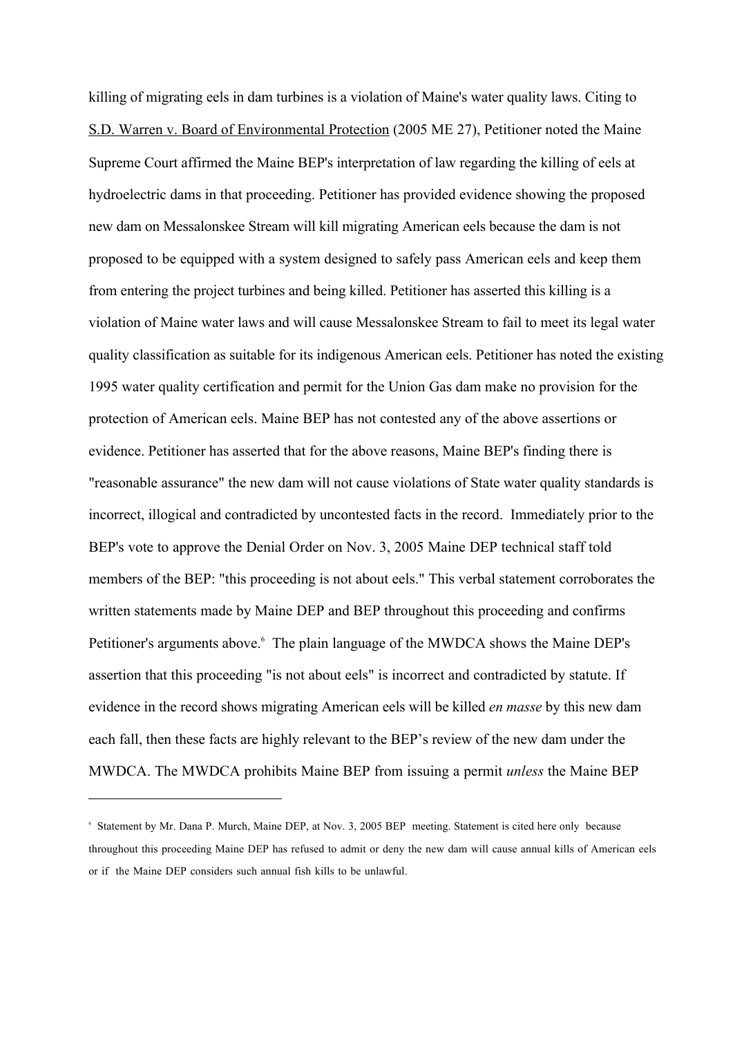killing of migrating eels in dam turbines is a violation of Maine's water quality laws. Citing to S.D. Warren v. Board of Environmental Protection (2005 ME 27), Petitioner noted the Maine Supreme Court affirmed the Maine BEP's interpretation of law regarding the killing of eels at hydroelectric dams in that proceeding. Petitioner has provided evidence showing the proposed new dam on Messalonskee Stream will kill migrating American eels because the dam is not proposed to be equipped with a system designed to safely pass American eels and keep them from entering the project turbines and being killed. Petitioner has asserted this killing is a violation of Maine water laws and will cause Messalonskee Stream to fail to meet its legal water quality classification as suitable for its indigenous American eels. Petitioner has noted the existing 1995 water quality certification and permit for the Union Gas dam make no provision for the protection of American eels. Maine BEP has not contested any of the above assertions or evidence. Petitioner has asserted that for the above reasons, Maine BEP's finding there is "reasonable assurance" the new dam will not cause violations of State water quality standards is incorrect, illogical and contradicted by uncontested facts in the record. Immediately prior to the BEP's vote to approve the Denial Order on Nov. 3, 2005 Maine DEP technical staff told members of the BEP: "this proceeding is not about eels." This verbal statement corroborates the written statements made by Maine DEP and BEP throughout this proceeding and confirms Petitioner's arguments above.[6] The plain language of the MWDCA shows the Maine DEP's assertion that this proceeding "is not about eels" is incorrect and contradicted by statute. If evidence in the record shows migrating American eels will be killed *en masse* by this new dam each fall, then these facts are highly relevant to the BEP's review of the new dam under the MWDCA. The MWDCA prohibits Maine BEP from issuing a permit *unless* the Maine BEP

---

[6] Statement by Mr. Dana P. Murch, Maine DEP, at Nov. 3, 2005 BEP meeting. Statement is cited here only because throughout this proceeding Maine DEP has refused to admit or deny the new dam will cause annual kills of American eels or if the Maine DEP considers such annual fish kills to be unlawful.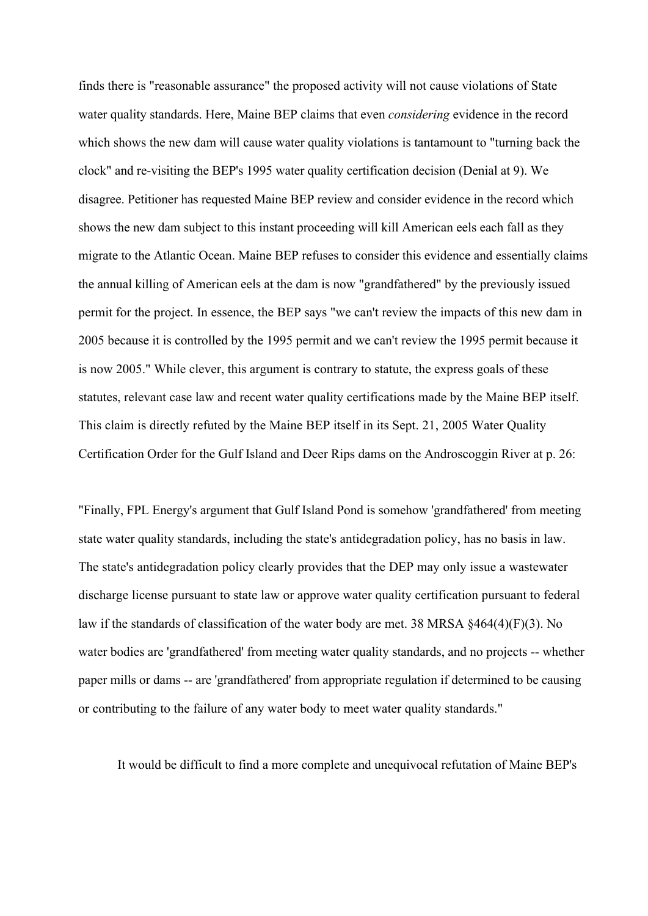finds there is "reasonable assurance" the proposed activity will not cause violations of State water quality standards. Here, Maine BEP claims that even *considering* evidence in the record which shows the new dam will cause water quality violations is tantamount to "turning back the clock" and re-visiting the BEP's 1995 water quality certification decision (Denial at 9). We disagree. Petitioner has requested Maine BEP review and consider evidence in the record which shows the new dam subject to this instant proceeding will kill American eels each fall as they migrate to the Atlantic Ocean. Maine BEP refuses to consider this evidence and essentially claims the annual killing of American eels at the dam is now "grandfathered" by the previously issued permit for the project. In essence, the BEP says "we can't review the impacts of this new dam in 2005 because it is controlled by the 1995 permit and we can't review the 1995 permit because it is now 2005." While clever, this argument is contrary to statute, the express goals of these statutes, relevant case law and recent water quality certifications made by the Maine BEP itself. This claim is directly refuted by the Maine BEP itself in its Sept. 21, 2005 Water Quality Certification Order for the Gulf Island and Deer Rips dams on the Androscoggin River at p. 26:

"Finally, FPL Energy's argument that Gulf Island Pond is somehow 'grandfathered' from meeting state water quality standards, including the state's antidegradation policy, has no basis in law. The state's antidegradation policy clearly provides that the DEP may only issue a wastewater discharge license pursuant to state law or approve water quality certification pursuant to federal law if the standards of classification of the water body are met. 38 MRSA §464(4)(F)(3). No water bodies are 'grandfathered' from meeting water quality standards, and no projects -- whether paper mills or dams -- are 'grandfathered' from appropriate regulation if determined to be causing or contributing to the failure of any water body to meet water quality standards."

It would be difficult to find a more complete and unequivocal refutation of Maine BEP's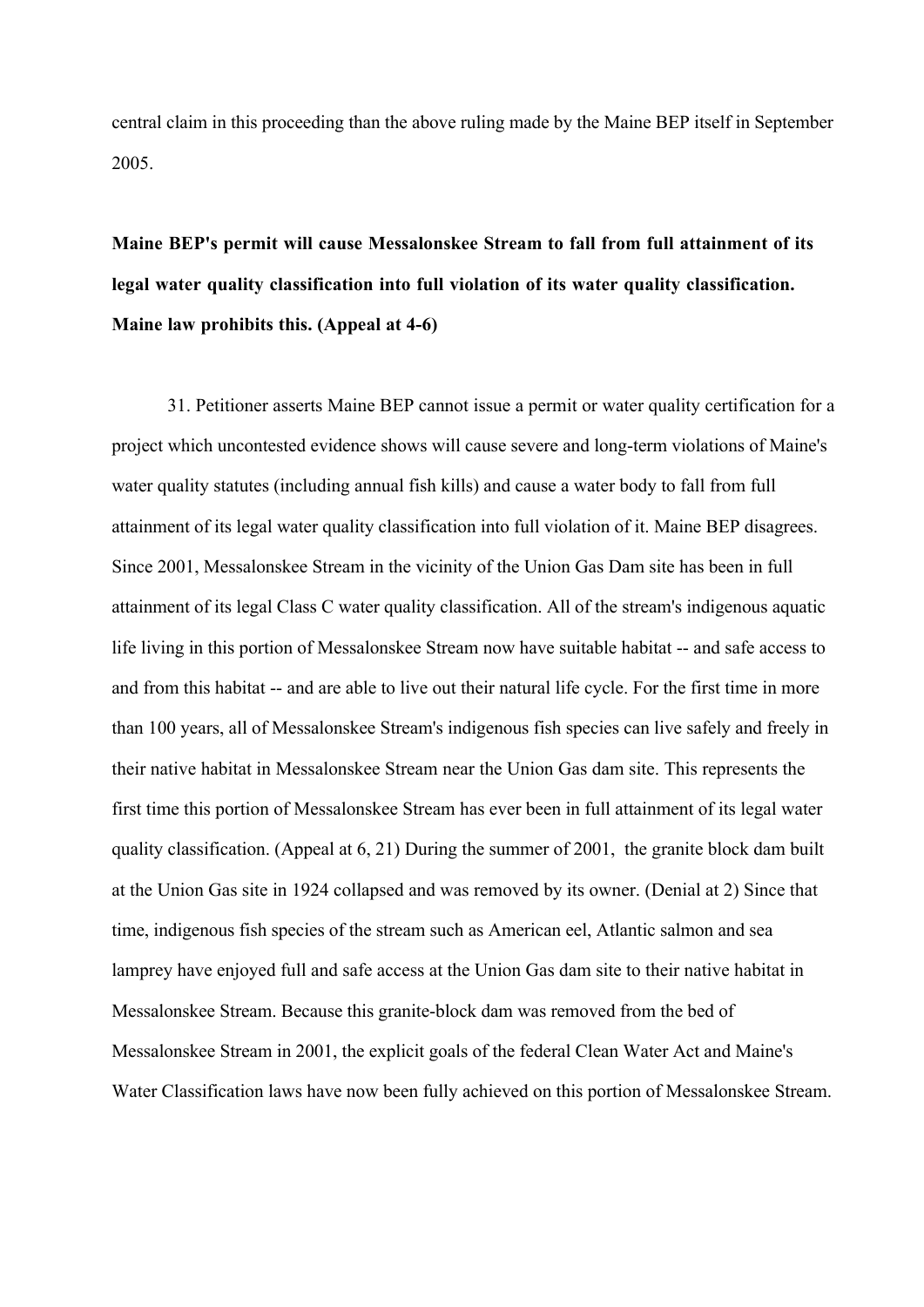central claim in this proceeding than the above ruling made by the Maine BEP itself in September 2005.

**Maine BEP's permit will cause Messalonskee Stream to fall from full attainment of its legal water quality classification into full violation of its water quality classification. Maine law prohibits this. (Appeal at 4-6)**

31. Petitioner asserts Maine BEP cannot issue a permit or water quality certification for a project which uncontested evidence shows will cause severe and long-term violations of Maine's water quality statutes (including annual fish kills) and cause a water body to fall from full attainment of its legal water quality classification into full violation of it. Maine BEP disagrees. Since 2001, Messalonskee Stream in the vicinity of the Union Gas Dam site has been in full attainment of its legal Class C water quality classification. All of the stream's indigenous aquatic life living in this portion of Messalonskee Stream now have suitable habitat -- and safe access to and from this habitat -- and are able to live out their natural life cycle. For the first time in more than 100 years, all of Messalonskee Stream's indigenous fish species can live safely and freely in their native habitat in Messalonskee Stream near the Union Gas dam site. This represents the first time this portion of Messalonskee Stream has ever been in full attainment of its legal water quality classification. (Appeal at 6, 21) During the summer of 2001, the granite block dam built at the Union Gas site in 1924 collapsed and was removed by its owner. (Denial at 2) Since that time, indigenous fish species of the stream such as American eel, Atlantic salmon and sea lamprey have enjoyed full and safe access at the Union Gas dam site to their native habitat in Messalonskee Stream. Because this granite-block dam was removed from the bed of Messalonskee Stream in 2001, the explicit goals of the federal Clean Water Act and Maine's Water Classification laws have now been fully achieved on this portion of Messalonskee Stream.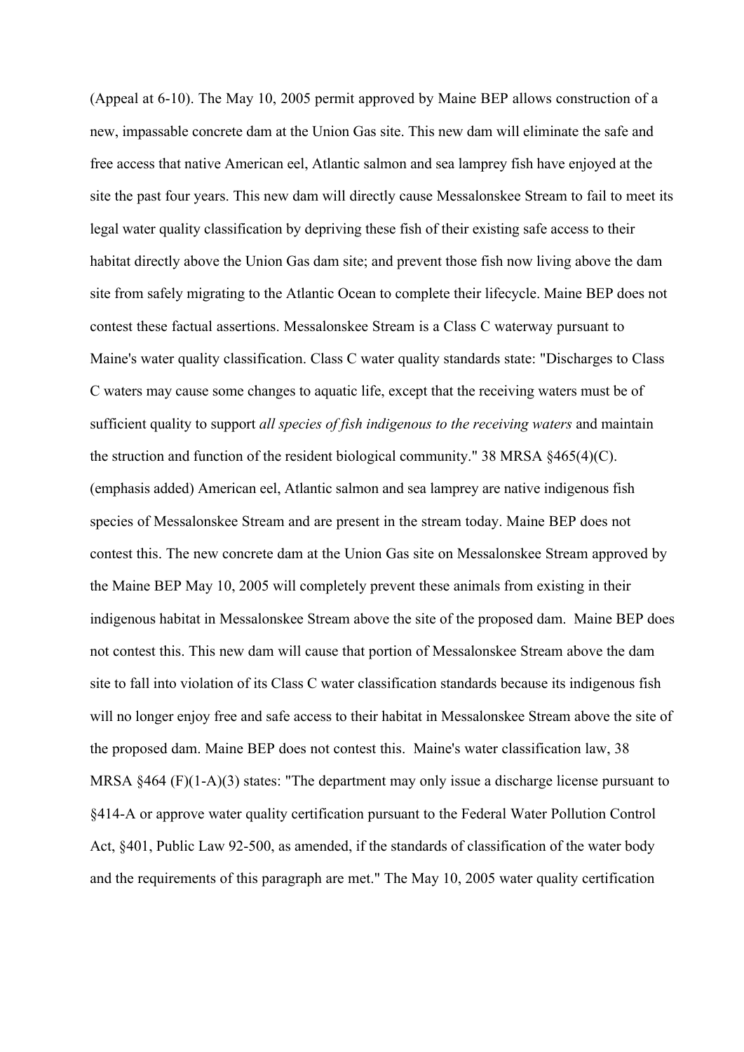(Appeal at 6-10). The May 10, 2005 permit approved by Maine BEP allows construction of a new, impassable concrete dam at the Union Gas site. This new dam will eliminate the safe and free access that native American eel, Atlantic salmon and sea lamprey fish have enjoyed at the site the past four years. This new dam will directly cause Messalonskee Stream to fail to meet its legal water quality classification by depriving these fish of their existing safe access to their habitat directly above the Union Gas dam site; and prevent those fish now living above the dam site from safely migrating to the Atlantic Ocean to complete their lifecycle. Maine BEP does not contest these factual assertions. Messalonskee Stream is a Class C waterway pursuant to Maine's water quality classification. Class C water quality standards state: "Discharges to Class C waters may cause some changes to aquatic life, except that the receiving waters must be of sufficient quality to support *all species of fish indigenous to the receiving waters* and maintain the struction and function of the resident biological community." 38 MRSA §465(4)(C). (emphasis added) American eel, Atlantic salmon and sea lamprey are native indigenous fish species of Messalonskee Stream and are present in the stream today. Maine BEP does not contest this. The new concrete dam at the Union Gas site on Messalonskee Stream approved by the Maine BEP May 10, 2005 will completely prevent these animals from existing in their indigenous habitat in Messalonskee Stream above the site of the proposed dam. Maine BEP does not contest this. This new dam will cause that portion of Messalonskee Stream above the dam site to fall into violation of its Class C water classification standards because its indigenous fish will no longer enjoy free and safe access to their habitat in Messalonskee Stream above the site of the proposed dam. Maine BEP does not contest this. Maine's water classification law, 38 MRSA §464 (F)(1-A)(3) states: "The department may only issue a discharge license pursuant to §414-A or approve water quality certification pursuant to the Federal Water Pollution Control Act, §401, Public Law 92-500, as amended, if the standards of classification of the water body and the requirements of this paragraph are met." The May 10, 2005 water quality certification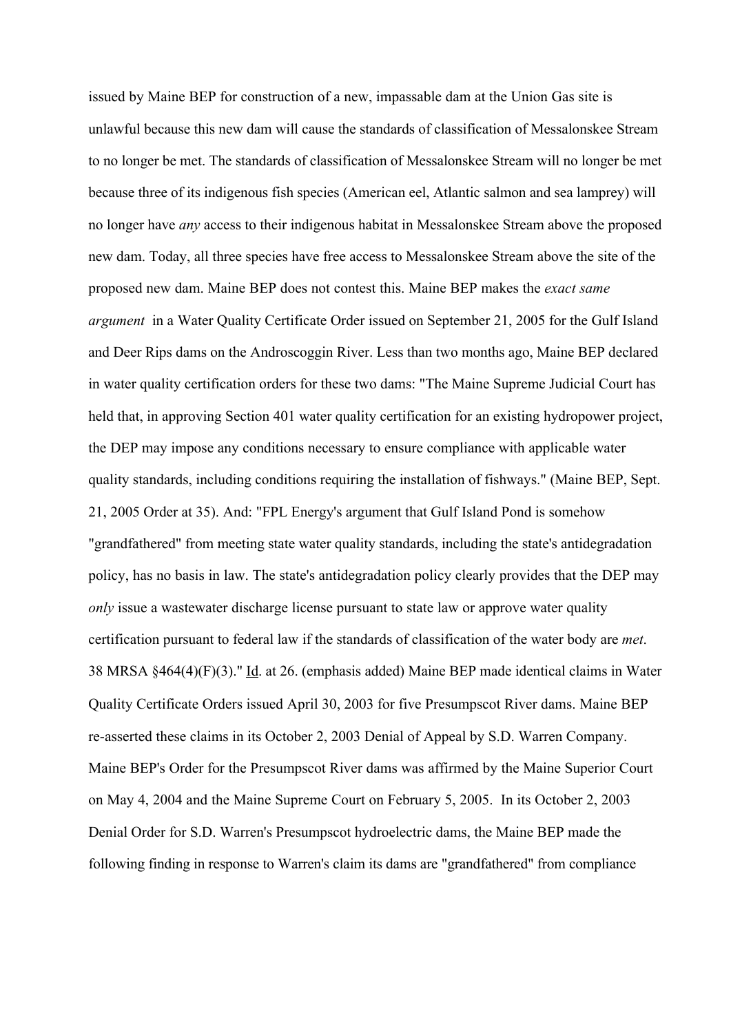issued by Maine BEP for construction of a new, impassable dam at the Union Gas site is unlawful because this new dam will cause the standards of classification of Messalonskee Stream to no longer be met. The standards of classification of Messalonskee Stream will no longer be met because three of its indigenous fish species (American eel, Atlantic salmon and sea lamprey) will no longer have *any* access to their indigenous habitat in Messalonskee Stream above the proposed new dam. Today, all three species have free access to Messalonskee Stream above the site of the proposed new dam. Maine BEP does not contest this. Maine BEP makes the *exact same argument* in a Water Quality Certificate Order issued on September 21, 2005 for the Gulf Island and Deer Rips dams on the Androscoggin River. Less than two months ago, Maine BEP declared in water quality certification orders for these two dams: "The Maine Supreme Judicial Court has held that, in approving Section 401 water quality certification for an existing hydropower project, the DEP may impose any conditions necessary to ensure compliance with applicable water quality standards, including conditions requiring the installation of fishways." (Maine BEP, Sept. 21, 2005 Order at 35). And: "FPL Energy's argument that Gulf Island Pond is somehow "grandfathered" from meeting state water quality standards, including the state's antidegradation policy, has no basis in law. The state's antidegradation policy clearly provides that the DEP may *only* issue a wastewater discharge license pursuant to state law or approve water quality certification pursuant to federal law if the standards of classification of the water body are *met*. 38 MRSA §464(4)(F)(3)." Id. at 26. (emphasis added) Maine BEP made identical claims in Water Quality Certificate Orders issued April 30, 2003 for five Presumpscot River dams. Maine BEP re-asserted these claims in its October 2, 2003 Denial of Appeal by S.D. Warren Company. Maine BEP's Order for the Presumpscot River dams was affirmed by the Maine Superior Court on May 4, 2004 and the Maine Supreme Court on February 5, 2005. In its October 2, 2003 Denial Order for S.D. Warren's Presumpscot hydroelectric dams, the Maine BEP made the following finding in response to Warren's claim its dams are "grandfathered" from compliance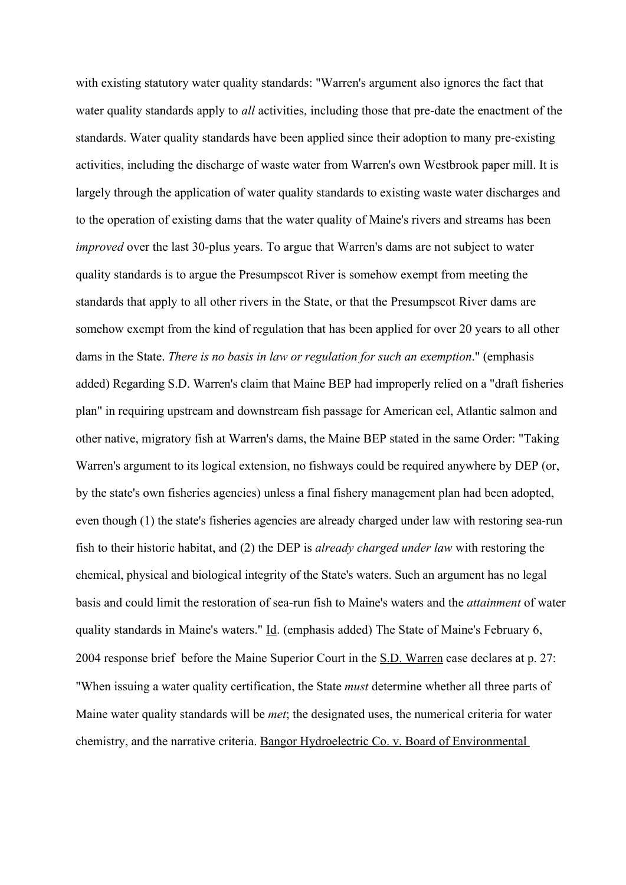with existing statutory water quality standards: "Warren's argument also ignores the fact that water quality standards apply to *all* activities, including those that pre-date the enactment of the standards. Water quality standards have been applied since their adoption to many pre-existing activities, including the discharge of waste water from Warren's own Westbrook paper mill. It is largely through the application of water quality standards to existing waste water discharges and to the operation of existing dams that the water quality of Maine's rivers and streams has been *improved* over the last 30-plus years. To argue that Warren's dams are not subject to water quality standards is to argue the Presumpscot River is somehow exempt from meeting the standards that apply to all other rivers in the State, or that the Presumpscot River dams are somehow exempt from the kind of regulation that has been applied for over 20 years to all other dams in the State. *There is no basis in law or regulation for such an exemption*." (emphasis added) Regarding S.D. Warren's claim that Maine BEP had improperly relied on a "draft fisheries plan" in requiring upstream and downstream fish passage for American eel, Atlantic salmon and other native, migratory fish at Warren's dams, the Maine BEP stated in the same Order: "Taking Warren's argument to its logical extension, no fishways could be required anywhere by DEP (or, by the state's own fisheries agencies) unless a final fishery management plan had been adopted, even though (1) the state's fisheries agencies are already charged under law with restoring sea-run fish to their historic habitat, and (2) the DEP is *already charged under law* with restoring the chemical, physical and biological integrity of the State's waters. Such an argument has no legal basis and could limit the restoration of sea-run fish to Maine's waters and the *attainment* of water quality standards in Maine's waters." Id. (emphasis added) The State of Maine's February 6, 2004 response brief before the Maine Superior Court in the S.D. Warren case declares at p. 27: "When issuing a water quality certification, the State *must* determine whether all three parts of Maine water quality standards will be *met*; the designated uses, the numerical criteria for water chemistry, and the narrative criteria. Bangor Hydroelectric Co. v. Board of Environmental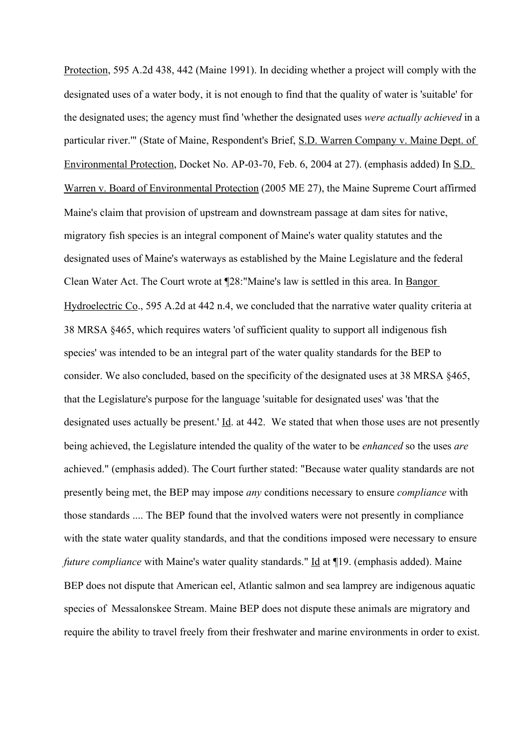Protection, 595 A.2d 438, 442 (Maine 1991). In deciding whether a project will comply with the designated uses of a water body, it is not enough to find that the quality of water is 'suitable' for the designated uses; the agency must find 'whether the designated uses *were actually achieved* in a particular river.'" (State of Maine, Respondent's Brief, S.D. Warren Company v. Maine Dept. of Environmental Protection, Docket No. AP-03-70, Feb. 6, 2004 at 27). (emphasis added) In S.D. Warren v. Board of Environmental Protection (2005 ME 27), the Maine Supreme Court affirmed Maine's claim that provision of upstream and downstream passage at dam sites for native, migratory fish species is an integral component of Maine's water quality statutes and the designated uses of Maine's waterways as established by the Maine Legislature and the federal Clean Water Act. The Court wrote at ¶28:"Maine's law is settled in this area. In Bangor Hydroelectric Co., 595 A.2d at 442 n.4, we concluded that the narrative water quality criteria at 38 MRSA §465, which requires waters 'of sufficient quality to support all indigenous fish species' was intended to be an integral part of the water quality standards for the BEP to consider. We also concluded, based on the specificity of the designated uses at 38 MRSA §465, that the Legislature's purpose for the language 'suitable for designated uses' was 'that the designated uses actually be present.' Id. at 442. We stated that when those uses are not presently being achieved, the Legislature intended the quality of the water to be *enhanced* so the uses *are* achieved." (emphasis added). The Court further stated: "Because water quality standards are not presently being met, the BEP may impose *any* conditions necessary to ensure *compliance* with those standards .... The BEP found that the involved waters were not presently in compliance with the state water quality standards, and that the conditions imposed were necessary to ensure *future compliance* with Maine's water quality standards." Id at ¶19. (emphasis added). Maine BEP does not dispute that American eel, Atlantic salmon and sea lamprey are indigenous aquatic species of Messalonskee Stream. Maine BEP does not dispute these animals are migratory and require the ability to travel freely from their freshwater and marine environments in order to exist.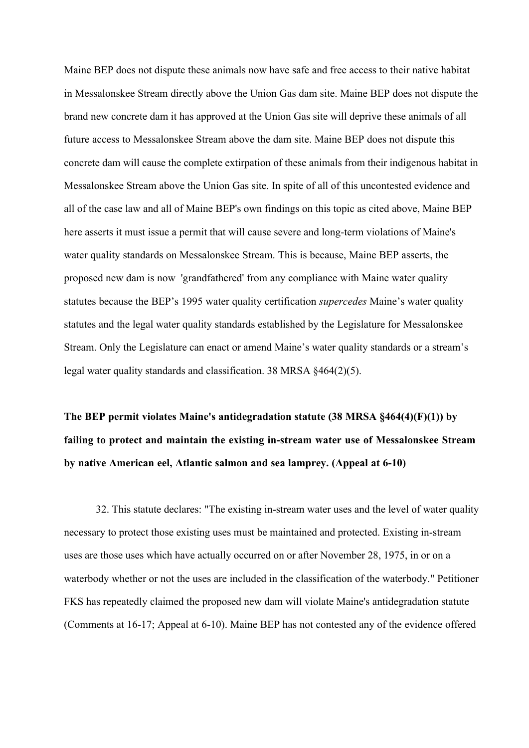Maine BEP does not dispute these animals now have safe and free access to their native habitat in Messalonskee Stream directly above the Union Gas dam site. Maine BEP does not dispute the brand new concrete dam it has approved at the Union Gas site will deprive these animals of all future access to Messalonskee Stream above the dam site. Maine BEP does not dispute this concrete dam will cause the complete extirpation of these animals from their indigenous habitat in Messalonskee Stream above the Union Gas site. In spite of all of this uncontested evidence and all of the case law and all of Maine BEP's own findings on this topic as cited above, Maine BEP here asserts it must issue a permit that will cause severe and long-term violations of Maine's water quality standards on Messalonskee Stream. This is because, Maine BEP asserts, the proposed new dam is now 'grandfathered' from any compliance with Maine water quality statutes because the BEP's 1995 water quality certification *supercedes* Maine's water quality statutes and the legal water quality standards established by the Legislature for Messalonskee Stream. Only the Legislature can enact or amend Maine's water quality standards or a stream's legal water quality standards and classification. 38 MRSA §464(2)(5).

**The BEP permit violates Maine's antidegradation statute (38 MRSA §464(4)(F)(1)) by failing to protect and maintain the existing in-stream water use of Messalonskee Stream by native American eel, Atlantic salmon and sea lamprey. (Appeal at 6-10)**

32. This statute declares: "The existing in-stream water uses and the level of water quality necessary to protect those existing uses must be maintained and protected. Existing in-stream uses are those uses which have actually occurred on or after November 28, 1975, in or on a waterbody whether or not the uses are included in the classification of the waterbody." Petitioner FKS has repeatedly claimed the proposed new dam will violate Maine's antidegradation statute (Comments at 16-17; Appeal at 6-10). Maine BEP has not contested any of the evidence offered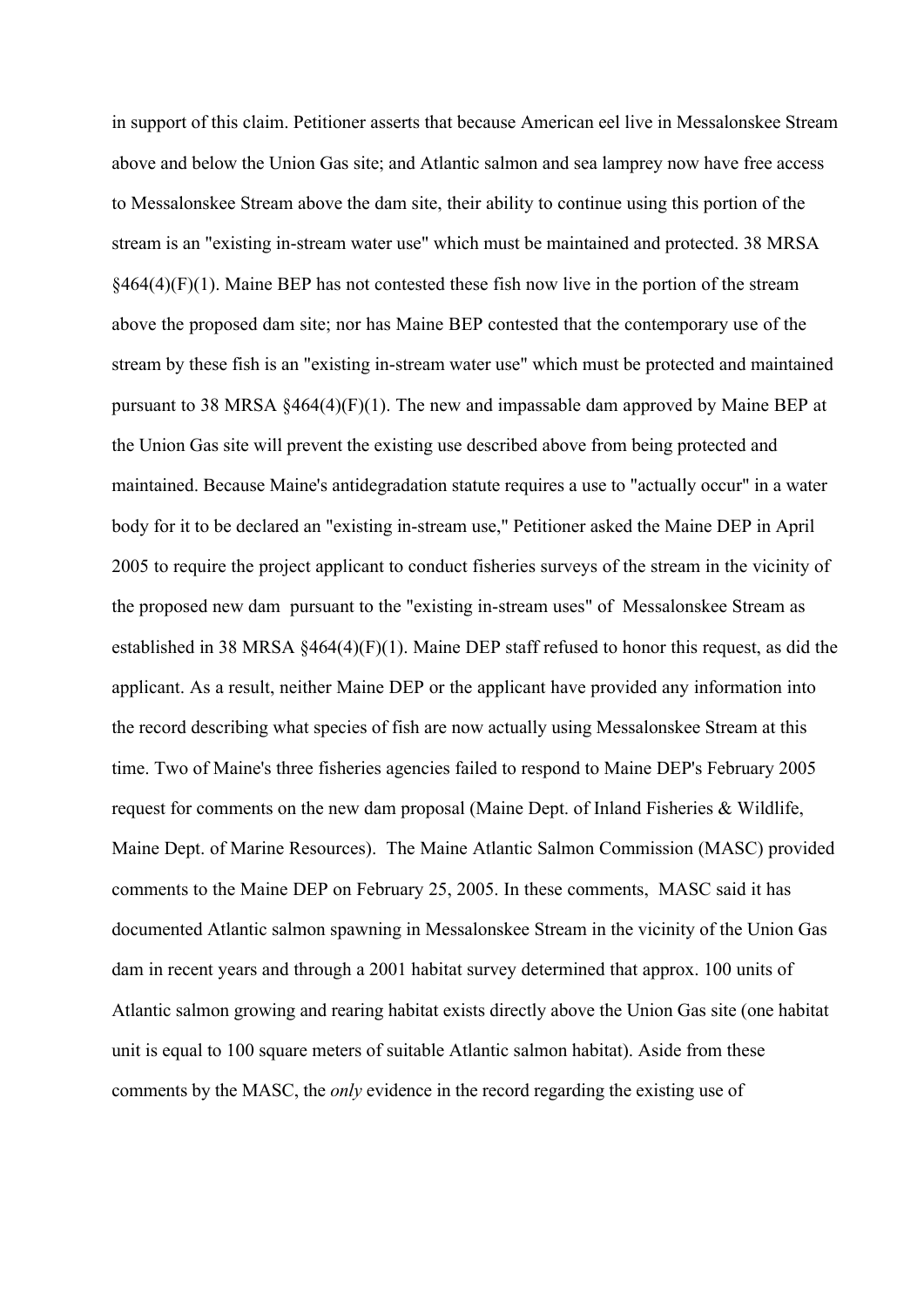in support of this claim. Petitioner asserts that because American eel live in Messalonskee Stream above and below the Union Gas site; and Atlantic salmon and sea lamprey now have free access to Messalonskee Stream above the dam site, their ability to continue using this portion of the stream is an "existing in-stream water use" which must be maintained and protected. 38 MRSA §464(4)(F)(1). Maine BEP has not contested these fish now live in the portion of the stream above the proposed dam site; nor has Maine BEP contested that the contemporary use of the stream by these fish is an "existing in-stream water use" which must be protected and maintained pursuant to 38 MRSA §464(4)(F)(1). The new and impassable dam approved by Maine BEP at the Union Gas site will prevent the existing use described above from being protected and maintained. Because Maine's antidegradation statute requires a use to "actually occur" in a water body for it to be declared an "existing in-stream use," Petitioner asked the Maine DEP in April 2005 to require the project applicant to conduct fisheries surveys of the stream in the vicinity of the proposed new dam pursuant to the "existing in-stream uses" of Messalonskee Stream as established in 38 MRSA §464(4)(F)(1). Maine DEP staff refused to honor this request, as did the applicant. As a result, neither Maine DEP or the applicant have provided any information into the record describing what species of fish are now actually using Messalonskee Stream at this time. Two of Maine's three fisheries agencies failed to respond to Maine DEP's February 2005 request for comments on the new dam proposal (Maine Dept. of Inland Fisheries & Wildlife, Maine Dept. of Marine Resources). The Maine Atlantic Salmon Commission (MASC) provided comments to the Maine DEP on February 25, 2005. In these comments, MASC said it has documented Atlantic salmon spawning in Messalonskee Stream in the vicinity of the Union Gas dam in recent years and through a 2001 habitat survey determined that approx. 100 units of Atlantic salmon growing and rearing habitat exists directly above the Union Gas site (one habitat unit is equal to 100 square meters of suitable Atlantic salmon habitat). Aside from these comments by the MASC, the *only* evidence in the record regarding the existing use of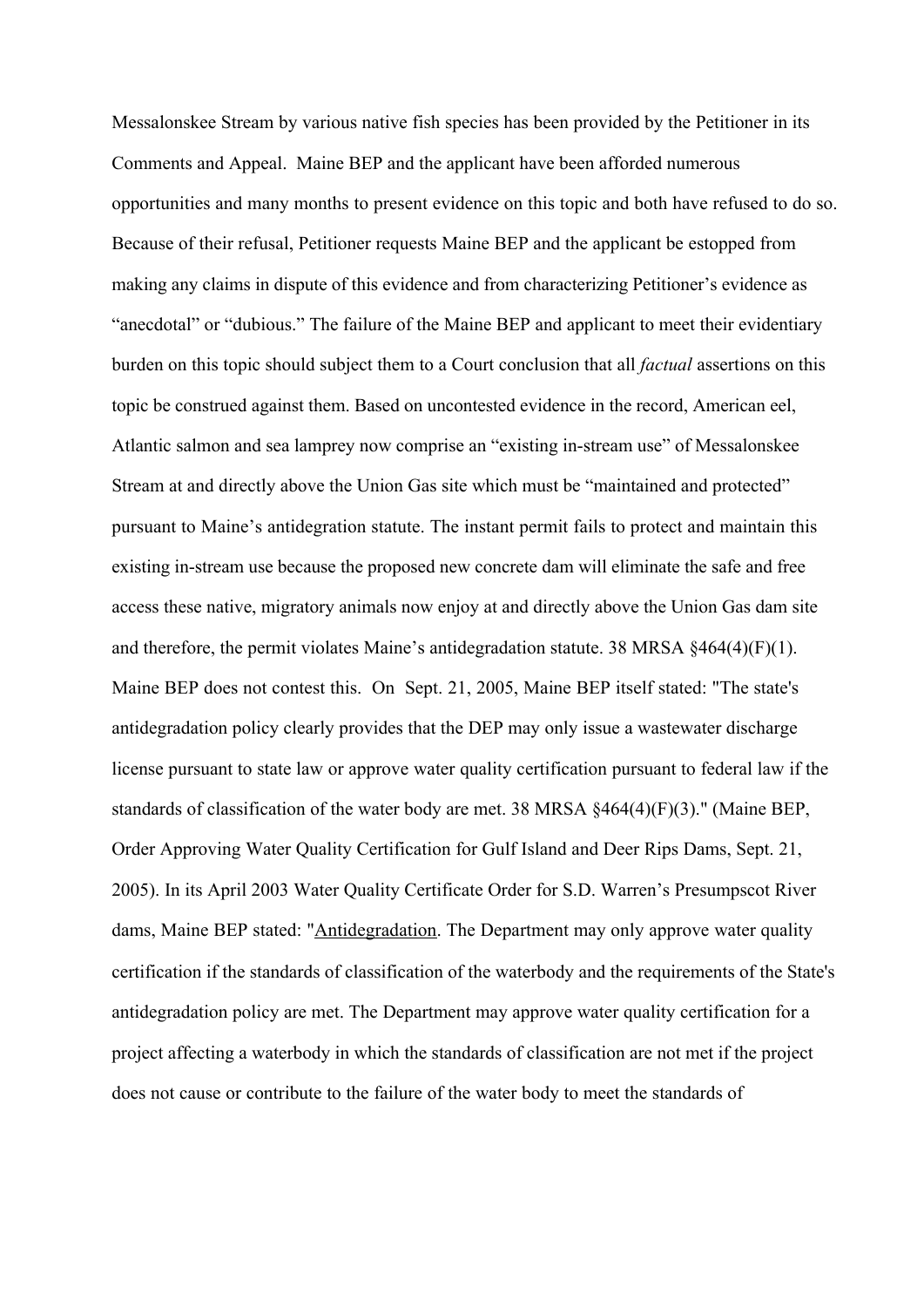Messalonskee Stream by various native fish species has been provided by the Petitioner in its Comments and Appeal. Maine BEP and the applicant have been afforded numerous opportunities and many months to present evidence on this topic and both have refused to do so. Because of their refusal, Petitioner requests Maine BEP and the applicant be estopped from making any claims in dispute of this evidence and from characterizing Petitioner's evidence as "anecdotal" or "dubious." The failure of the Maine BEP and applicant to meet their evidentiary burden on this topic should subject them to a Court conclusion that all *factual* assertions on this topic be construed against them. Based on uncontested evidence in the record, American eel, Atlantic salmon and sea lamprey now comprise an "existing in-stream use" of Messalonskee Stream at and directly above the Union Gas site which must be "maintained and protected" pursuant to Maine's antidegration statute. The instant permit fails to protect and maintain this existing in-stream use because the proposed new concrete dam will eliminate the safe and free access these native, migratory animals now enjoy at and directly above the Union Gas dam site and therefore, the permit violates Maine's antidegradation statute. 38 MRSA §464(4)(F)(1). Maine BEP does not contest this. On Sept. 21, 2005, Maine BEP itself stated: "The state's antidegradation policy clearly provides that the DEP may only issue a wastewater discharge license pursuant to state law or approve water quality certification pursuant to federal law if the standards of classification of the water body are met. 38 MRSA §464(4)(F)(3)." (Maine BEP, Order Approving Water Quality Certification for Gulf Island and Deer Rips Dams, Sept. 21, 2005). In its April 2003 Water Quality Certificate Order for S.D. Warren's Presumpscot River dams, Maine BEP stated: "Antidegradation. The Department may only approve water quality certification if the standards of classification of the waterbody and the requirements of the State's antidegradation policy are met. The Department may approve water quality certification for a project affecting a waterbody in which the standards of classification are not met if the project does not cause or contribute to the failure of the water body to meet the standards of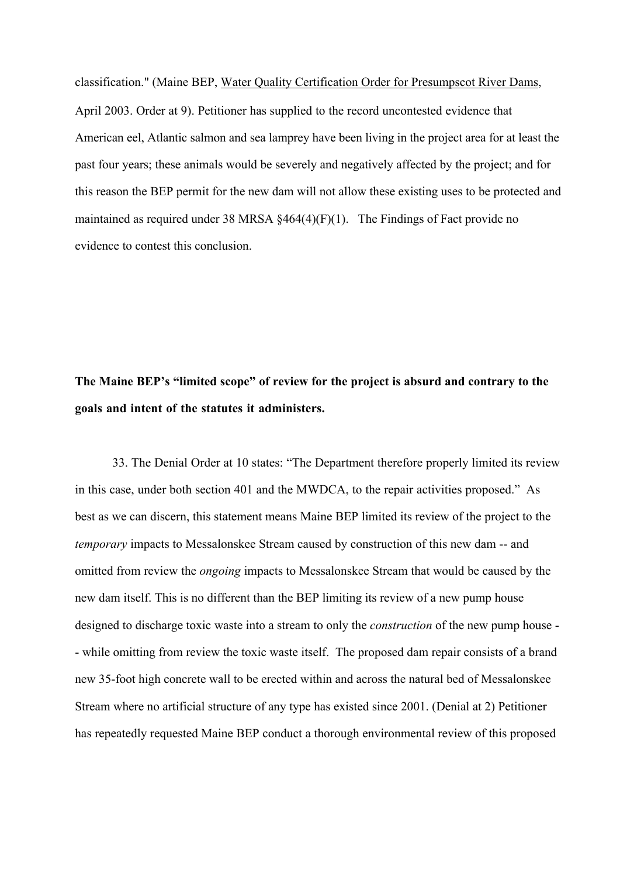classification." (Maine BEP, Water Quality Certification Order for Presumpscot River Dams, April 2003. Order at 9). Petitioner has supplied to the record uncontested evidence that American eel, Atlantic salmon and sea lamprey have been living in the project area for at least the past four years; these animals would be severely and negatively affected by the project; and for this reason the BEP permit for the new dam will not allow these existing uses to be protected and maintained as required under 38 MRSA §464(4)(F)(1). The Findings of Fact provide no evidence to contest this conclusion.

**The Maine BEP's "limited scope" of review for the project is absurd and contrary to the goals and intent of the statutes it administers.**

33. The Denial Order at 10 states: "The Department therefore properly limited its review in this case, under both section 401 and the MWDCA, to the repair activities proposed." As best as we can discern, this statement means Maine BEP limited its review of the project to the *temporary* impacts to Messalonskee Stream caused by construction of this new dam -- and omitted from review the *ongoing* impacts to Messalonskee Stream that would be caused by the new dam itself. This is no different than the BEP limiting its review of a new pump house designed to discharge toxic waste into a stream to only the *construction* of the new pump house -- while omitting from review the toxic waste itself. The proposed dam repair consists of a brand new 35-foot high concrete wall to be erected within and across the natural bed of Messalonskee Stream where no artificial structure of any type has existed since 2001. (Denial at 2) Petitioner has repeatedly requested Maine BEP conduct a thorough environmental review of this proposed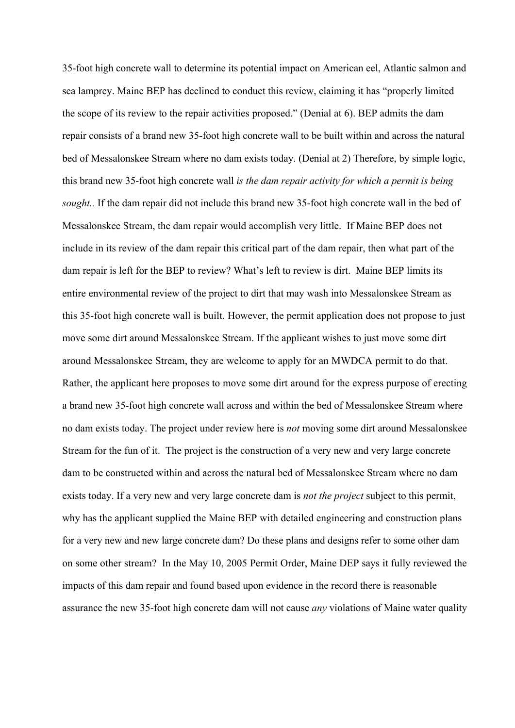35-foot high concrete wall to determine its potential impact on American eel, Atlantic salmon and sea lamprey. Maine BEP has declined to conduct this review, claiming it has "properly limited the scope of its review to the repair activities proposed." (Denial at 6). BEP admits the dam repair consists of a brand new 35-foot high concrete wall to be built within and across the natural bed of Messalonskee Stream where no dam exists today. (Denial at 2) Therefore, by simple logic, this brand new 35-foot high concrete wall *is the dam repair activity for which a permit is being sought..* If the dam repair did not include this brand new 35-foot high concrete wall in the bed of Messalonskee Stream, the dam repair would accomplish very little. If Maine BEP does not include in its review of the dam repair this critical part of the dam repair, then what part of the dam repair is left for the BEP to review? What's left to review is dirt. Maine BEP limits its entire environmental review of the project to dirt that may wash into Messalonskee Stream as this 35-foot high concrete wall is built. However, the permit application does not propose to just move some dirt around Messalonskee Stream. If the applicant wishes to just move some dirt around Messalonskee Stream, they are welcome to apply for an MWDCA permit to do that. Rather, the applicant here proposes to move some dirt around for the express purpose of erecting a brand new 35-foot high concrete wall across and within the bed of Messalonskee Stream where no dam exists today. The project under review here is *not* moving some dirt around Messalonskee Stream for the fun of it. The project is the construction of a very new and very large concrete dam to be constructed within and across the natural bed of Messalonskee Stream where no dam exists today. If a very new and very large concrete dam is *not the project* subject to this permit, why has the applicant supplied the Maine BEP with detailed engineering and construction plans for a very new and new large concrete dam? Do these plans and designs refer to some other dam on some other stream? In the May 10, 2005 Permit Order, Maine DEP says it fully reviewed the impacts of this dam repair and found based upon evidence in the record there is reasonable assurance the new 35-foot high concrete dam will not cause *any* violations of Maine water quality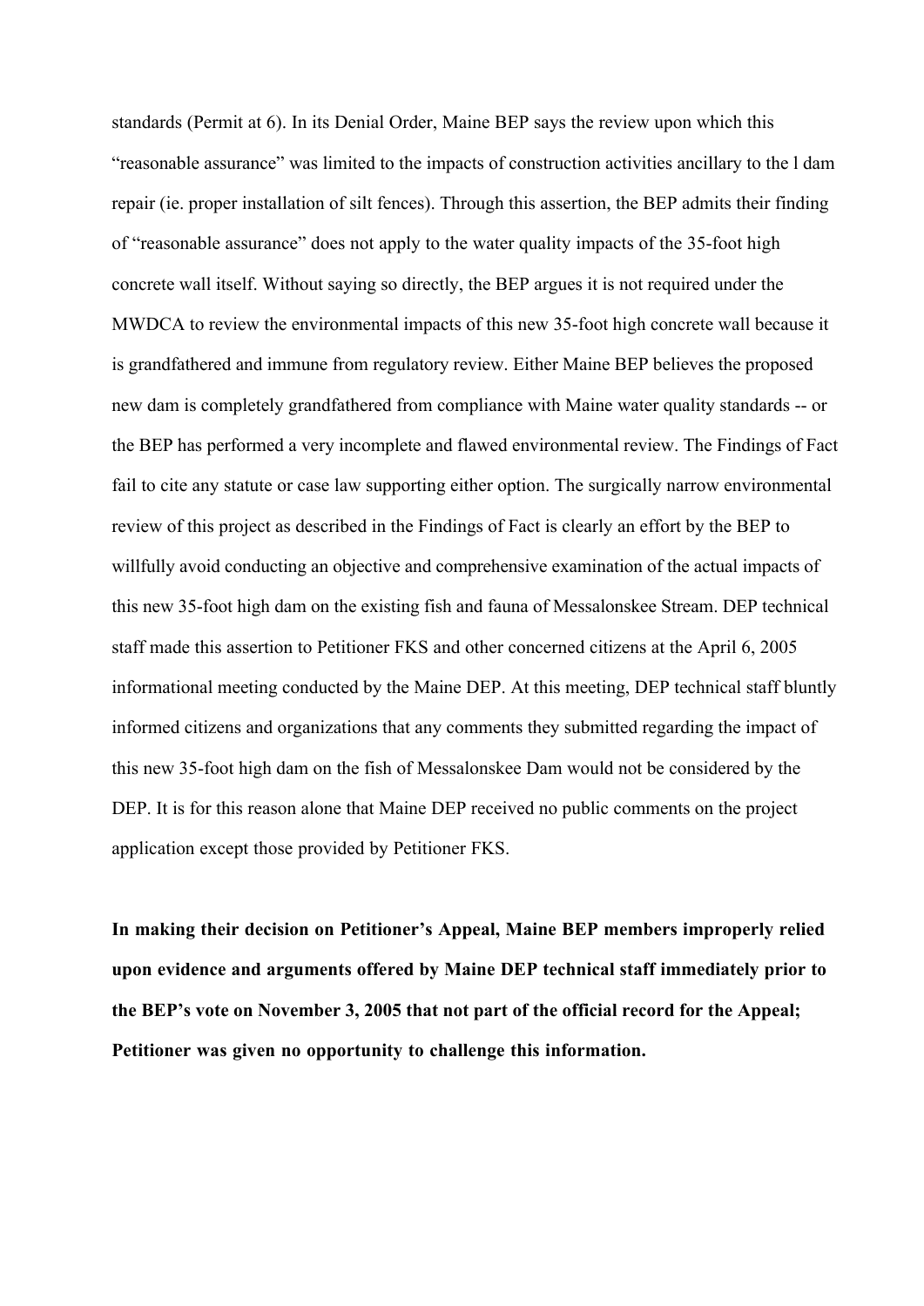standards (Permit at 6). In its Denial Order, Maine BEP says the review upon which this "reasonable assurance" was limited to the impacts of construction activities ancillary to the l dam repair (ie. proper installation of silt fences). Through this assertion, the BEP admits their finding of "reasonable assurance" does not apply to the water quality impacts of the 35-foot high concrete wall itself. Without saying so directly, the BEP argues it is not required under the MWDCA to review the environmental impacts of this new 35-foot high concrete wall because it is grandfathered and immune from regulatory review. Either Maine BEP believes the proposed new dam is completely grandfathered from compliance with Maine water quality standards -- or the BEP has performed a very incomplete and flawed environmental review. The Findings of Fact fail to cite any statute or case law supporting either option. The surgically narrow environmental review of this project as described in the Findings of Fact is clearly an effort by the BEP to willfully avoid conducting an objective and comprehensive examination of the actual impacts of this new 35-foot high dam on the existing fish and fauna of Messalonskee Stream. DEP technical staff made this assertion to Petitioner FKS and other concerned citizens at the April 6, 2005 informational meeting conducted by the Maine DEP. At this meeting, DEP technical staff bluntly informed citizens and organizations that any comments they submitted regarding the impact of this new 35-foot high dam on the fish of Messalonskee Dam would not be considered by the DEP. It is for this reason alone that Maine DEP received no public comments on the project application except those provided by Petitioner FKS.

**In making their decision on Petitioner's Appeal, Maine BEP members improperly relied upon evidence and arguments offered by Maine DEP technical staff immediately prior to the BEP's vote on November 3, 2005 that not part of the official record for the Appeal; Petitioner was given no opportunity to challenge this information.**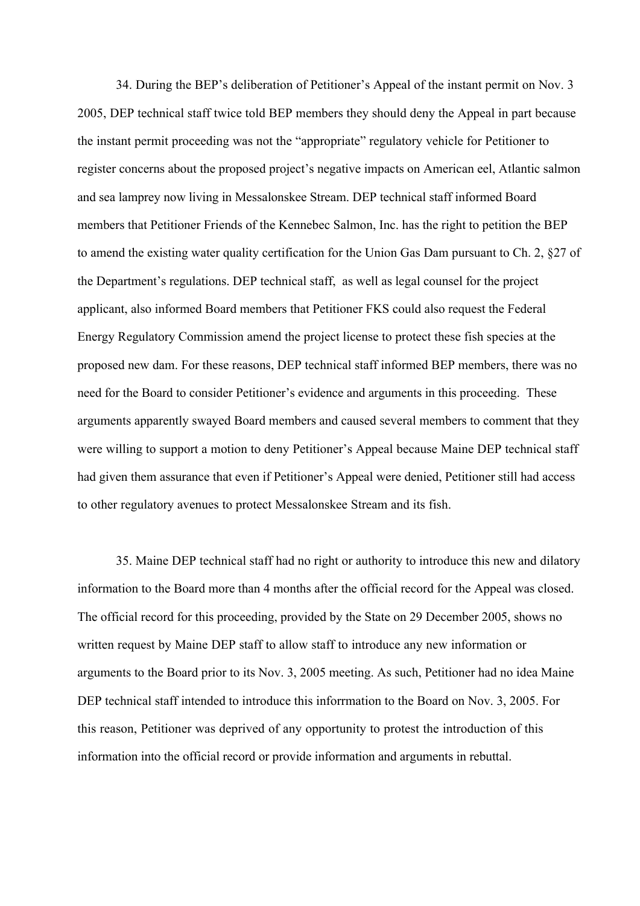34. During the BEP's deliberation of Petitioner's Appeal of the instant permit on Nov. 3 2005, DEP technical staff twice told BEP members they should deny the Appeal in part because the instant permit proceeding was not the "appropriate" regulatory vehicle for Petitioner to register concerns about the proposed project's negative impacts on American eel, Atlantic salmon and sea lamprey now living in Messalonskee Stream. DEP technical staff informed Board members that Petitioner Friends of the Kennebec Salmon, Inc. has the right to petition the BEP to amend the existing water quality certification for the Union Gas Dam pursuant to Ch. 2, §27 of the Department's regulations. DEP technical staff, as well as legal counsel for the project applicant, also informed Board members that Petitioner FKS could also request the Federal Energy Regulatory Commission amend the project license to protect these fish species at the proposed new dam. For these reasons, DEP technical staff informed BEP members, there was no need for the Board to consider Petitioner's evidence and arguments in this proceeding. These arguments apparently swayed Board members and caused several members to comment that they were willing to support a motion to deny Petitioner's Appeal because Maine DEP technical staff had given them assurance that even if Petitioner's Appeal were denied, Petitioner still had access to other regulatory avenues to protect Messalonskee Stream and its fish.

35. Maine DEP technical staff had no right or authority to introduce this new and dilatory information to the Board more than 4 months after the official record for the Appeal was closed. The official record for this proceeding, provided by the State on 29 December 2005, shows no written request by Maine DEP staff to allow staff to introduce any new information or arguments to the Board prior to its Nov. 3, 2005 meeting. As such, Petitioner had no idea Maine DEP technical staff intended to introduce this inforrmation to the Board on Nov. 3, 2005. For this reason, Petitioner was deprived of any opportunity to protest the introduction of this information into the official record or provide information and arguments in rebuttal.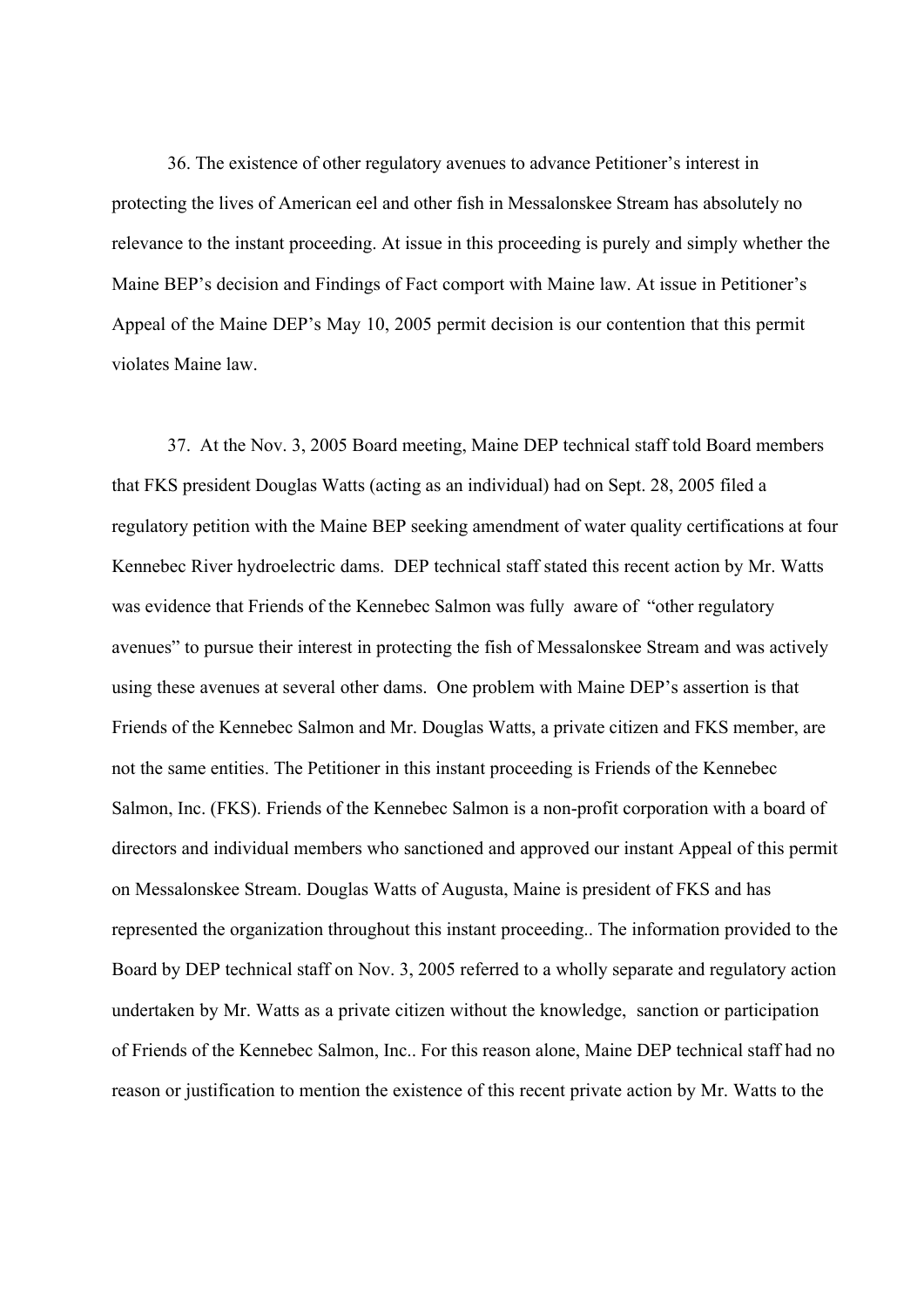36. The existence of other regulatory avenues to advance Petitioner's interest in protecting the lives of American eel and other fish in Messalonskee Stream has absolutely no relevance to the instant proceeding. At issue in this proceeding is purely and simply whether the Maine BEP's decision and Findings of Fact comport with Maine law. At issue in Petitioner's Appeal of the Maine DEP's May 10, 2005 permit decision is our contention that this permit violates Maine law.

37. At the Nov. 3, 2005 Board meeting, Maine DEP technical staff told Board members that FKS president Douglas Watts (acting as an individual) had on Sept. 28, 2005 filed a regulatory petition with the Maine BEP seeking amendment of water quality certifications at four Kennebec River hydroelectric dams. DEP technical staff stated this recent action by Mr. Watts was evidence that Friends of the Kennebec Salmon was fully aware of "other regulatory avenues" to pursue their interest in protecting the fish of Messalonskee Stream and was actively using these avenues at several other dams. One problem with Maine DEP's assertion is that Friends of the Kennebec Salmon and Mr. Douglas Watts, a private citizen and FKS member, are not the same entities. The Petitioner in this instant proceeding is Friends of the Kennebec Salmon, Inc. (FKS). Friends of the Kennebec Salmon is a non-profit corporation with a board of directors and individual members who sanctioned and approved our instant Appeal of this permit on Messalonskee Stream. Douglas Watts of Augusta, Maine is president of FKS and has represented the organization throughout this instant proceeding.. The information provided to the Board by DEP technical staff on Nov. 3, 2005 referred to a wholly separate and regulatory action undertaken by Mr. Watts as a private citizen without the knowledge, sanction or participation of Friends of the Kennebec Salmon, Inc.. For this reason alone, Maine DEP technical staff had no reason or justification to mention the existence of this recent private action by Mr. Watts to the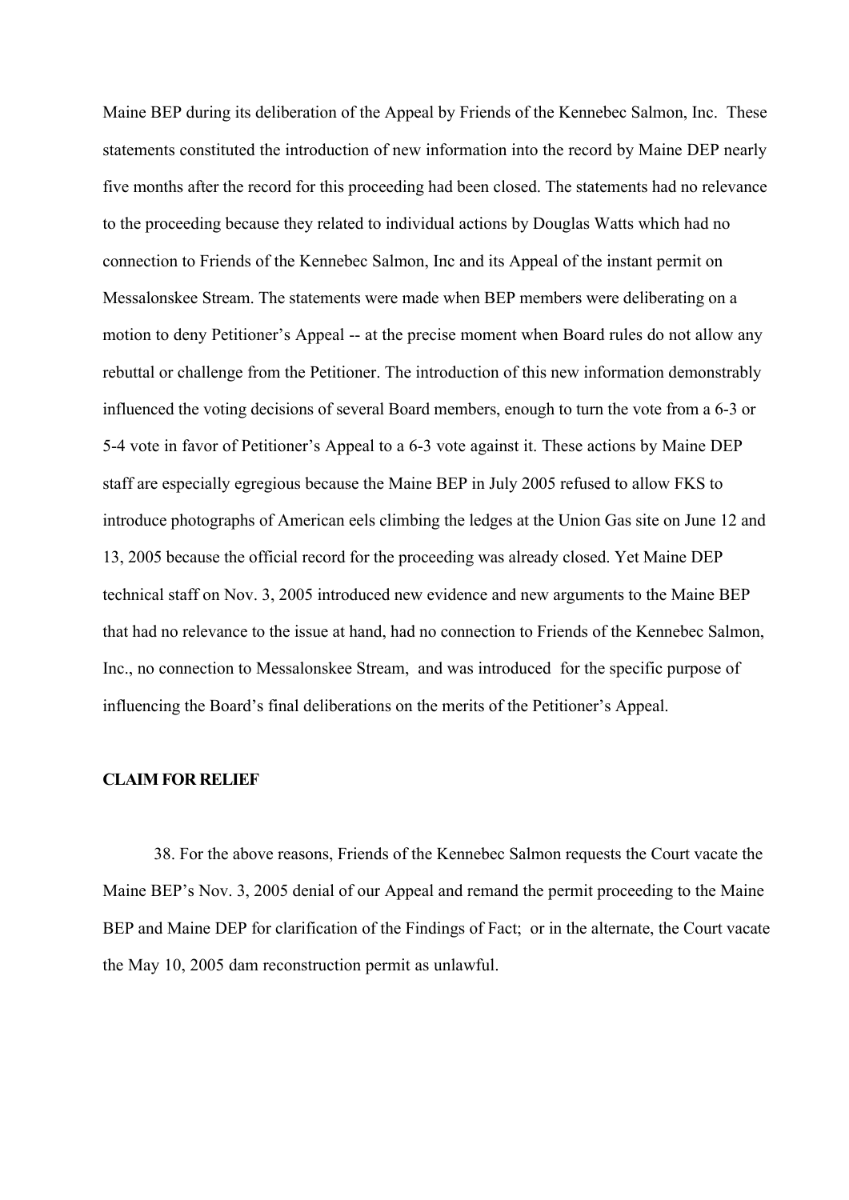Maine BEP during its deliberation of the Appeal by Friends of the Kennebec Salmon, Inc. These statements constituted the introduction of new information into the record by Maine DEP nearly five months after the record for this proceeding had been closed. The statements had no relevance to the proceeding because they related to individual actions by Douglas Watts which had no connection to Friends of the Kennebec Salmon, Inc and its Appeal of the instant permit on Messalonskee Stream. The statements were made when BEP members were deliberating on a motion to deny Petitioner's Appeal -- at the precise moment when Board rules do not allow any rebuttal or challenge from the Petitioner. The introduction of this new information demonstrably influenced the voting decisions of several Board members, enough to turn the vote from a 6-3 or 5-4 vote in favor of Petitioner's Appeal to a 6-3 vote against it. These actions by Maine DEP staff are especially egregious because the Maine BEP in July 2005 refused to allow FKS to introduce photographs of American eels climbing the ledges at the Union Gas site on June 12 and 13, 2005 because the official record for the proceeding was already closed. Yet Maine DEP technical staff on Nov. 3, 2005 introduced new evidence and new arguments to the Maine BEP that had no relevance to the issue at hand, had no connection to Friends of the Kennebec Salmon, Inc., no connection to Messalonskee Stream, and was introduced for the specific purpose of influencing the Board's final deliberations on the merits of the Petitioner's Appeal.

**CLAIM FOR RELIEF**

38. For the above reasons, Friends of the Kennebec Salmon requests the Court vacate the Maine BEP's Nov. 3, 2005 denial of our Appeal and remand the permit proceeding to the Maine BEP and Maine DEP for clarification of the Findings of Fact; or in the alternate, the Court vacate the May 10, 2005 dam reconstruction permit as unlawful.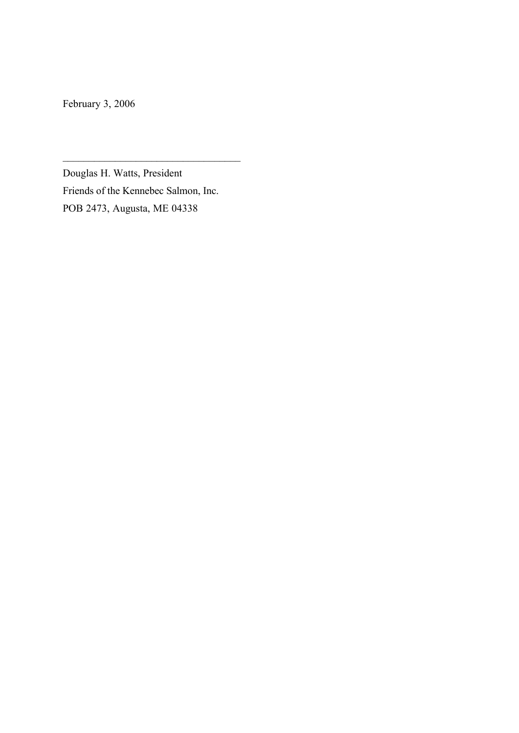February 3, 2006

\_\_\_\_\_\_\_\_\_\_\_\_\_\_\_\_\_\_\_\_\_\_\_\_\_\_\_\_\_\_\_\_\_\_

Douglas H. Watts, President
Friends of the Kennebec Salmon, Inc.
POB 2473, Augusta, ME 04338